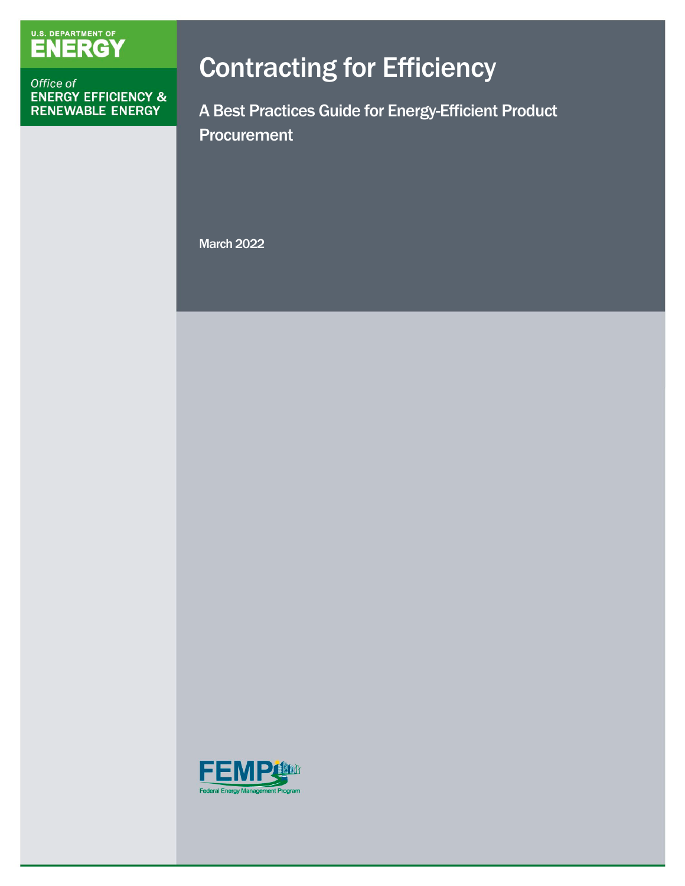U.S. DEPARTMENT OF
**ENERGY**

Office of
ENERGY EFFICIENCY & RENEWABLE ENERGY

# Contracting for Efficiency

## A Best Practices Guide for Energy-Efficient Product Procurement

March 2022

FEMP
Federal Energy Management Program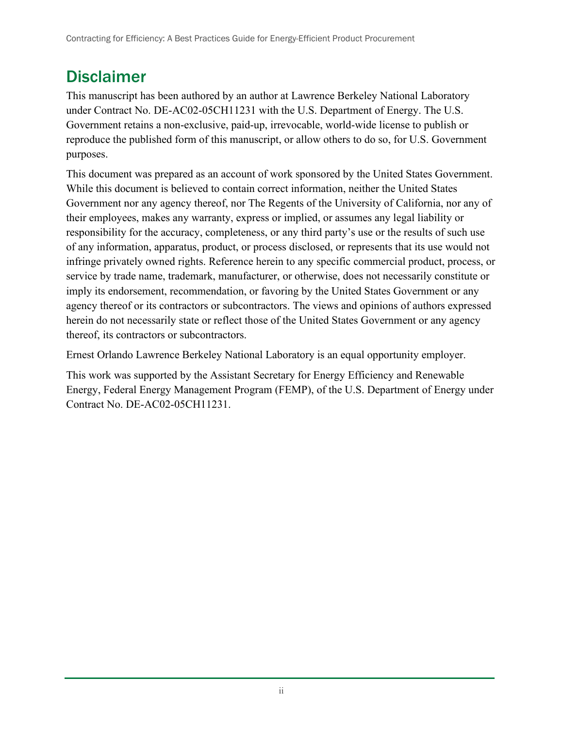# Disclaimer

This manuscript has been authored by an author at Lawrence Berkeley National Laboratory under Contract No. DE-AC02-05CH11231 with the U.S. Department of Energy. The U.S. Government retains a non-exclusive, paid-up, irrevocable, world-wide license to publish or reproduce the published form of this manuscript, or allow others to do so, for U.S. Government purposes.

This document was prepared as an account of work sponsored by the United States Government. While this document is believed to contain correct information, neither the United States Government nor any agency thereof, nor The Regents of the University of California, nor any of their employees, makes any warranty, express or implied, or assumes any legal liability or responsibility for the accuracy, completeness, or any third party's use or the results of such use of any information, apparatus, product, or process disclosed, or represents that its use would not infringe privately owned rights. Reference herein to any specific commercial product, process, or service by trade name, trademark, manufacturer, or otherwise, does not necessarily constitute or imply its endorsement, recommendation, or favoring by the United States Government or any agency thereof or its contractors or subcontractors. The views and opinions of authors expressed herein do not necessarily state or reflect those of the United States Government or any agency thereof, its contractors or subcontractors.

Ernest Orlando Lawrence Berkeley National Laboratory is an equal opportunity employer.

This work was supported by the Assistant Secretary for Energy Efficiency and Renewable Energy, Federal Energy Management Program (FEMP), of the U.S. Department of Energy under Contract No. DE-AC02-05CH11231.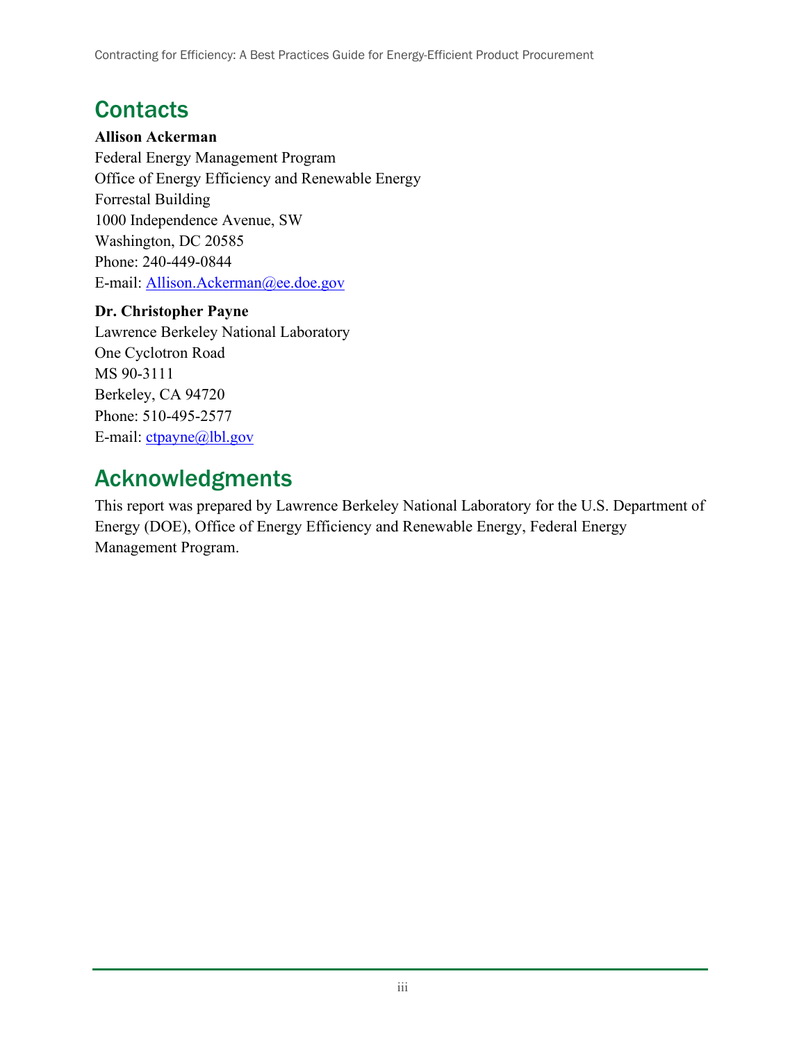## Contacts

**Allison Ackerman**
Federal Energy Management Program
Office of Energy Efficiency and Renewable Energy
Forrestal Building
1000 Independence Avenue, SW
Washington, DC 20585
Phone: 240-449-0844
E-mail: Allison.Ackerman@ee.doe.gov

**Dr. Christopher Payne**
Lawrence Berkeley National Laboratory
One Cyclotron Road
MS 90-3111
Berkeley, CA 94720
Phone: 510-495-2577
E-mail: ctpayne@lbl.gov

## Acknowledgments

This report was prepared by Lawrence Berkeley National Laboratory for the U.S. Department of Energy (DOE), Office of Energy Efficiency and Renewable Energy, Federal Energy Management Program.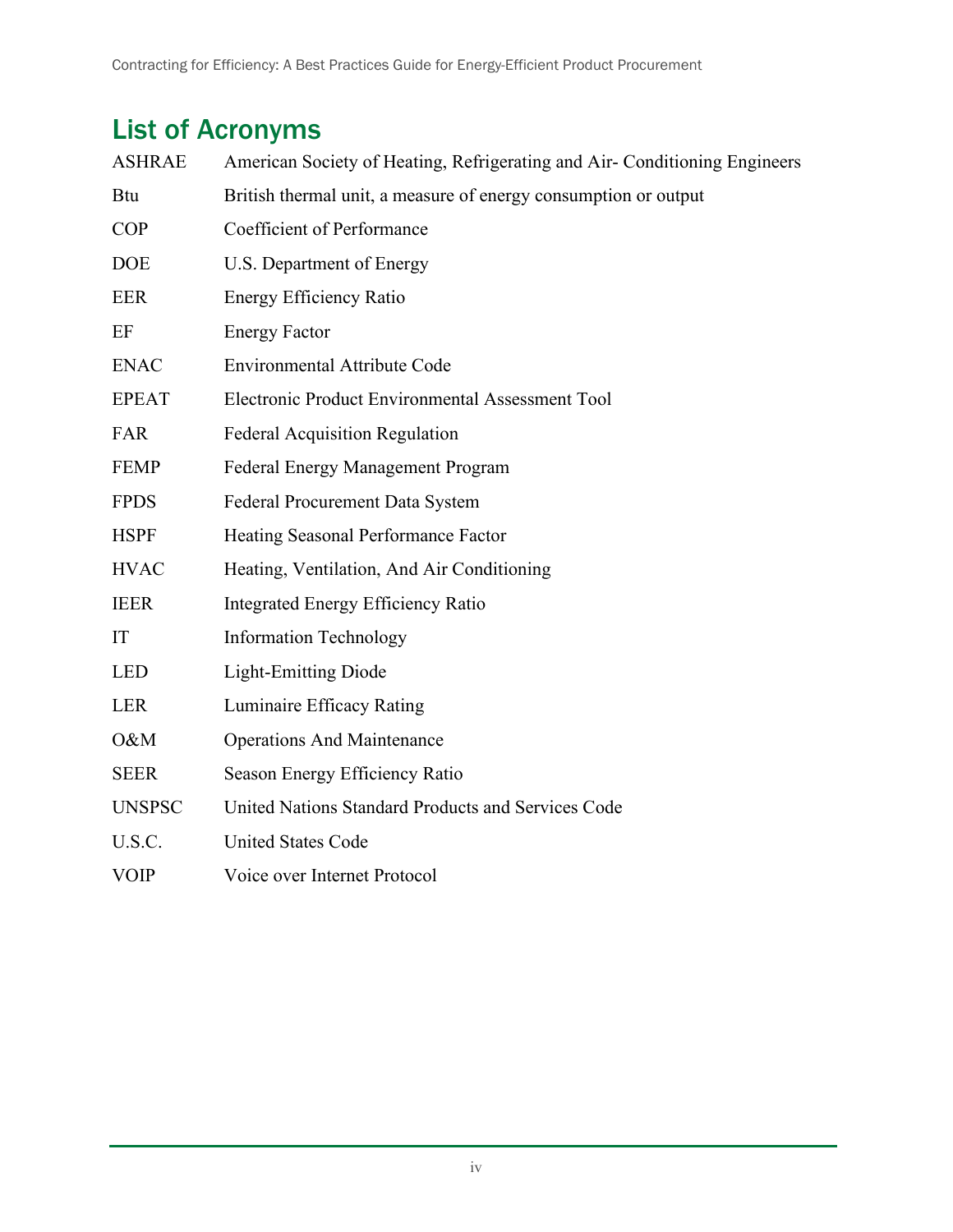## List of Acronyms

| | |
|---|---|
| ASHRAE | American Society of Heating, Refrigerating and Air- Conditioning Engineers |
| Btu | British thermal unit, a measure of energy consumption or output |
| COP | Coefficient of Performance |
| DOE | U.S. Department of Energy |
| EER | Energy Efficiency Ratio |
| EF | Energy Factor |
| ENAC | Environmental Attribute Code |
| EPEAT | Electronic Product Environmental Assessment Tool |
| FAR | Federal Acquisition Regulation |
| FEMP | Federal Energy Management Program |
| FPDS | Federal Procurement Data System |
| HSPF | Heating Seasonal Performance Factor |
| HVAC | Heating, Ventilation, And Air Conditioning |
| IEER | Integrated Energy Efficiency Ratio |
| IT | Information Technology |
| LED | Light-Emitting Diode |
| LER | Luminaire Efficacy Rating |
| O&M | Operations And Maintenance |
| SEER | Season Energy Efficiency Ratio |
| UNSPSC | United Nations Standard Products and Services Code |
| U.S.C. | United States Code |
| VOIP | Voice over Internet Protocol |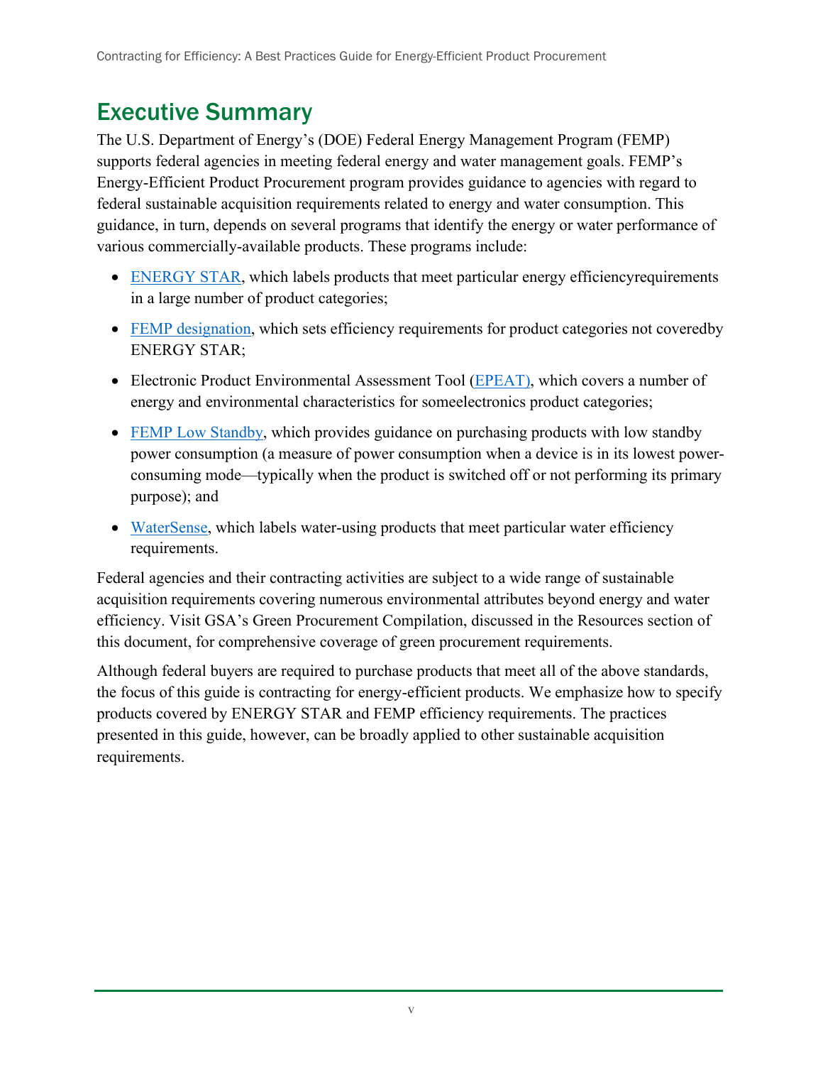# Executive Summary

The U.S. Department of Energy's (DOE) Federal Energy Management Program (FEMP) supports federal agencies in meeting federal energy and water management goals. FEMP's Energy-Efficient Product Procurement program provides guidance to agencies with regard to federal sustainable acquisition requirements related to energy and water consumption. This guidance, in turn, depends on several programs that identify the energy or water performance of various commercially-available products. These programs include:

- ENERGY STAR, which labels products that meet particular energy efficiencyrequirements in a large number of product categories;
- FEMP designation, which sets efficiency requirements for product categories not coveredby ENERGY STAR;
- Electronic Product Environmental Assessment Tool (EPEAT), which covers a number of energy and environmental characteristics for someelectronics product categories;
- FEMP Low Standby, which provides guidance on purchasing products with low standby power consumption (a measure of power consumption when a device is in its lowest power-consuming mode—typically when the product is switched off or not performing its primary purpose); and
- WaterSense, which labels water-using products that meet particular water efficiency requirements.

Federal agencies and their contracting activities are subject to a wide range of sustainable acquisition requirements covering numerous environmental attributes beyond energy and water efficiency. Visit GSA's Green Procurement Compilation, discussed in the Resources section of this document, for comprehensive coverage of green procurement requirements.

Although federal buyers are required to purchase products that meet all of the above standards, the focus of this guide is contracting for energy-efficient products. We emphasize how to specify products covered by ENERGY STAR and FEMP efficiency requirements. The practices presented in this guide, however, can be broadly applied to other sustainable acquisition requirements.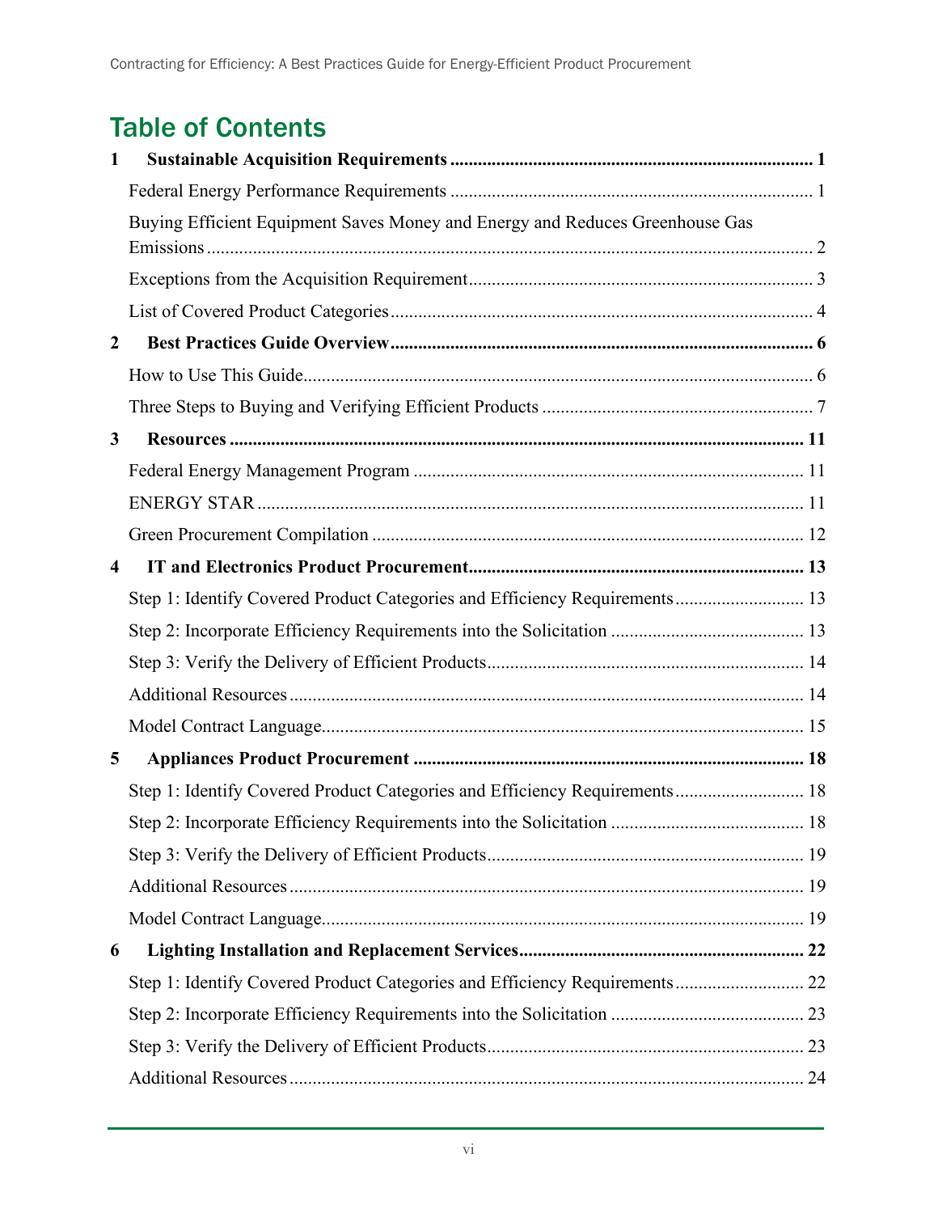# Table of Contents

**1 Sustainable Acquisition Requirements** ..... **1**

- Federal Energy Performance Requirements ..... 1
- Buying Efficient Equipment Saves Money and Energy and Reduces Greenhouse Gas Emissions ..... 2
- Exceptions from the Acquisition Requirement ..... 3
- List of Covered Product Categories ..... 4

**2 Best Practices Guide Overview** ..... **6**

- How to Use This Guide ..... 6
- Three Steps to Buying and Verifying Efficient Products ..... 7

**3 Resources** ..... **11**

- Federal Energy Management Program ..... 11
- ENERGY STAR ..... 11
- Green Procurement Compilation ..... 12

**4 IT and Electronics Product Procurement** ..... **13**

- Step 1: Identify Covered Product Categories and Efficiency Requirements ..... 13
- Step 2: Incorporate Efficiency Requirements into the Solicitation ..... 13
- Step 3: Verify the Delivery of Efficient Products ..... 14
- Additional Resources ..... 14
- Model Contract Language ..... 15

**5 Appliances Product Procurement** ..... **18**

- Step 1: Identify Covered Product Categories and Efficiency Requirements ..... 18
- Step 2: Incorporate Efficiency Requirements into the Solicitation ..... 18
- Step 3: Verify the Delivery of Efficient Products ..... 19
- Additional Resources ..... 19
- Model Contract Language ..... 19

**6 Lighting Installation and Replacement Services** ..... **22**

- Step 1: Identify Covered Product Categories and Efficiency Requirements ..... 22
- Step 2: Incorporate Efficiency Requirements into the Solicitation ..... 23
- Step 3: Verify the Delivery of Efficient Products ..... 23
- Additional Resources ..... 24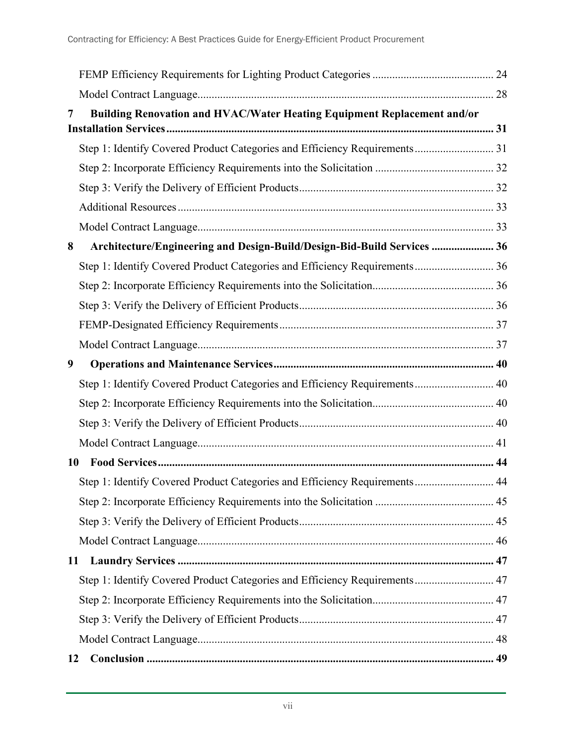FEMP Efficiency Requirements for Lighting Product Categories .......... 24

Model Contract Language .......... 28

**7 Building Renovation and HVAC/Water Heating Equipment Replacement and/or Installation Services .......... 31**

Step 1: Identify Covered Product Categories and Efficiency Requirements .......... 31

Step 2: Incorporate Efficiency Requirements into the Solicitation .......... 32

Step 3: Verify the Delivery of Efficient Products .......... 32

Additional Resources .......... 33

Model Contract Language .......... 33

**8 Architecture/Engineering and Design-Build/Design-Bid-Build Services .......... 36**

Step 1: Identify Covered Product Categories and Efficiency Requirements .......... 36

Step 2: Incorporate Efficiency Requirements into the Solicitation .......... 36

Step 3: Verify the Delivery of Efficient Products .......... 36

FEMP-Designated Efficiency Requirements .......... 37

Model Contract Language .......... 37

**9 Operations and Maintenance Services .......... 40**

Step 1: Identify Covered Product Categories and Efficiency Requirements .......... 40

Step 2: Incorporate Efficiency Requirements into the Solicitation .......... 40

Step 3: Verify the Delivery of Efficient Products .......... 40

Model Contract Language .......... 41

**10 Food Services .......... 44**

Step 1: Identify Covered Product Categories and Efficiency Requirements .......... 44

Step 2: Incorporate Efficiency Requirements into the Solicitation .......... 45

Step 3: Verify the Delivery of Efficient Products .......... 45

Model Contract Language .......... 46

**11 Laundry Services .......... 47**

Step 1: Identify Covered Product Categories and Efficiency Requirements .......... 47

Step 2: Incorporate Efficiency Requirements into the Solicitation .......... 47

Step 3: Verify the Delivery of Efficient Products .......... 47

Model Contract Language .......... 48

**12 Conclusion .......... 49**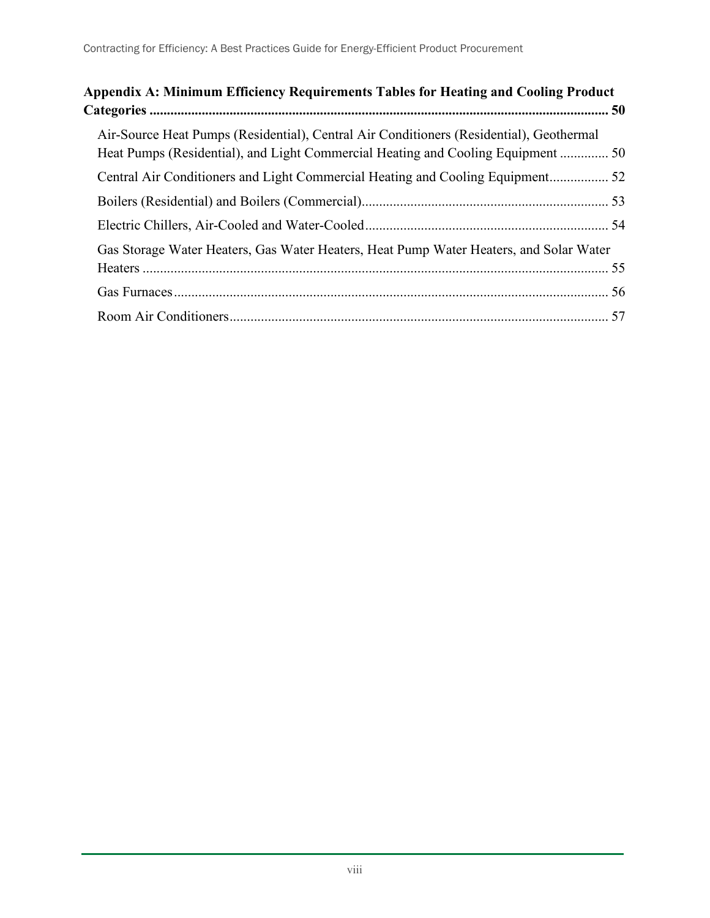**Appendix A: Minimum Efficiency Requirements Tables for Heating and Cooling Product Categories ..... 50**

- Air-Source Heat Pumps (Residential), Central Air Conditioners (Residential), Geothermal Heat Pumps (Residential), and Light Commercial Heating and Cooling Equipment ..... 50
- Central Air Conditioners and Light Commercial Heating and Cooling Equipment ..... 52
- Boilers (Residential) and Boilers (Commercial) ..... 53
- Electric Chillers, Air-Cooled and Water-Cooled ..... 54
- Gas Storage Water Heaters, Gas Water Heaters, Heat Pump Water Heaters, and Solar Water Heaters ..... 55
- Gas Furnaces ..... 56
- Room Air Conditioners ..... 57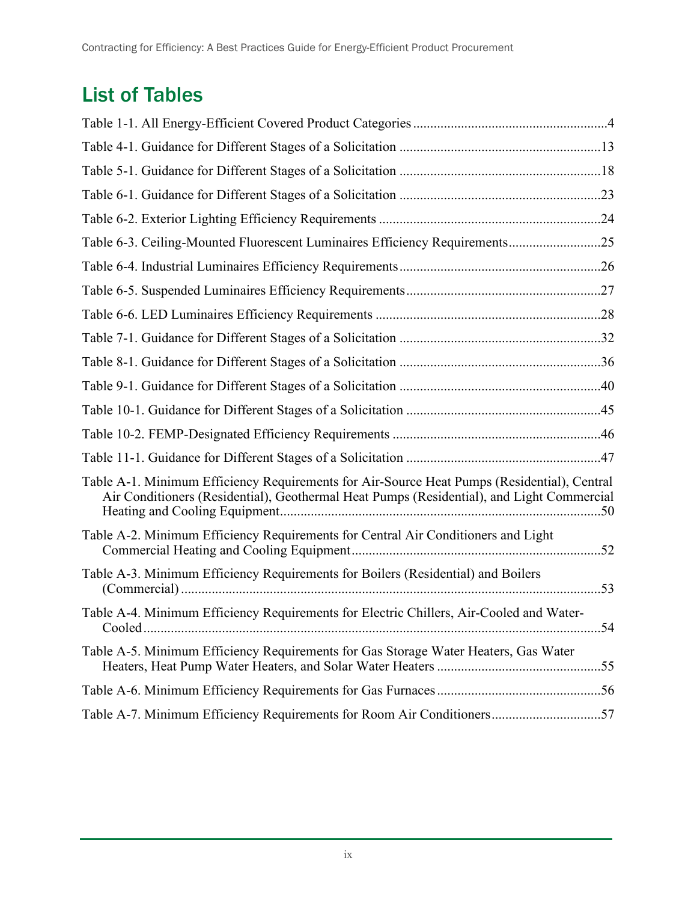## List of Tables

Table 1-1. All Energy-Efficient Covered Product Categories ....................................................... 4

Table 4-1. Guidance for Different Stages of a Solicitation ......................................................... 13

Table 5-1. Guidance for Different Stages of a Solicitation ......................................................... 18

Table 6-1. Guidance for Different Stages of a Solicitation ......................................................... 23

Table 6-2. Exterior Lighting Efficiency Requirements ............................................................... 24

Table 6-3. Ceiling-Mounted Fluorescent Luminaires Efficiency Requirements .......................... 25

Table 6-4. Industrial Luminaires Efficiency Requirements ......................................................... 26

Table 6-5. Suspended Luminaires Efficiency Requirements ....................................................... 27

Table 6-6. LED Luminaires Efficiency Requirements ................................................................ 28

Table 7-1. Guidance for Different Stages of a Solicitation ......................................................... 32

Table 8-1. Guidance for Different Stages of a Solicitation ......................................................... 36

Table 9-1. Guidance for Different Stages of a Solicitation ......................................................... 40

Table 10-1. Guidance for Different Stages of a Solicitation ....................................................... 45

Table 10-2. FEMP-Designated Efficiency Requirements ............................................................ 46

Table 11-1. Guidance for Different Stages of a Solicitation ....................................................... 47

Table A-1. Minimum Efficiency Requirements for Air-Source Heat Pumps (Residential), Central Air Conditioners (Residential), Geothermal Heat Pumps (Residential), and Light Commercial Heating and Cooling Equipment ............................................................................................ 50

Table A-2. Minimum Efficiency Requirements for Central Air Conditioners and Light Commercial Heating and Cooling Equipment ........................................................................ 52

Table A-3. Minimum Efficiency Requirements for Boilers (Residential) and Boilers (Commercial) ......................................................................................................................... 53

Table A-4. Minimum Efficiency Requirements for Electric Chillers, Air-Cooled and Water-Cooled ..................................................................................................................................... 54

Table A-5. Minimum Efficiency Requirements for Gas Storage Water Heaters, Gas Water Heaters, Heat Pump Water Heaters, and Solar Water Heaters ............................................... 55

Table A-6. Minimum Efficiency Requirements for Gas Furnaces ............................................... 56

Table A-7. Minimum Efficiency Requirements for Room Air Conditioners ............................... 57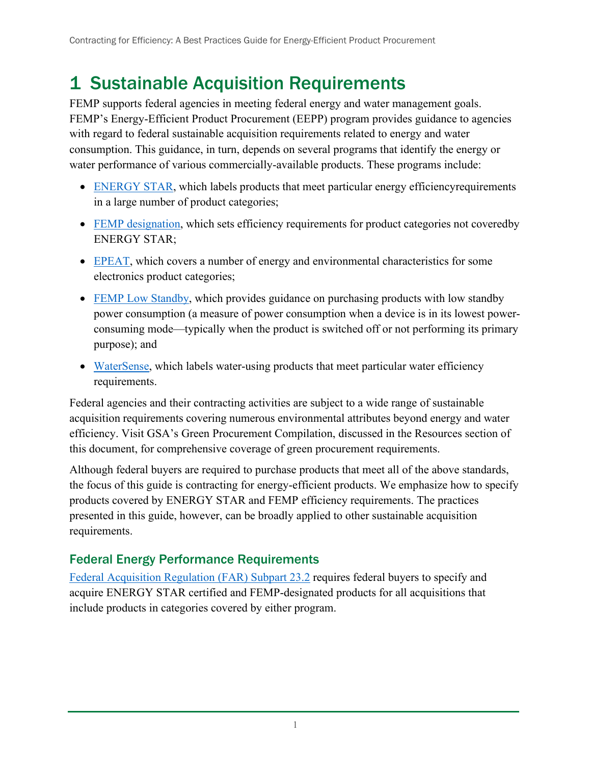# 1 Sustainable Acquisition Requirements

FEMP supports federal agencies in meeting federal energy and water management goals. FEMP's Energy-Efficient Product Procurement (EEPP) program provides guidance to agencies with regard to federal sustainable acquisition requirements related to energy and water consumption. This guidance, in turn, depends on several programs that identify the energy or water performance of various commercially-available products. These programs include:

- ENERGY STAR, which labels products that meet particular energy efficiencyrequirements in a large number of product categories;
- FEMP designation, which sets efficiency requirements for product categories not coveredby ENERGY STAR;
- EPEAT, which covers a number of energy and environmental characteristics for some electronics product categories;
- FEMP Low Standby, which provides guidance on purchasing products with low standby power consumption (a measure of power consumption when a device is in its lowest power-consuming mode—typically when the product is switched off or not performing its primary purpose); and
- WaterSense, which labels water-using products that meet particular water efficiency requirements.

Federal agencies and their contracting activities are subject to a wide range of sustainable acquisition requirements covering numerous environmental attributes beyond energy and water efficiency. Visit GSA's Green Procurement Compilation, discussed in the Resources section of this document, for comprehensive coverage of green procurement requirements.

Although federal buyers are required to purchase products that meet all of the above standards, the focus of this guide is contracting for energy-efficient products. We emphasize how to specify products covered by ENERGY STAR and FEMP efficiency requirements. The practices presented in this guide, however, can be broadly applied to other sustainable acquisition requirements.

## Federal Energy Performance Requirements

Federal Acquisition Regulation (FAR) Subpart 23.2 requires federal buyers to specify and acquire ENERGY STAR certified and FEMP-designated products for all acquisitions that include products in categories covered by either program.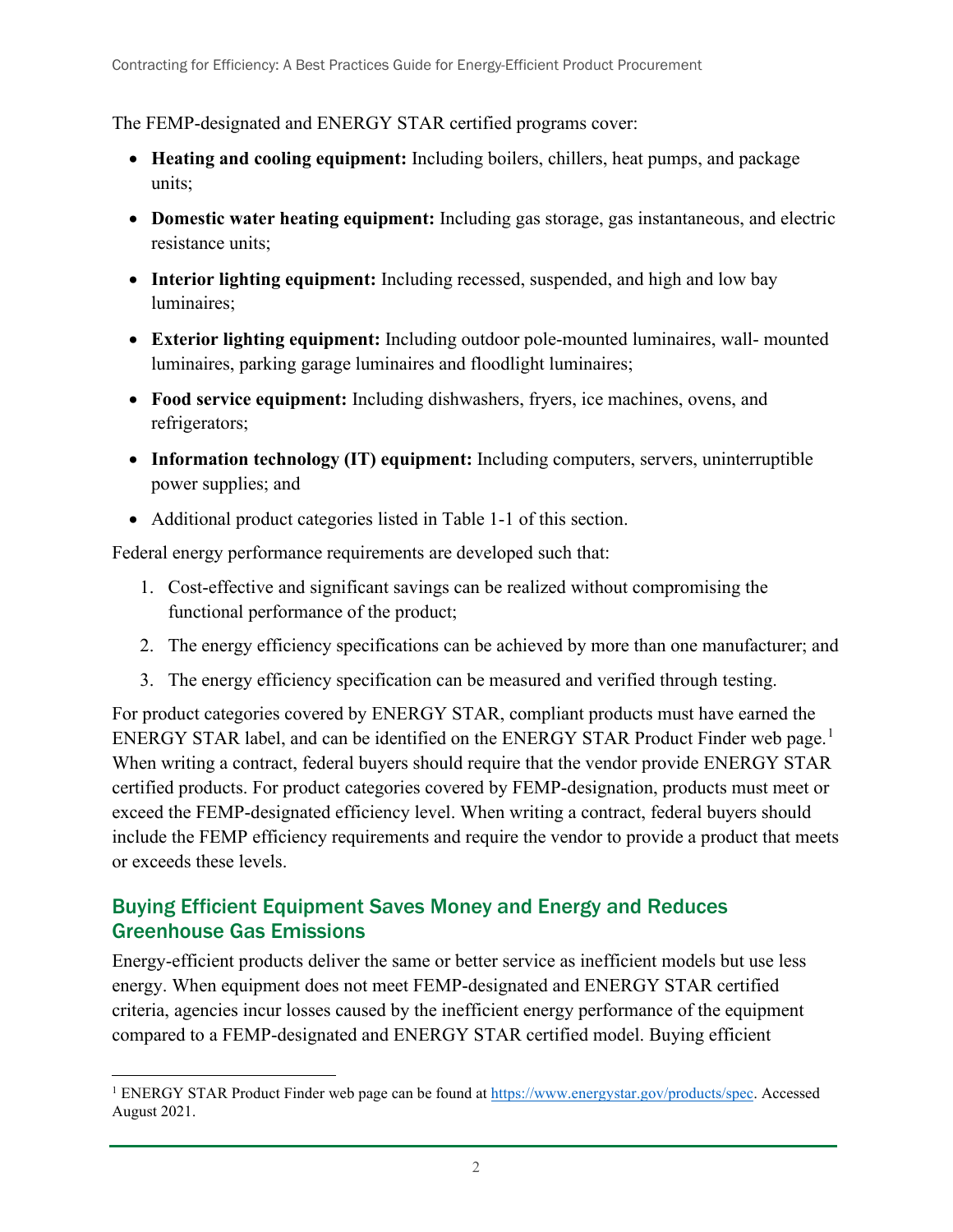The FEMP-designated and ENERGY STAR certified programs cover:

- **Heating and cooling equipment:** Including boilers, chillers, heat pumps, and package units;
- **Domestic water heating equipment:** Including gas storage, gas instantaneous, and electric resistance units;
- **Interior lighting equipment:** Including recessed, suspended, and high and low bay luminaires;
- **Exterior lighting equipment:** Including outdoor pole-mounted luminaires, wall- mounted luminaires, parking garage luminaires and floodlight luminaires;
- **Food service equipment:** Including dishwashers, fryers, ice machines, ovens, and refrigerators;
- **Information technology (IT) equipment:** Including computers, servers, uninterruptible power supplies; and
- Additional product categories listed in Table 1-1 of this section.

Federal energy performance requirements are developed such that:

1. Cost-effective and significant savings can be realized without compromising the functional performance of the product;
2. The energy efficiency specifications can be achieved by more than one manufacturer; and
3. The energy efficiency specification can be measured and verified through testing.

For product categories covered by ENERGY STAR, compliant products must have earned the ENERGY STAR label, and can be identified on the ENERGY STAR Product Finder web page.[1] When writing a contract, federal buyers should require that the vendor provide ENERGY STAR certified products. For product categories covered by FEMP-designation, products must meet or exceed the FEMP-designated efficiency level. When writing a contract, federal buyers should include the FEMP efficiency requirements and require the vendor to provide a product that meets or exceeds these levels.

## Buying Efficient Equipment Saves Money and Energy and Reduces Greenhouse Gas Emissions

Energy-efficient products deliver the same or better service as inefficient models but use less energy. When equipment does not meet FEMP-designated and ENERGY STAR certified criteria, agencies incur losses caused by the inefficient energy performance of the equipment compared to a FEMP-designated and ENERGY STAR certified model. Buying efficient

[1] ENERGY STAR Product Finder web page can be found at https://www.energystar.gov/products/spec. Accessed August 2021.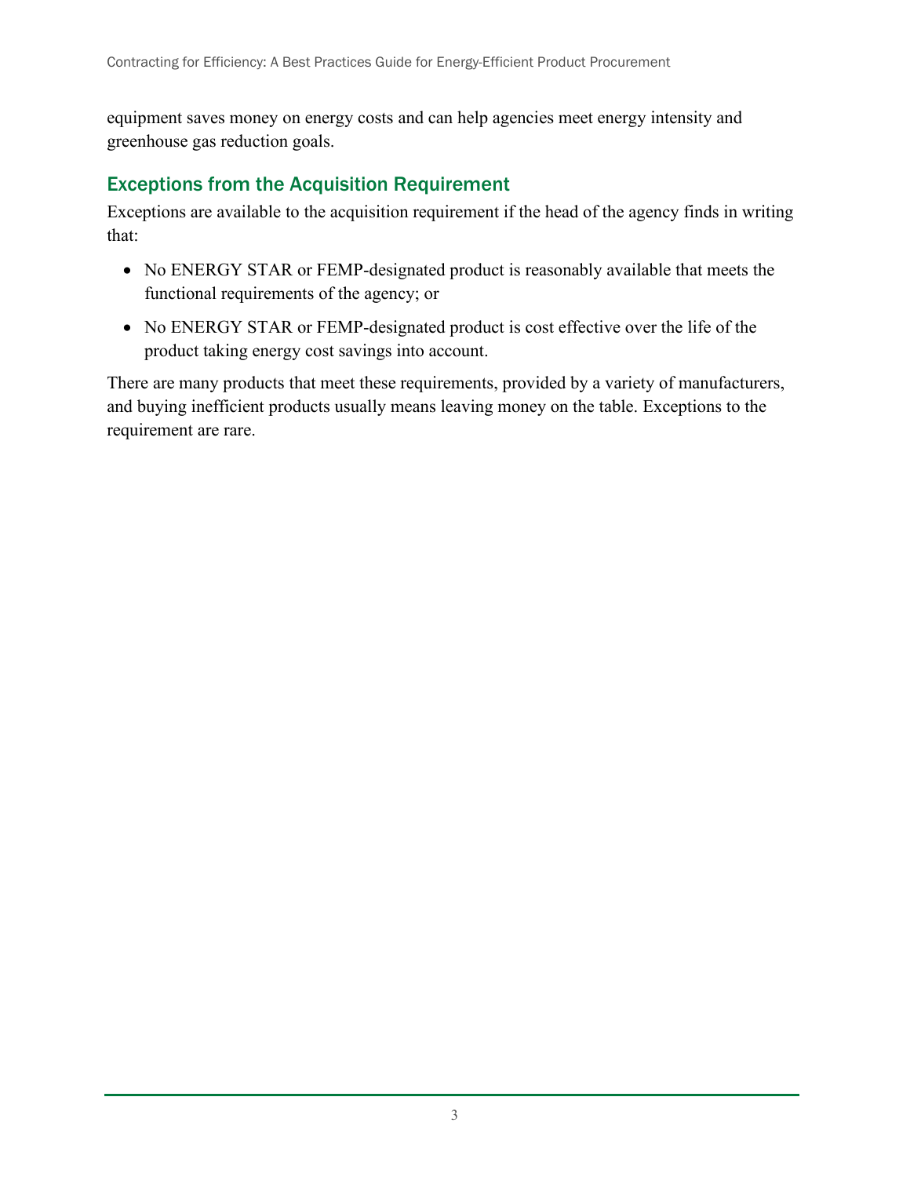equipment saves money on energy costs and can help agencies meet energy intensity and greenhouse gas reduction goals.

## Exceptions from the Acquisition Requirement

Exceptions are available to the acquisition requirement if the head of the agency finds in writing that:

- No ENERGY STAR or FEMP-designated product is reasonably available that meets the functional requirements of the agency; or
- No ENERGY STAR or FEMP-designated product is cost effective over the life of the product taking energy cost savings into account.

There are many products that meet these requirements, provided by a variety of manufacturers, and buying inefficient products usually means leaving money on the table. Exceptions to the requirement are rare.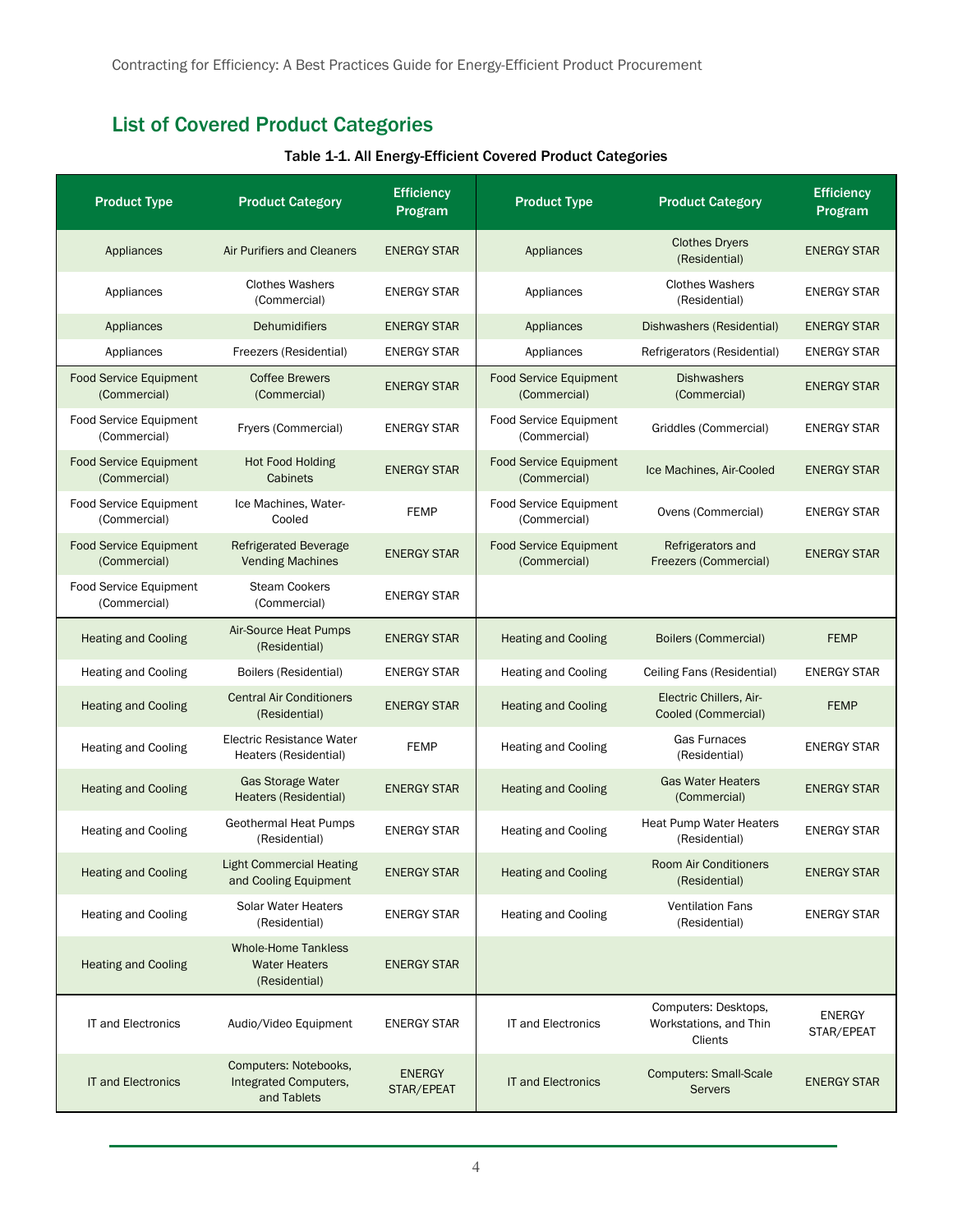## List of Covered Product Categories

Table 1-1. All Energy-Efficient Covered Product Categories

| Product Type | Product Category | Efficiency Program | Product Type | Product Category | Efficiency Program |
|---|---|---|---|---|---|
| Appliances | Air Purifiers and Cleaners | ENERGY STAR | Appliances | Clothes Dryers (Residential) | ENERGY STAR |
| Appliances | Clothes Washers (Commercial) | ENERGY STAR | Appliances | Clothes Washers (Residential) | ENERGY STAR |
| Appliances | Dehumidifiers | ENERGY STAR | Appliances | Dishwashers (Residential) | ENERGY STAR |
| Appliances | Freezers (Residential) | ENERGY STAR | Appliances | Refrigerators (Residential) | ENERGY STAR |
| Food Service Equipment (Commercial) | Coffee Brewers (Commercial) | ENERGY STAR | Food Service Equipment (Commercial) | Dishwashers (Commercial) | ENERGY STAR |
| Food Service Equipment (Commercial) | Fryers (Commercial) | ENERGY STAR | Food Service Equipment (Commercial) | Griddles (Commercial) | ENERGY STAR |
| Food Service Equipment (Commercial) | Hot Food Holding Cabinets | ENERGY STAR | Food Service Equipment (Commercial) | Ice Machines, Air-Cooled | ENERGY STAR |
| Food Service Equipment (Commercial) | Ice Machines, Water-Cooled | FEMP | Food Service Equipment (Commercial) | Ovens (Commercial) | ENERGY STAR |
| Food Service Equipment (Commercial) | Refrigerated Beverage Vending Machines | ENERGY STAR | Food Service Equipment (Commercial) | Refrigerators and Freezers (Commercial) | ENERGY STAR |
| Food Service Equipment (Commercial) | Steam Cookers (Commercial) | ENERGY STAR | | | |
| Heating and Cooling | Air-Source Heat Pumps (Residential) | ENERGY STAR | Heating and Cooling | Boilers (Commercial) | FEMP |
| Heating and Cooling | Boilers (Residential) | ENERGY STAR | Heating and Cooling | Ceiling Fans (Residential) | ENERGY STAR |
| Heating and Cooling | Central Air Conditioners (Residential) | ENERGY STAR | Heating and Cooling | Electric Chillers, Air-Cooled (Commercial) | FEMP |
| Heating and Cooling | Electric Resistance Water Heaters (Residential) | FEMP | Heating and Cooling | Gas Furnaces (Residential) | ENERGY STAR |
| Heating and Cooling | Gas Storage Water Heaters (Residential) | ENERGY STAR | Heating and Cooling | Gas Water Heaters (Commercial) | ENERGY STAR |
| Heating and Cooling | Geothermal Heat Pumps (Residential) | ENERGY STAR | Heating and Cooling | Heat Pump Water Heaters (Residential) | ENERGY STAR |
| Heating and Cooling | Light Commercial Heating and Cooling Equipment | ENERGY STAR | Heating and Cooling | Room Air Conditioners (Residential) | ENERGY STAR |
| Heating and Cooling | Solar Water Heaters (Residential) | ENERGY STAR | Heating and Cooling | Ventilation Fans (Residential) | ENERGY STAR |
| Heating and Cooling | Whole-Home Tankless Water Heaters (Residential) | ENERGY STAR | | | |
| IT and Electronics | Audio/Video Equipment | ENERGY STAR | IT and Electronics | Computers: Desktops, Workstations, and Thin Clients | ENERGY STAR/EPEAT |
| IT and Electronics | Computers: Notebooks, Integrated Computers, and Tablets | ENERGY STAR/EPEAT | IT and Electronics | Computers: Small-Scale Servers | ENERGY STAR |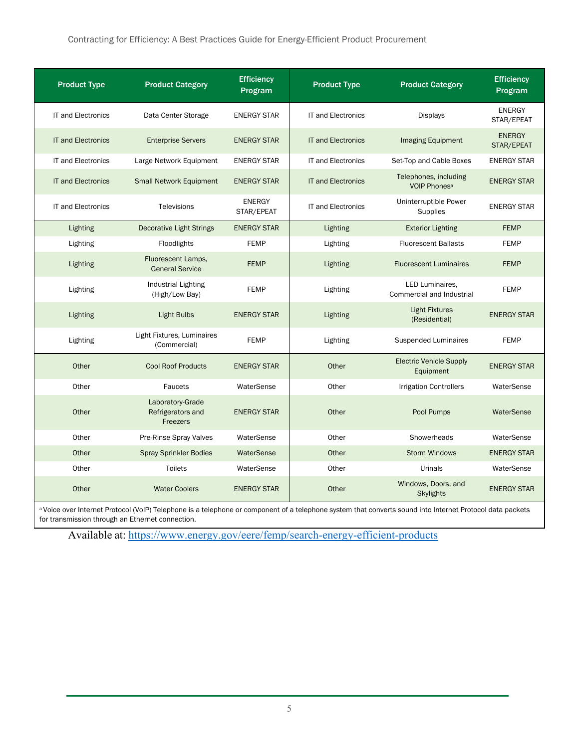| Product Type | Product Category | Efficiency Program | Product Type | Product Category | Efficiency Program |
|---|---|---|---|---|---|
| IT and Electronics | Data Center Storage | ENERGY STAR | IT and Electronics | Displays | ENERGY STAR/EPEAT |
| IT and Electronics | Enterprise Servers | ENERGY STAR | IT and Electronics | Imaging Equipment | ENERGY STAR/EPEAT |
| IT and Electronics | Large Network Equipment | ENERGY STAR | IT and Electronics | Set-Top and Cable Boxes | ENERGY STAR |
| IT and Electronics | Small Network Equipment | ENERGY STAR | IT and Electronics | Telephones, including VOIP Phones[a] | ENERGY STAR |
| IT and Electronics | Televisions | ENERGY STAR/EPEAT | IT and Electronics | Uninterruptible Power Supplies | ENERGY STAR |
| Lighting | Decorative Light Strings | ENERGY STAR | Lighting | Exterior Lighting | FEMP |
| Lighting | Floodlights | FEMP | Lighting | Fluorescent Ballasts | FEMP |
| Lighting | Fluorescent Lamps, General Service | FEMP | Lighting | Fluorescent Luminaires | FEMP |
| Lighting | Industrial Lighting (High/Low Bay) | FEMP | Lighting | LED Luminaires, Commercial and Industrial | FEMP |
| Lighting | Light Bulbs | ENERGY STAR | Lighting | Light Fixtures (Residential) | ENERGY STAR |
| Lighting | Light Fixtures, Luminaires (Commercial) | FEMP | Lighting | Suspended Luminaires | FEMP |
| Other | Cool Roof Products | ENERGY STAR | Other | Electric Vehicle Supply Equipment | ENERGY STAR |
| Other | Faucets | WaterSense | Other | Irrigation Controllers | WaterSense |
| Other | Laboratory-Grade Refrigerators and Freezers | ENERGY STAR | Other | Pool Pumps | WaterSense |
| Other | Pre-Rinse Spray Valves | WaterSense | Other | Showerheads | WaterSense |
| Other | Spray Sprinkler Bodies | WaterSense | Other | Storm Windows | ENERGY STAR |
| Other | Toilets | WaterSense | Other | Urinals | WaterSense |
| Other | Water Coolers | ENERGY STAR | Other | Windows, Doors, and Skylights | ENERGY STAR |

[a] Voice over Internet Protocol (VoIP) Telephone is a telephone or component of a telephone system that converts sound into Internet Protocol data packets for transmission through an Ethernet connection.

Available at: https://www.energy.gov/eere/femp/search-energy-efficient-products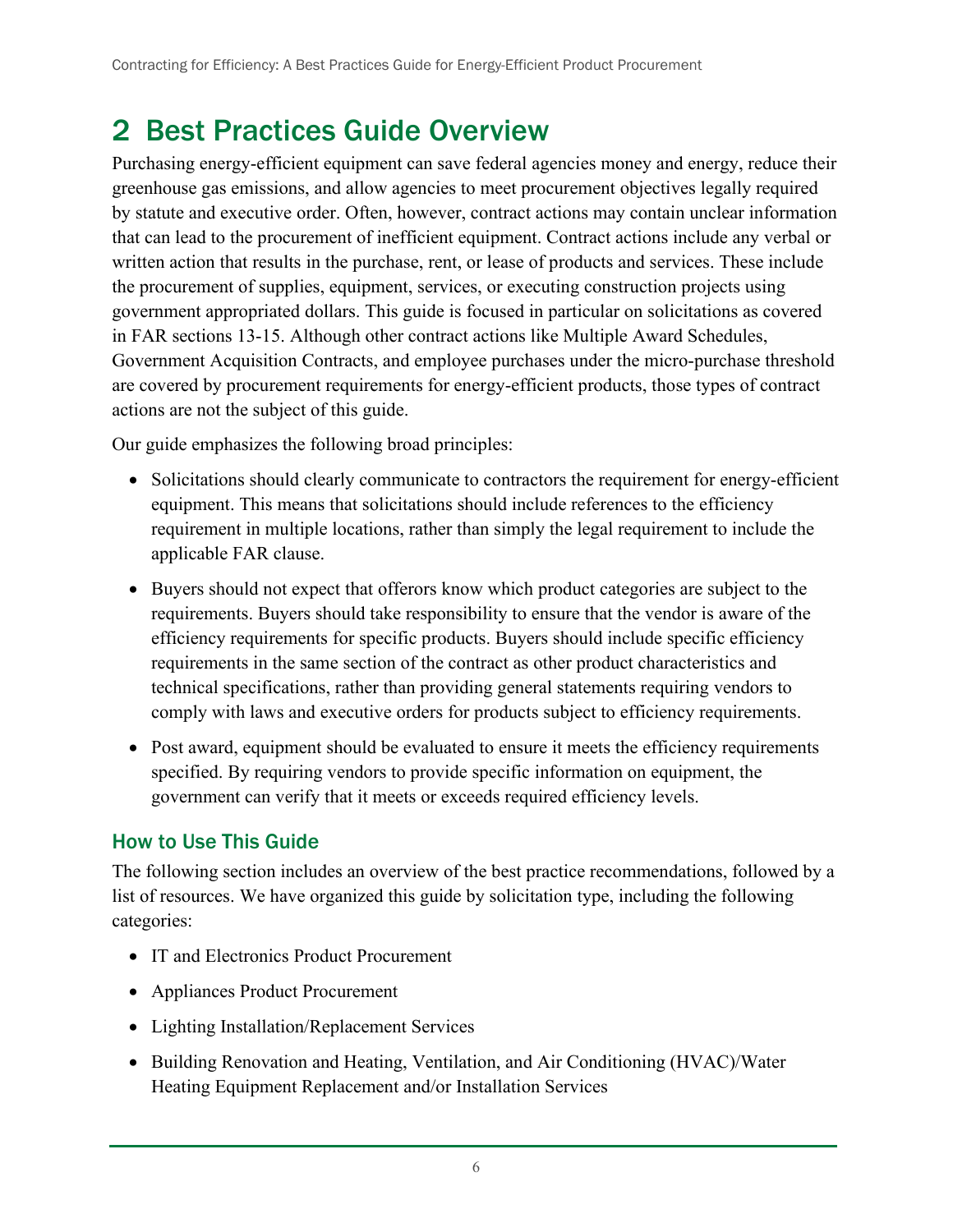# 2 Best Practices Guide Overview

Purchasing energy-efficient equipment can save federal agencies money and energy, reduce their greenhouse gas emissions, and allow agencies to meet procurement objectives legally required by statute and executive order. Often, however, contract actions may contain unclear information that can lead to the procurement of inefficient equipment. Contract actions include any verbal or written action that results in the purchase, rent, or lease of products and services. These include the procurement of supplies, equipment, services, or executing construction projects using government appropriated dollars. This guide is focused in particular on solicitations as covered in FAR sections 13-15. Although other contract actions like Multiple Award Schedules, Government Acquisition Contracts, and employee purchases under the micro-purchase threshold are covered by procurement requirements for energy-efficient products, those types of contract actions are not the subject of this guide.

Our guide emphasizes the following broad principles:

- Solicitations should clearly communicate to contractors the requirement for energy-efficient equipment. This means that solicitations should include references to the efficiency requirement in multiple locations, rather than simply the legal requirement to include the applicable FAR clause.
- Buyers should not expect that offerors know which product categories are subject to the requirements. Buyers should take responsibility to ensure that the vendor is aware of the efficiency requirements for specific products. Buyers should include specific efficiency requirements in the same section of the contract as other product characteristics and technical specifications, rather than providing general statements requiring vendors to comply with laws and executive orders for products subject to efficiency requirements.
- Post award, equipment should be evaluated to ensure it meets the efficiency requirements specified. By requiring vendors to provide specific information on equipment, the government can verify that it meets or exceeds required efficiency levels.

### How to Use This Guide

The following section includes an overview of the best practice recommendations, followed by a list of resources. We have organized this guide by solicitation type, including the following categories:

- IT and Electronics Product Procurement
- Appliances Product Procurement
- Lighting Installation/Replacement Services
- Building Renovation and Heating, Ventilation, and Air Conditioning (HVAC)/Water Heating Equipment Replacement and/or Installation Services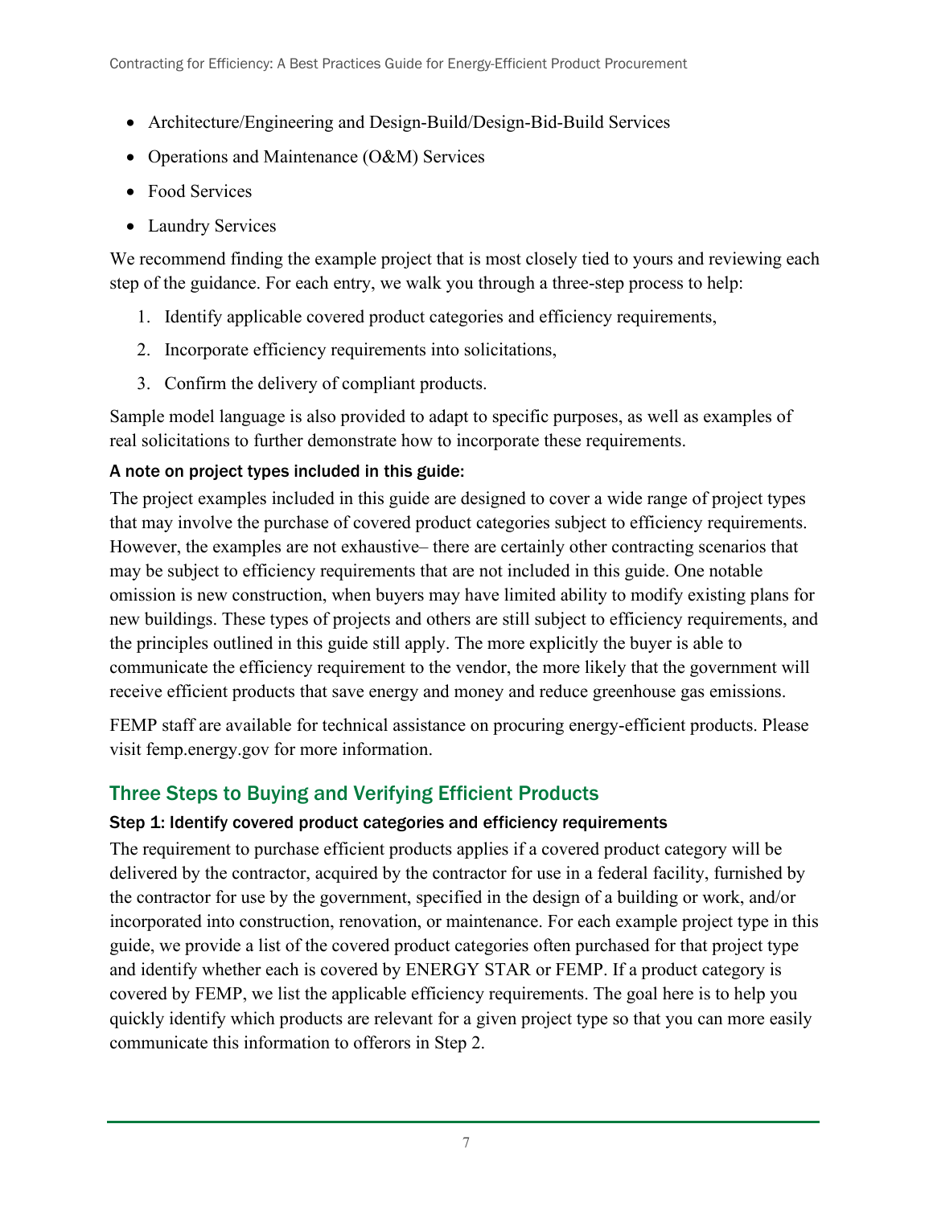- Architecture/Engineering and Design-Build/Design-Bid-Build Services
- Operations and Maintenance (O&M) Services
- Food Services
- Laundry Services

We recommend finding the example project that is most closely tied to yours and reviewing each step of the guidance. For each entry, we walk you through a three-step process to help:

1. Identify applicable covered product categories and efficiency requirements,
2. Incorporate efficiency requirements into solicitations,
3. Confirm the delivery of compliant products.

Sample model language is also provided to adapt to specific purposes, as well as examples of real solicitations to further demonstrate how to incorporate these requirements.

#### A note on project types included in this guide:

The project examples included in this guide are designed to cover a wide range of project types that may involve the purchase of covered product categories subject to efficiency requirements. However, the examples are not exhaustive– there are certainly other contracting scenarios that may be subject to efficiency requirements that are not included in this guide. One notable omission is new construction, when buyers may have limited ability to modify existing plans for new buildings. These types of projects and others are still subject to efficiency requirements, and the principles outlined in this guide still apply. The more explicitly the buyer is able to communicate the efficiency requirement to the vendor, the more likely that the government will receive efficient products that save energy and money and reduce greenhouse gas emissions.

FEMP staff are available for technical assistance on procuring energy-efficient products. Please visit femp.energy.gov for more information.

## Three Steps to Buying and Verifying Efficient Products

### Step 1: Identify covered product categories and efficiency requirements

The requirement to purchase efficient products applies if a covered product category will be delivered by the contractor, acquired by the contractor for use in a federal facility, furnished by the contractor for use by the government, specified in the design of a building or work, and/or incorporated into construction, renovation, or maintenance. For each example project type in this guide, we provide a list of the covered product categories often purchased for that project type and identify whether each is covered by ENERGY STAR or FEMP. If a product category is covered by FEMP, we list the applicable efficiency requirements. The goal here is to help you quickly identify which products are relevant for a given project type so that you can more easily communicate this information to offerors in Step 2.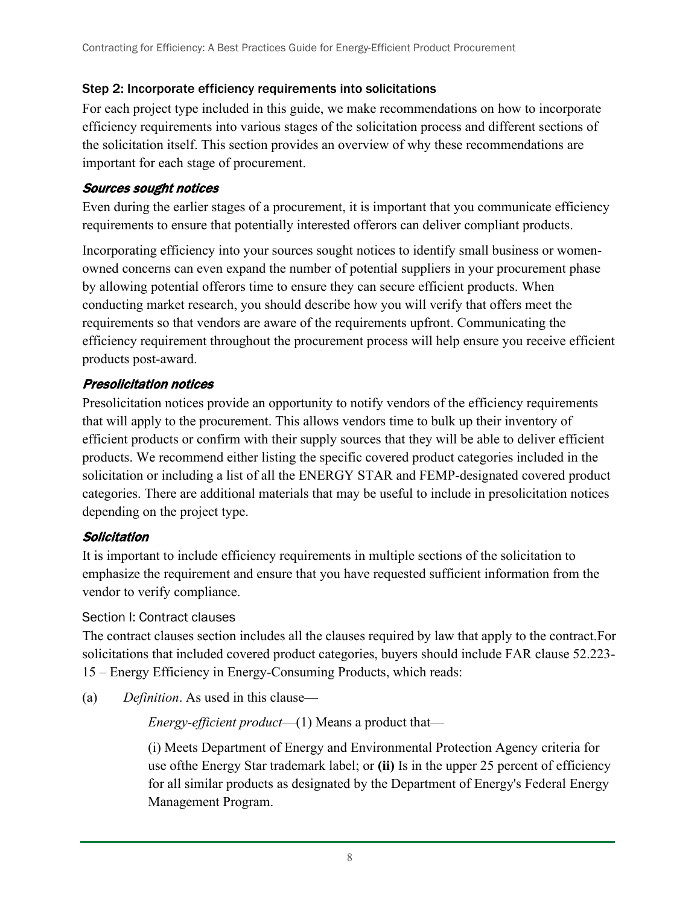### Step 2: Incorporate efficiency requirements into solicitations

For each project type included in this guide, we make recommendations on how to incorporate efficiency requirements into various stages of the solicitation process and different sections of the solicitation itself. This section provides an overview of why these recommendations are important for each stage of procurement.

#### *Sources sought notices*

Even during the earlier stages of a procurement, it is important that you communicate efficiency requirements to ensure that potentially interested offerors can deliver compliant products.

Incorporating efficiency into your sources sought notices to identify small business or women-owned concerns can even expand the number of potential suppliers in your procurement phase by allowing potential offerors time to ensure they can secure efficient products. When conducting market research, you should describe how you will verify that offers meet the requirements so that vendors are aware of the requirements upfront. Communicating the efficiency requirement throughout the procurement process will help ensure you receive efficient products post-award.

#### *Presolicitation notices*

Presolicitation notices provide an opportunity to notify vendors of the efficiency requirements that will apply to the procurement. This allows vendors time to bulk up their inventory of efficient products or confirm with their supply sources that they will be able to deliver efficient products. We recommend either listing the specific covered product categories included in the solicitation or including a list of all the ENERGY STAR and FEMP-designated covered product categories. There are additional materials that may be useful to include in presolicitation notices depending on the project type.

#### *Solicitation*

It is important to include efficiency requirements in multiple sections of the solicitation to emphasize the requirement and ensure that you have requested sufficient information from the vendor to verify compliance.

##### Section I: Contract clauses

The contract clauses section includes all the clauses required by law that apply to the contract.For solicitations that included covered product categories, buyers should include FAR clause 52.223-15 – Energy Efficiency in Energy-Consuming Products, which reads:

(a) *Definition*. As used in this clause—

*Energy-efficient product*—(1) Means a product that—

(i) Meets Department of Energy and Environmental Protection Agency criteria for use ofthe Energy Star trademark label; or **(ii)** Is in the upper 25 percent of efficiency for all similar products as designated by the Department of Energy's Federal Energy Management Program.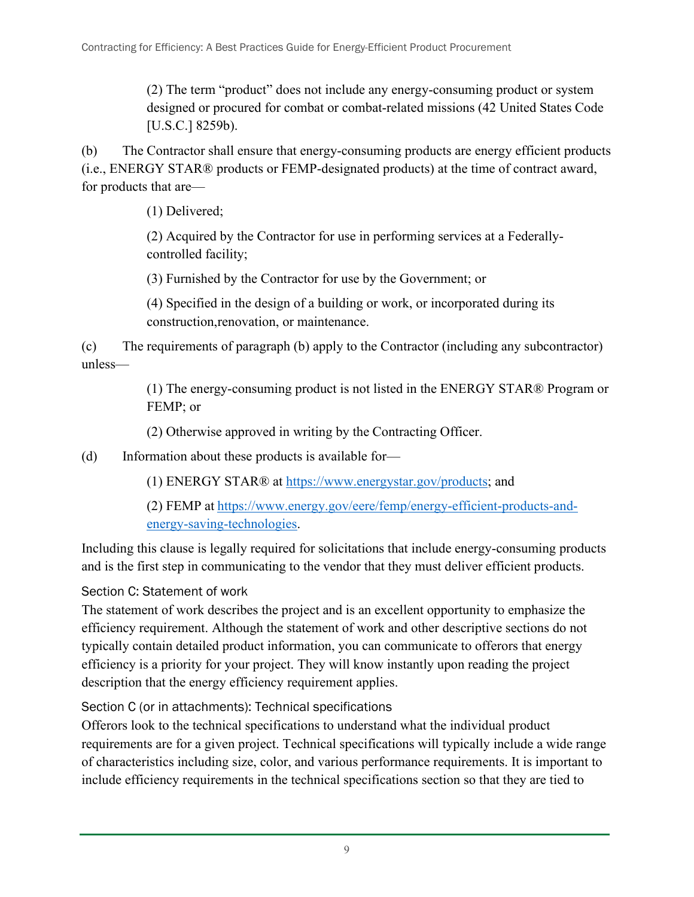(2) The term "product" does not include any energy-consuming product or system designed or procured for combat or combat-related missions (42 United States Code [U.S.C.] 8259b).

(b) The Contractor shall ensure that energy-consuming products are energy efficient products (i.e., ENERGY STAR® products or FEMP-designated products) at the time of contract award, for products that are—

(1) Delivered;

(2) Acquired by the Contractor for use in performing services at a Federally-controlled facility;

(3) Furnished by the Contractor for use by the Government; or

(4) Specified in the design of a building or work, or incorporated during its construction,renovation, or maintenance.

(c) The requirements of paragraph (b) apply to the Contractor (including any subcontractor) unless—

(1) The energy-consuming product is not listed in the ENERGY STAR® Program or FEMP; or

(2) Otherwise approved in writing by the Contracting Officer.

(d) Information about these products is available for—

(1) ENERGY STAR® at https://www.energystar.gov/products; and

(2) FEMP at https://www.energy.gov/eere/femp/energy-efficient-products-and-energy-saving-technologies.

Including this clause is legally required for solicitations that include energy-consuming products and is the first step in communicating to the vendor that they must deliver efficient products.

### Section C: Statement of work

The statement of work describes the project and is an excellent opportunity to emphasize the efficiency requirement. Although the statement of work and other descriptive sections do not typically contain detailed product information, you can communicate to offerors that energy efficiency is a priority for your project. They will know instantly upon reading the project description that the energy efficiency requirement applies.

### Section C (or in attachments): Technical specifications

Offerors look to the technical specifications to understand what the individual product requirements are for a given project. Technical specifications will typically include a wide range of characteristics including size, color, and various performance requirements. It is important to include efficiency requirements in the technical specifications section so that they are tied to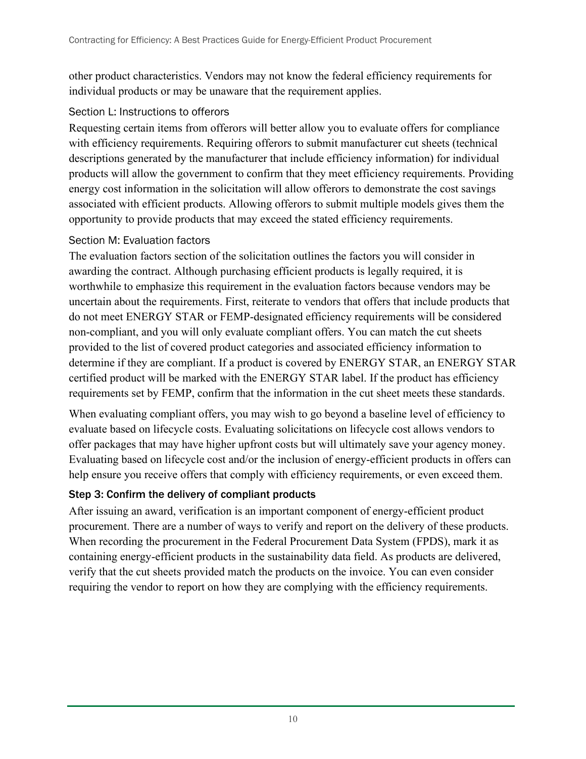other product characteristics. Vendors may not know the federal efficiency requirements for individual products or may be unaware that the requirement applies.

#### Section L: Instructions to offerors

Requesting certain items from offerors will better allow you to evaluate offers for compliance with efficiency requirements. Requiring offerors to submit manufacturer cut sheets (technical descriptions generated by the manufacturer that include efficiency information) for individual products will allow the government to confirm that they meet efficiency requirements. Providing energy cost information in the solicitation will allow offerors to demonstrate the cost savings associated with efficient products. Allowing offerors to submit multiple models gives them the opportunity to provide products that may exceed the stated efficiency requirements.

#### Section M: Evaluation factors

The evaluation factors section of the solicitation outlines the factors you will consider in awarding the contract. Although purchasing efficient products is legally required, it is worthwhile to emphasize this requirement in the evaluation factors because vendors may be uncertain about the requirements. First, reiterate to vendors that offers that include products that do not meet ENERGY STAR or FEMP-designated efficiency requirements will be considered non-compliant, and you will only evaluate compliant offers. You can match the cut sheets provided to the list of covered product categories and associated efficiency information to determine if they are compliant. If a product is covered by ENERGY STAR, an ENERGY STAR certified product will be marked with the ENERGY STAR label. If the product has efficiency requirements set by FEMP, confirm that the information in the cut sheet meets these standards.

When evaluating compliant offers, you may wish to go beyond a baseline level of efficiency to evaluate based on lifecycle costs. Evaluating solicitations on lifecycle cost allows vendors to offer packages that may have higher upfront costs but will ultimately save your agency money. Evaluating based on lifecycle cost and/or the inclusion of energy-efficient products in offers can help ensure you receive offers that comply with efficiency requirements, or even exceed them.

### Step 3: Confirm the delivery of compliant products

After issuing an award, verification is an important component of energy-efficient product procurement. There are a number of ways to verify and report on the delivery of these products. When recording the procurement in the Federal Procurement Data System (FPDS), mark it as containing energy-efficient products in the sustainability data field. As products are delivered, verify that the cut sheets provided match the products on the invoice. You can even consider requiring the vendor to report on how they are complying with the efficiency requirements.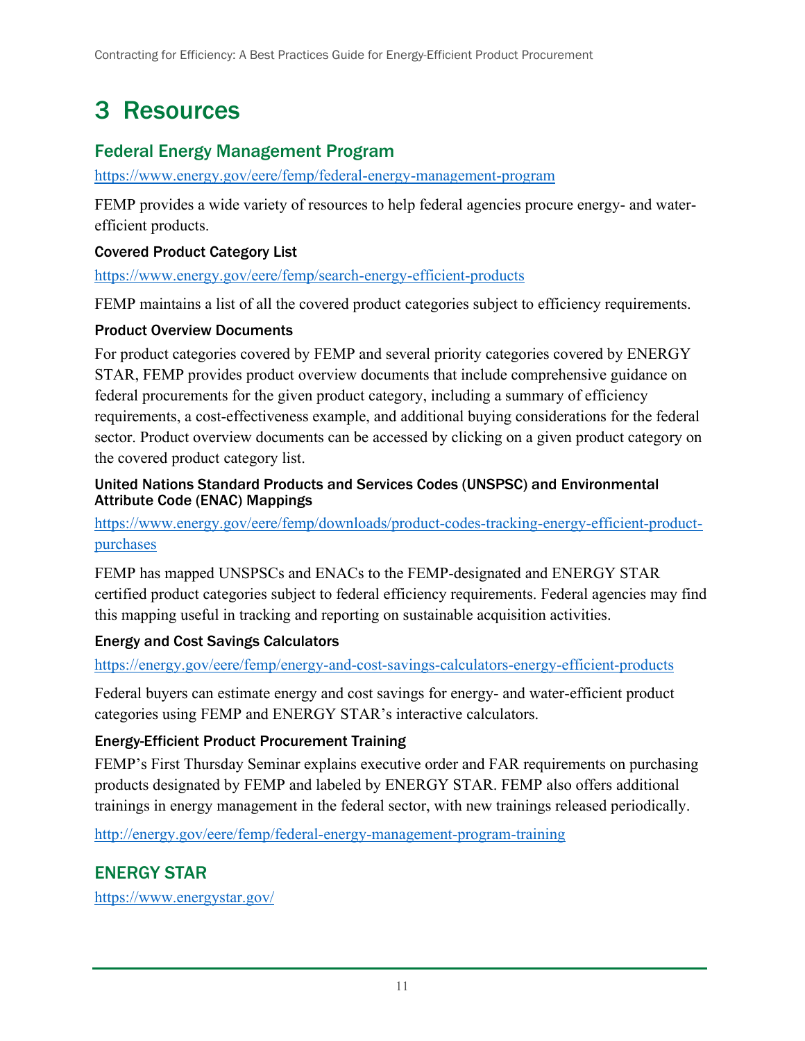# 3 Resources

## Federal Energy Management Program

https://www.energy.gov/eere/femp/federal-energy-management-program

FEMP provides a wide variety of resources to help federal agencies procure energy- and water-efficient products.

### Covered Product Category List

https://www.energy.gov/eere/femp/search-energy-efficient-products

FEMP maintains a list of all the covered product categories subject to efficiency requirements.

### Product Overview Documents

For product categories covered by FEMP and several priority categories covered by ENERGY STAR, FEMP provides product overview documents that include comprehensive guidance on federal procurements for the given product category, including a summary of efficiency requirements, a cost-effectiveness example, and additional buying considerations for the federal sector. Product overview documents can be accessed by clicking on a given product category on the covered product category list.

### United Nations Standard Products and Services Codes (UNSPSC) and Environmental Attribute Code (ENAC) Mappings

https://www.energy.gov/eere/femp/downloads/product-codes-tracking-energy-efficient-product-purchases

FEMP has mapped UNSPSCs and ENACs to the FEMP-designated and ENERGY STAR certified product categories subject to federal efficiency requirements. Federal agencies may find this mapping useful in tracking and reporting on sustainable acquisition activities.

### Energy and Cost Savings Calculators

https://energy.gov/eere/femp/energy-and-cost-savings-calculators-energy-efficient-products

Federal buyers can estimate energy and cost savings for energy- and water-efficient product categories using FEMP and ENERGY STAR's interactive calculators.

### Energy-Efficient Product Procurement Training

FEMP's First Thursday Seminar explains executive order and FAR requirements on purchasing products designated by FEMP and labeled by ENERGY STAR. FEMP also offers additional trainings in energy management in the federal sector, with new trainings released periodically.

http://energy.gov/eere/femp/federal-energy-management-program-training

## ENERGY STAR

https://www.energystar.gov/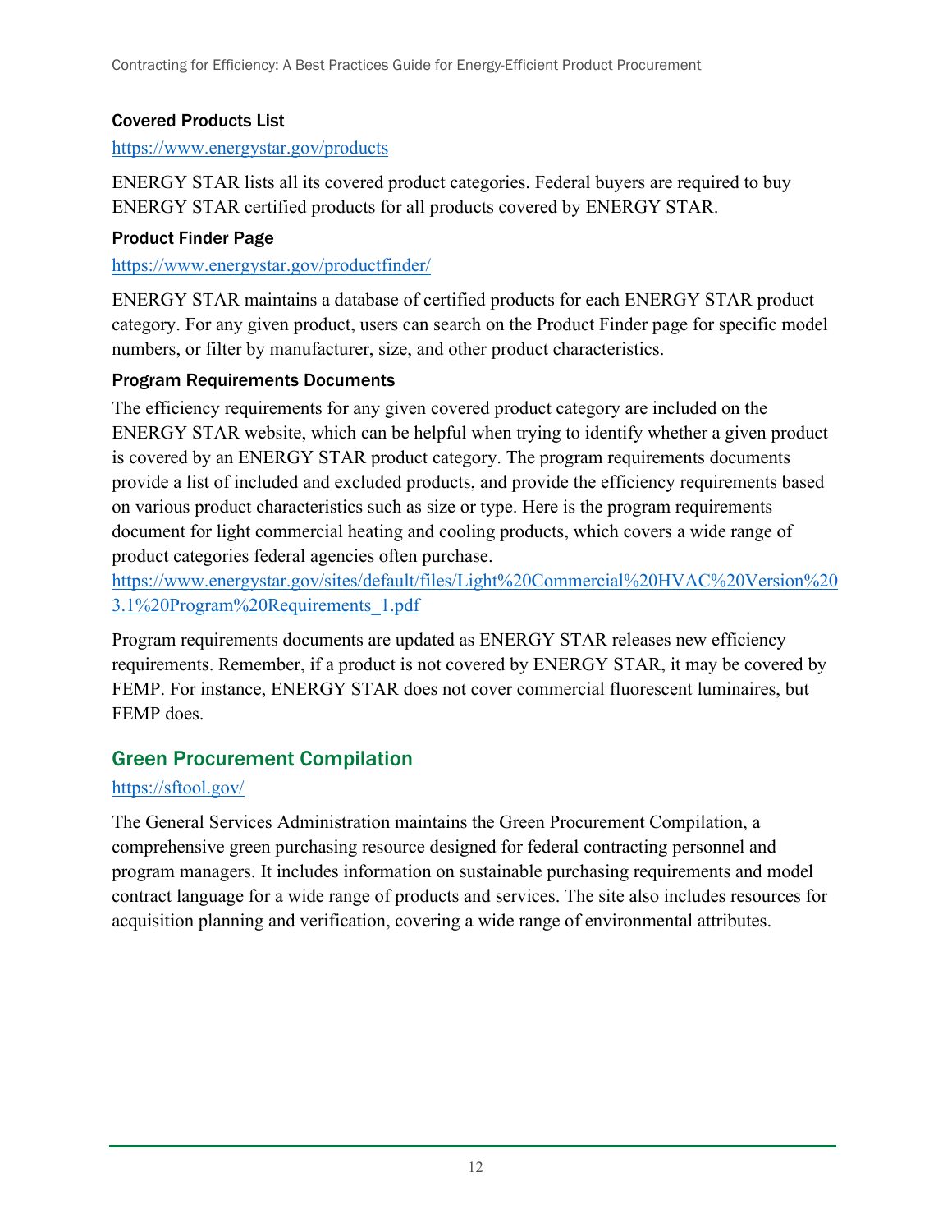### Covered Products List

https://www.energystar.gov/products

ENERGY STAR lists all its covered product categories. Federal buyers are required to buy ENERGY STAR certified products for all products covered by ENERGY STAR.

### Product Finder Page

https://www.energystar.gov/productfinder/

ENERGY STAR maintains a database of certified products for each ENERGY STAR product category. For any given product, users can search on the Product Finder page for specific model numbers, or filter by manufacturer, size, and other product characteristics.

### Program Requirements Documents

The efficiency requirements for any given covered product category are included on the ENERGY STAR website, which can be helpful when trying to identify whether a given product is covered by an ENERGY STAR product category. The program requirements documents provide a list of included and excluded products, and provide the efficiency requirements based on various product characteristics such as size or type. Here is the program requirements document for light commercial heating and cooling products, which covers a wide range of product categories federal agencies often purchase.
https://www.energystar.gov/sites/default/files/Light%20Commercial%20HVAC%20Version%203.1%20Program%20Requirements_1.pdf

Program requirements documents are updated as ENERGY STAR releases new efficiency requirements. Remember, if a product is not covered by ENERGY STAR, it may be covered by FEMP. For instance, ENERGY STAR does not cover commercial fluorescent luminaires, but FEMP does.

## Green Procurement Compilation

https://sftool.gov/

The General Services Administration maintains the Green Procurement Compilation, a comprehensive green purchasing resource designed for federal contracting personnel and program managers. It includes information on sustainable purchasing requirements and model contract language for a wide range of products and services. The site also includes resources for acquisition planning and verification, covering a wide range of environmental attributes.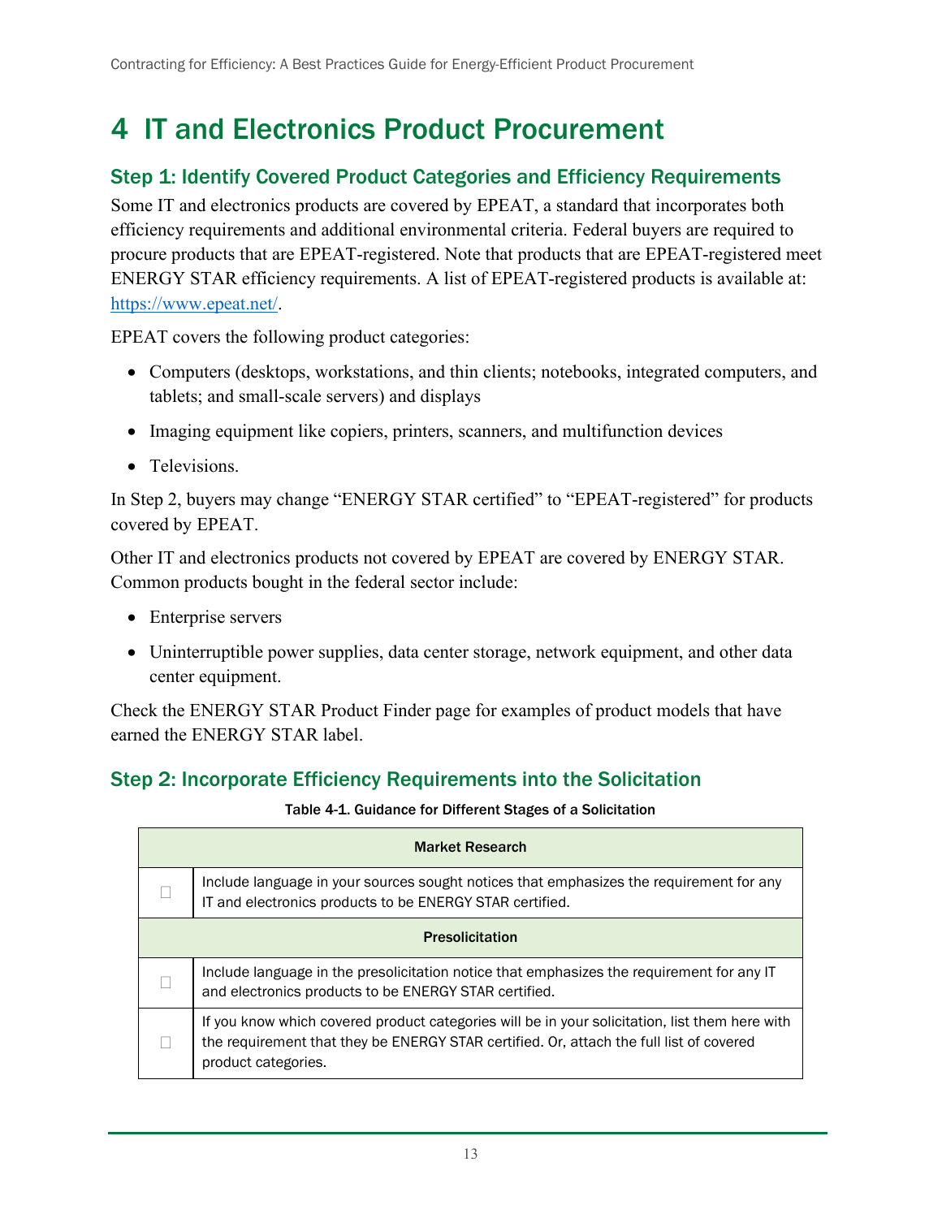# 4 IT and Electronics Product Procurement

## Step 1: Identify Covered Product Categories and Efficiency Requirements

Some IT and electronics products are covered by EPEAT, a standard that incorporates both efficiency requirements and additional environmental criteria. Federal buyers are required to procure products that are EPEAT-registered. Note that products that are EPEAT-registered meet ENERGY STAR efficiency requirements. A list of EPEAT-registered products is available at: https://www.epeat.net/.

EPEAT covers the following product categories:

- Computers (desktops, workstations, and thin clients; notebooks, integrated computers, and tablets; and small-scale servers) and displays
- Imaging equipment like copiers, printers, scanners, and multifunction devices
- Televisions.

In Step 2, buyers may change "ENERGY STAR certified" to "EPEAT-registered" for products covered by EPEAT.

Other IT and electronics products not covered by EPEAT are covered by ENERGY STAR. Common products bought in the federal sector include:

- Enterprise servers
- Uninterruptible power supplies, data center storage, network equipment, and other data center equipment.

Check the ENERGY STAR Product Finder page for examples of product models that have earned the ENERGY STAR label.

## Step 2: Incorporate Efficiency Requirements into the Solicitation

Table 4-1. Guidance for Different Stages of a Solicitation

| | |
|---|---|
| **Market Research** | |
| ☐ | Include language in your sources sought notices that emphasizes the requirement for any IT and electronics products to be ENERGY STAR certified. |
| **Presolicitation** | |
| ☐ | Include language in the presolicitation notice that emphasizes the requirement for any IT and electronics products to be ENERGY STAR certified. |
| ☐ | If you know which covered product categories will be in your solicitation, list them here with the requirement that they be ENERGY STAR certified. Or, attach the full list of covered product categories. |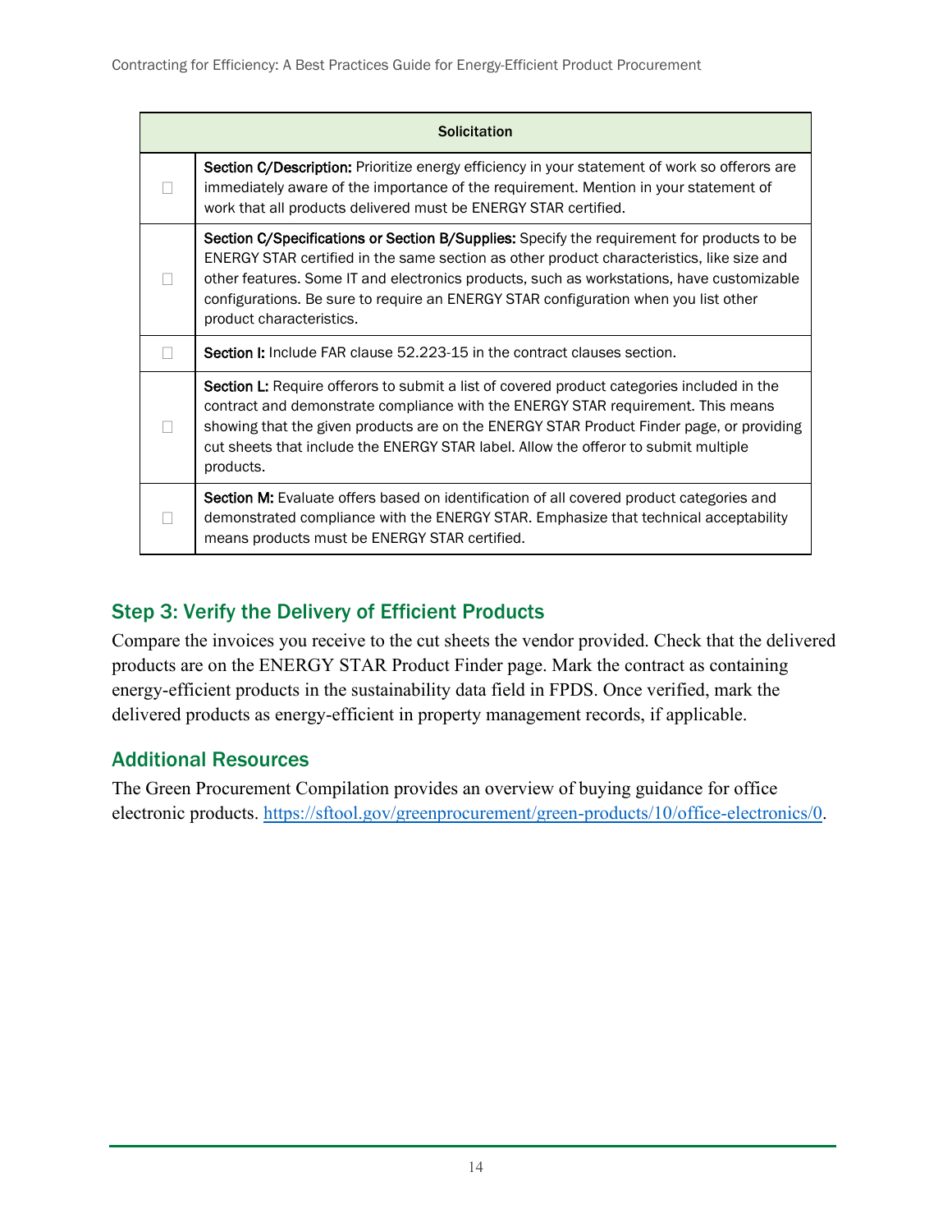| | Solicitation |
|---|---|
| ☐ | **Section C/Description:** Prioritize energy efficiency in your statement of work so offerors are immediately aware of the importance of the requirement. Mention in your statement of work that all products delivered must be ENERGY STAR certified. |
| ☐ | **Section C/Specifications or Section B/Supplies:** Specify the requirement for products to be ENERGY STAR certified in the same section as other product characteristics, like size and other features. Some IT and electronics products, such as workstations, have customizable configurations. Be sure to require an ENERGY STAR configuration when you list other product characteristics. |
| ☐ | **Section I:** Include FAR clause 52.223-15 in the contract clauses section. |
| ☐ | **Section L:** Require offerors to submit a list of covered product categories included in the contract and demonstrate compliance with the ENERGY STAR requirement. This means showing that the given products are on the ENERGY STAR Product Finder page, or providing cut sheets that include the ENERGY STAR label. Allow the offeror to submit multiple products. |
| ☐ | **Section M:** Evaluate offers based on identification of all covered product categories and demonstrated compliance with the ENERGY STAR. Emphasize that technical acceptability means products must be ENERGY STAR certified. |

## Step 3: Verify the Delivery of Efficient Products

Compare the invoices you receive to the cut sheets the vendor provided. Check that the delivered products are on the ENERGY STAR Product Finder page. Mark the contract as containing energy-efficient products in the sustainability data field in FPDS. Once verified, mark the delivered products as energy-efficient in property management records, if applicable.

## Additional Resources

The Green Procurement Compilation provides an overview of buying guidance for office electronic products. https://sftool.gov/greenprocurement/green-products/10/office-electronics/0.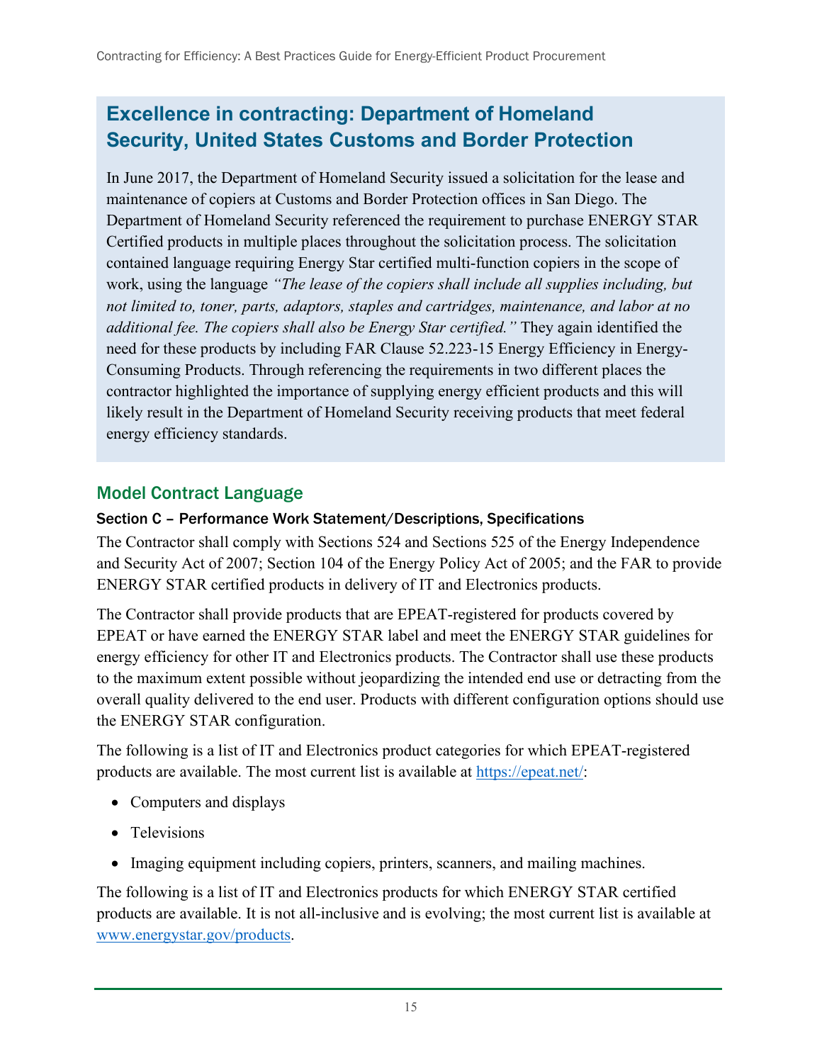## Excellence in contracting: Department of Homeland Security, United States Customs and Border Protection

In June 2017, the Department of Homeland Security issued a solicitation for the lease and maintenance of copiers at Customs and Border Protection offices in San Diego. The Department of Homeland Security referenced the requirement to purchase ENERGY STAR Certified products in multiple places throughout the solicitation process. The solicitation contained language requiring Energy Star certified multi-function copiers in the scope of work, using the language *"The lease of the copiers shall include all supplies including, but not limited to, toner, parts, adaptors, staples and cartridges, maintenance, and labor at no additional fee. The copiers shall also be Energy Star certified."* They again identified the need for these products by including FAR Clause 52.223-15 Energy Efficiency in Energy-Consuming Products. Through referencing the requirements in two different places the contractor highlighted the importance of supplying energy efficient products and this will likely result in the Department of Homeland Security receiving products that meet federal energy efficiency standards.

## Model Contract Language

### Section C – Performance Work Statement/Descriptions, Specifications

The Contractor shall comply with Sections 524 and Sections 525 of the Energy Independence and Security Act of 2007; Section 104 of the Energy Policy Act of 2005; and the FAR to provide ENERGY STAR certified products in delivery of IT and Electronics products.

The Contractor shall provide products that are EPEAT-registered for products covered by EPEAT or have earned the ENERGY STAR label and meet the ENERGY STAR guidelines for energy efficiency for other IT and Electronics products. The Contractor shall use these products to the maximum extent possible without jeopardizing the intended end use or detracting from the overall quality delivered to the end user. Products with different configuration options should use the ENERGY STAR configuration.

The following is a list of IT and Electronics product categories for which EPEAT-registered products are available. The most current list is available at https://epeat.net/:

- Computers and displays
- Televisions
- Imaging equipment including copiers, printers, scanners, and mailing machines.

The following is a list of IT and Electronics products for which ENERGY STAR certified products are available. It is not all-inclusive and is evolving; the most current list is available at www.energystar.gov/products.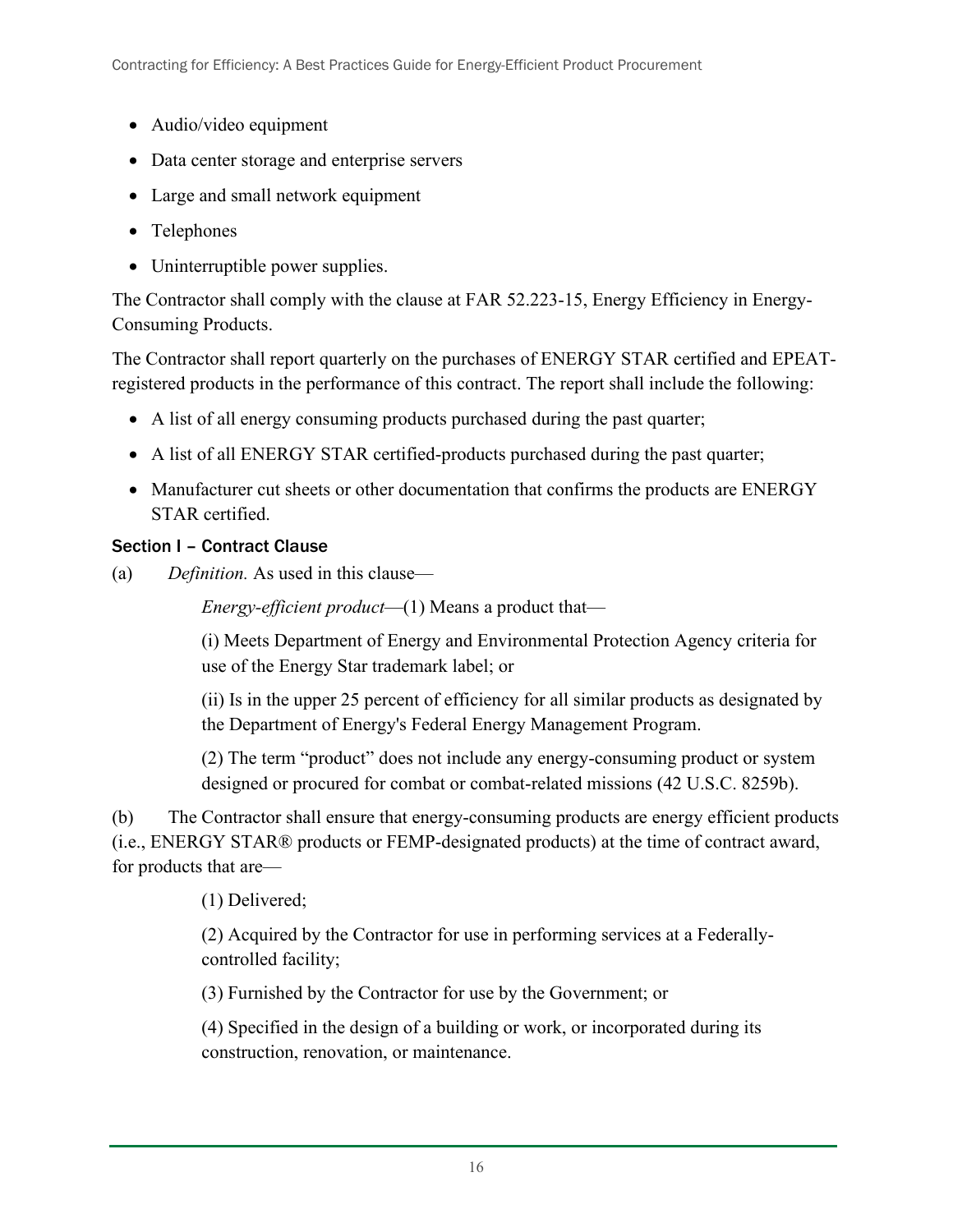- Audio/video equipment
- Data center storage and enterprise servers
- Large and small network equipment
- Telephones
- Uninterruptible power supplies.

The Contractor shall comply with the clause at FAR 52.223-15, Energy Efficiency in Energy-Consuming Products.

The Contractor shall report quarterly on the purchases of ENERGY STAR certified and EPEAT-registered products in the performance of this contract. The report shall include the following:

- A list of all energy consuming products purchased during the past quarter;
- A list of all ENERGY STAR certified-products purchased during the past quarter;
- Manufacturer cut sheets or other documentation that confirms the products are ENERGY STAR certified.

### Section I – Contract Clause

(a) *Definition.* As used in this clause—

*Energy-efficient product*—(1) Means a product that—

(i) Meets Department of Energy and Environmental Protection Agency criteria for use of the Energy Star trademark label; or

(ii) Is in the upper 25 percent of efficiency for all similar products as designated by the Department of Energy's Federal Energy Management Program.

(2) The term “product” does not include any energy-consuming product or system designed or procured for combat or combat-related missions (42 U.S.C. 8259b).

(b) The Contractor shall ensure that energy-consuming products are energy efficient products (i.e., ENERGY STAR® products or FEMP-designated products) at the time of contract award, for products that are—

(1) Delivered;

(2) Acquired by the Contractor for use in performing services at a Federally-controlled facility;

(3) Furnished by the Contractor for use by the Government; or

(4) Specified in the design of a building or work, or incorporated during its construction, renovation, or maintenance.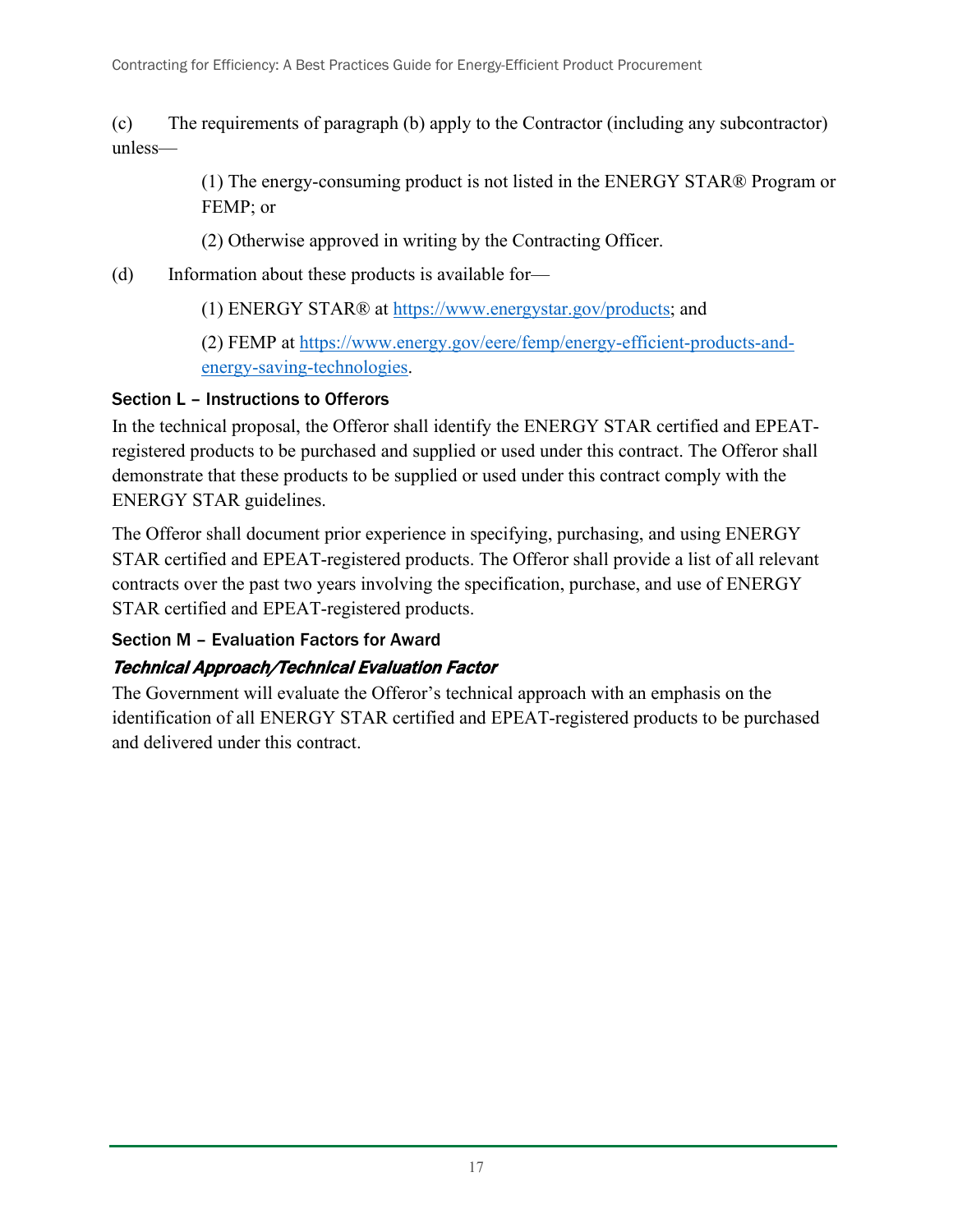(c) The requirements of paragraph (b) apply to the Contractor (including any subcontractor) unless—

(1) The energy-consuming product is not listed in the ENERGY STAR® Program or FEMP; or

(2) Otherwise approved in writing by the Contracting Officer.

(d) Information about these products is available for—

(1) ENERGY STAR® at https://www.energystar.gov/products; and

(2) FEMP at https://www.energy.gov/eere/femp/energy-efficient-products-and-energy-saving-technologies.

### Section L – Instructions to Offerors

In the technical proposal, the Offeror shall identify the ENERGY STAR certified and EPEAT-registered products to be purchased and supplied or used under this contract. The Offeror shall demonstrate that these products to be supplied or used under this contract comply with the ENERGY STAR guidelines.

The Offeror shall document prior experience in specifying, purchasing, and using ENERGY STAR certified and EPEAT-registered products. The Offeror shall provide a list of all relevant contracts over the past two years involving the specification, purchase, and use of ENERGY STAR certified and EPEAT-registered products.

### Section M – Evaluation Factors for Award

#### *Technical Approach/Technical Evaluation Factor*

The Government will evaluate the Offeror's technical approach with an emphasis on the identification of all ENERGY STAR certified and EPEAT-registered products to be purchased and delivered under this contract.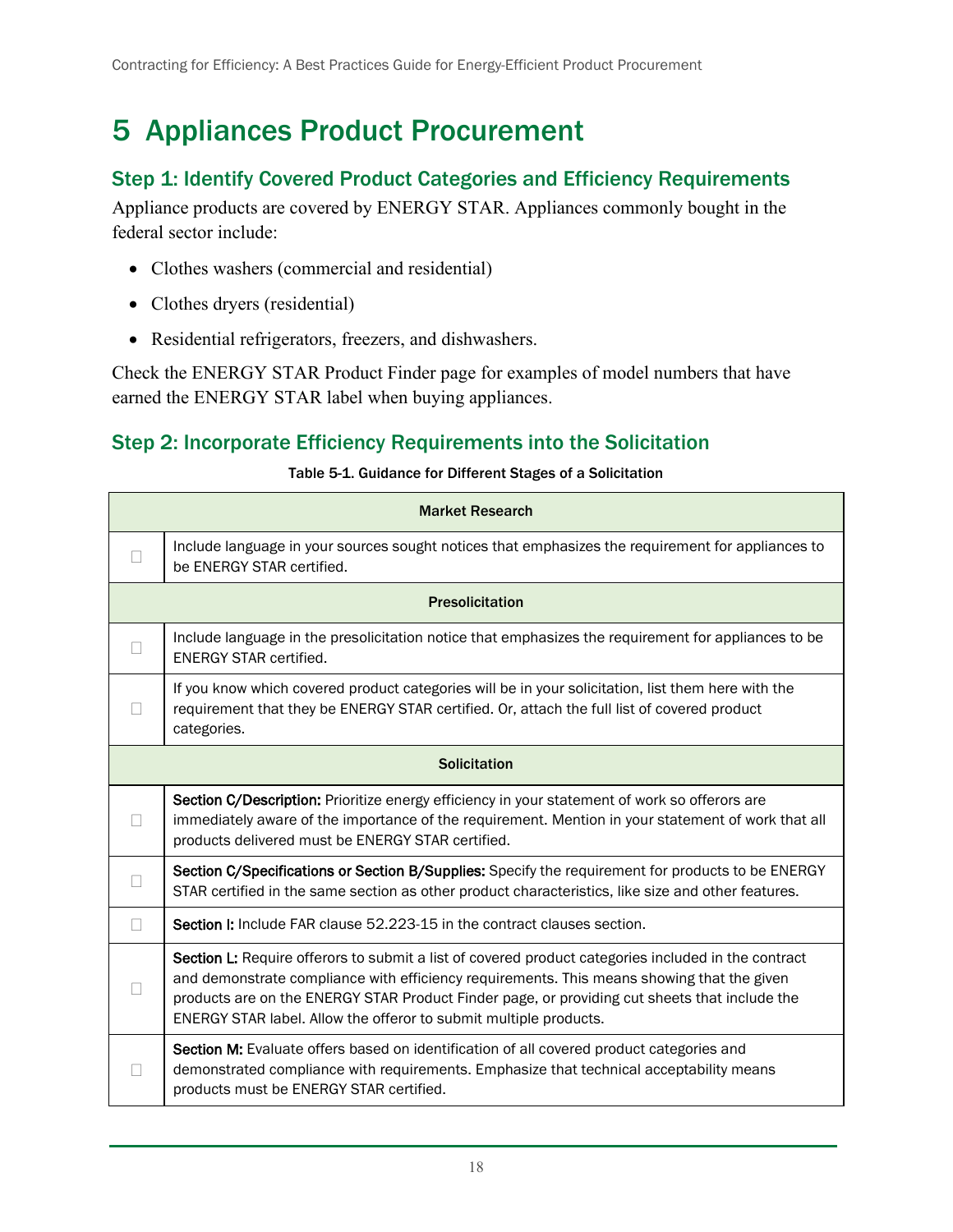# 5 Appliances Product Procurement

## Step 1: Identify Covered Product Categories and Efficiency Requirements

Appliance products are covered by ENERGY STAR. Appliances commonly bought in the federal sector include:

- Clothes washers (commercial and residential)
- Clothes dryers (residential)
- Residential refrigerators, freezers, and dishwashers.

Check the ENERGY STAR Product Finder page for examples of model numbers that have earned the ENERGY STAR label when buying appliances.

## Step 2: Incorporate Efficiency Requirements into the Solicitation

Table 5-1. Guidance for Different Stages of a Solicitation

| | **Market Research** |
|---|---|
| ☐ | Include language in your sources sought notices that emphasizes the requirement for appliances to be ENERGY STAR certified. |
| | **Presolicitation** |
| ☐ | Include language in the presolicitation notice that emphasizes the requirement for appliances to be ENERGY STAR certified. |
| ☐ | If you know which covered product categories will be in your solicitation, list them here with the requirement that they be ENERGY STAR certified. Or, attach the full list of covered product categories. |
| | **Solicitation** |
| ☐ | **Section C/Description:** Prioritize energy efficiency in your statement of work so offerors are immediately aware of the importance of the requirement. Mention in your statement of work that all products delivered must be ENERGY STAR certified. |
| ☐ | **Section C/Specifications or Section B/Supplies:** Specify the requirement for products to be ENERGY STAR certified in the same section as other product characteristics, like size and other features. |
| ☐ | **Section I:** Include FAR clause 52.223-15 in the contract clauses section. |
| ☐ | **Section L:** Require offerors to submit a list of covered product categories included in the contract and demonstrate compliance with efficiency requirements. This means showing that the given products are on the ENERGY STAR Product Finder page, or providing cut sheets that include the ENERGY STAR label. Allow the offeror to submit multiple products. |
| ☐ | **Section M:** Evaluate offers based on identification of all covered product categories and demonstrated compliance with requirements. Emphasize that technical acceptability means products must be ENERGY STAR certified. |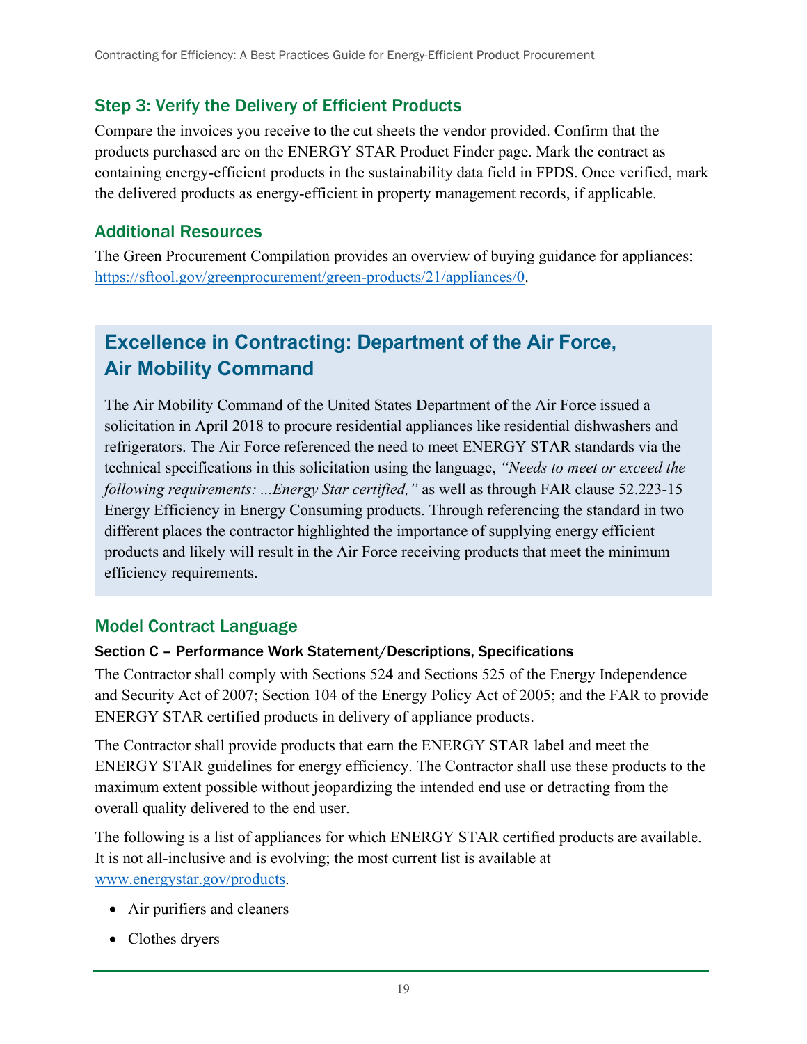## Step 3: Verify the Delivery of Efficient Products

Compare the invoices you receive to the cut sheets the vendor provided. Confirm that the products purchased are on the ENERGY STAR Product Finder page. Mark the contract as containing energy-efficient products in the sustainability data field in FPDS. Once verified, mark the delivered products as energy-efficient in property management records, if applicable.

## Additional Resources

The Green Procurement Compilation provides an overview of buying guidance for appliances: https://sftool.gov/greenprocurement/green-products/21/appliances/0.

## Excellence in Contracting: Department of the Air Force, Air Mobility Command

The Air Mobility Command of the United States Department of the Air Force issued a solicitation in April 2018 to procure residential appliances like residential dishwashers and refrigerators. The Air Force referenced the need to meet ENERGY STAR standards via the technical specifications in this solicitation using the language, *"Needs to meet or exceed the following requirements: ...Energy Star certified,"* as well as through FAR clause 52.223-15 Energy Efficiency in Energy Consuming products. Through referencing the standard in two different places the contractor highlighted the importance of supplying energy efficient products and likely will result in the Air Force receiving products that meet the minimum efficiency requirements.

## Model Contract Language

### Section C – Performance Work Statement/Descriptions, Specifications

The Contractor shall comply with Sections 524 and Sections 525 of the Energy Independence and Security Act of 2007; Section 104 of the Energy Policy Act of 2005; and the FAR to provide ENERGY STAR certified products in delivery of appliance products.

The Contractor shall provide products that earn the ENERGY STAR label and meet the ENERGY STAR guidelines for energy efficiency. The Contractor shall use these products to the maximum extent possible without jeopardizing the intended end use or detracting from the overall quality delivered to the end user.

The following is a list of appliances for which ENERGY STAR certified products are available. It is not all-inclusive and is evolving; the most current list is available at www.energystar.gov/products.

- Air purifiers and cleaners
- Clothes dryers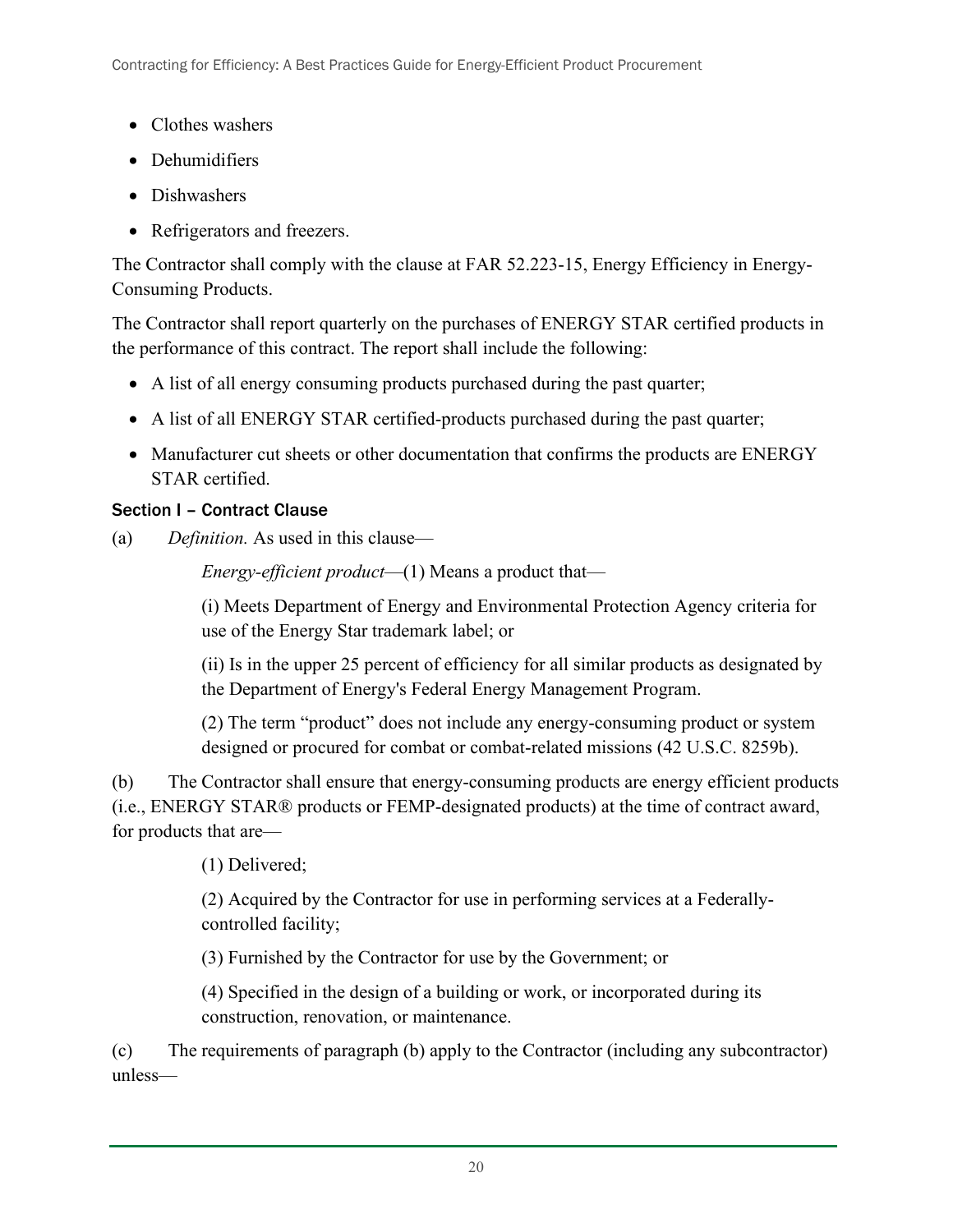- Clothes washers
- Dehumidifiers
- Dishwashers
- Refrigerators and freezers.

The Contractor shall comply with the clause at FAR 52.223-15, Energy Efficiency in Energy-Consuming Products.

The Contractor shall report quarterly on the purchases of ENERGY STAR certified products in the performance of this contract. The report shall include the following:

- A list of all energy consuming products purchased during the past quarter;
- A list of all ENERGY STAR certified-products purchased during the past quarter;
- Manufacturer cut sheets or other documentation that confirms the products are ENERGY STAR certified.

### Section I – Contract Clause

(a) *Definition.* As used in this clause—

*Energy-efficient product*—(1) Means a product that—

(i) Meets Department of Energy and Environmental Protection Agency criteria for use of the Energy Star trademark label; or

(ii) Is in the upper 25 percent of efficiency for all similar products as designated by the Department of Energy's Federal Energy Management Program.

(2) The term "product" does not include any energy-consuming product or system designed or procured for combat or combat-related missions (42 U.S.C. 8259b).

(b) The Contractor shall ensure that energy-consuming products are energy efficient products (i.e., ENERGY STAR® products or FEMP-designated products) at the time of contract award, for products that are—

(1) Delivered;

(2) Acquired by the Contractor for use in performing services at a Federally-controlled facility;

(3) Furnished by the Contractor for use by the Government; or

(4) Specified in the design of a building or work, or incorporated during its construction, renovation, or maintenance.

(c) The requirements of paragraph (b) apply to the Contractor (including any subcontractor) unless—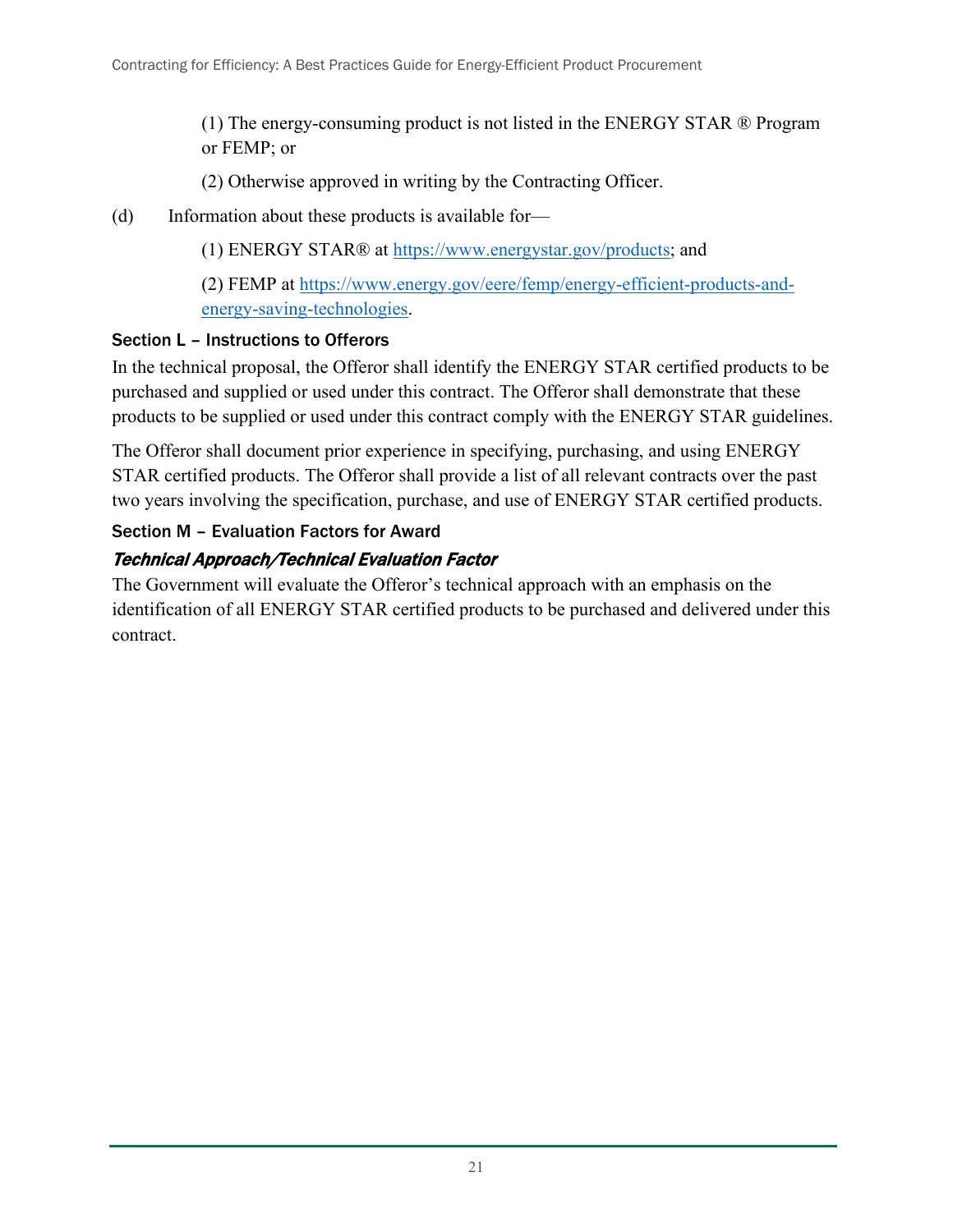(1) The energy-consuming product is not listed in the ENERGY STAR ® Program or FEMP; or

(2) Otherwise approved in writing by the Contracting Officer.

(d) Information about these products is available for—

(1) ENERGY STAR® at https://www.energystar.gov/products; and

(2) FEMP at https://www.energy.gov/eere/femp/energy-efficient-products-and-energy-saving-technologies.

### Section L – Instructions to Offerors

In the technical proposal, the Offeror shall identify the ENERGY STAR certified products to be purchased and supplied or used under this contract. The Offeror shall demonstrate that these products to be supplied or used under this contract comply with the ENERGY STAR guidelines.

The Offeror shall document prior experience in specifying, purchasing, and using ENERGY STAR certified products. The Offeror shall provide a list of all relevant contracts over the past two years involving the specification, purchase, and use of ENERGY STAR certified products.

### Section M – Evaluation Factors for Award

#### *Technical Approach/Technical Evaluation Factor*

The Government will evaluate the Offeror's technical approach with an emphasis on the identification of all ENERGY STAR certified products to be purchased and delivered under this contract.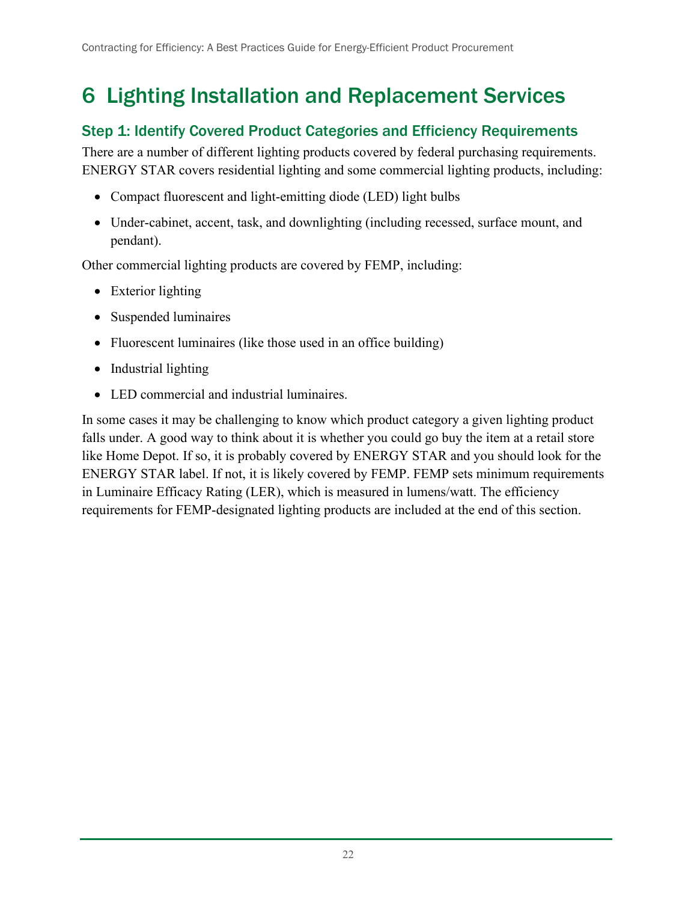# 6 Lighting Installation and Replacement Services

## Step 1: Identify Covered Product Categories and Efficiency Requirements

There are a number of different lighting products covered by federal purchasing requirements. ENERGY STAR covers residential lighting and some commercial lighting products, including:

- Compact fluorescent and light-emitting diode (LED) light bulbs
- Under-cabinet, accent, task, and downlighting (including recessed, surface mount, and pendant).

Other commercial lighting products are covered by FEMP, including:

- Exterior lighting
- Suspended luminaires
- Fluorescent luminaires (like those used in an office building)
- Industrial lighting
- LED commercial and industrial luminaires.

In some cases it may be challenging to know which product category a given lighting product falls under. A good way to think about it is whether you could go buy the item at a retail store like Home Depot. If so, it is probably covered by ENERGY STAR and you should look for the ENERGY STAR label. If not, it is likely covered by FEMP. FEMP sets minimum requirements in Luminaire Efficacy Rating (LER), which is measured in lumens/watt. The efficiency requirements for FEMP-designated lighting products are included at the end of this section.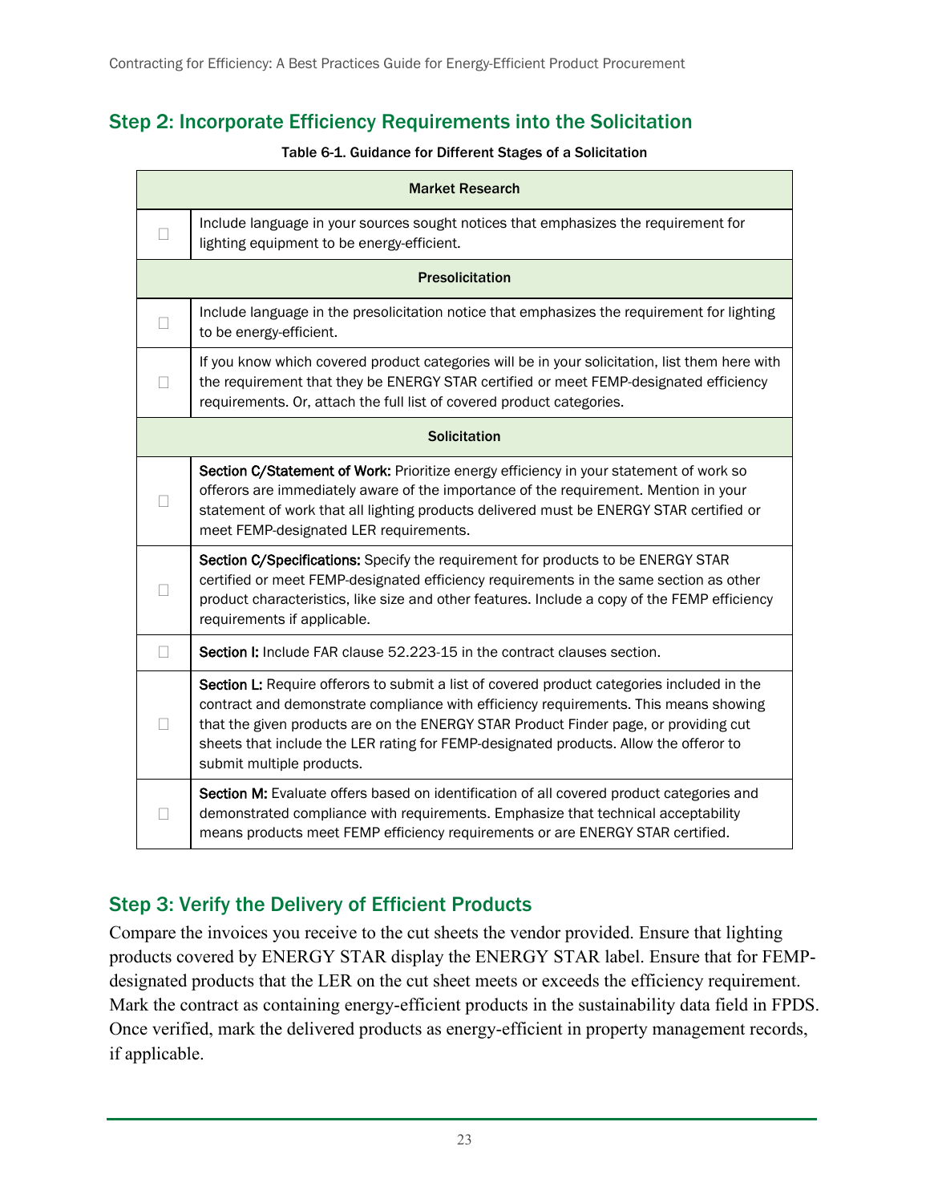## Step 2: Incorporate Efficiency Requirements into the Solicitation

**Table 6-1. Guidance for Different Stages of a Solicitation**

| | |
|---|---|
| **Market Research** | |
| ☐ | Include language in your sources sought notices that emphasizes the requirement for lighting equipment to be energy-efficient. |
| **Presolicitation** | |
| ☐ | Include language in the presolicitation notice that emphasizes the requirement for lighting to be energy-efficient. |
| ☐ | If you know which covered product categories will be in your solicitation, list them here with the requirement that they be ENERGY STAR certified or meet FEMP-designated efficiency requirements. Or, attach the full list of covered product categories. |
| **Solicitation** | |
| ☐ | **Section C/Statement of Work:** Prioritize energy efficiency in your statement of work so offerors are immediately aware of the importance of the requirement. Mention in your statement of work that all lighting products delivered must be ENERGY STAR certified or meet FEMP-designated LER requirements. |
| ☐ | **Section C/Specifications:** Specify the requirement for products to be ENERGY STAR certified or meet FEMP-designated efficiency requirements in the same section as other product characteristics, like size and other features. Include a copy of the FEMP efficiency requirements if applicable. |
| ☐ | **Section I:** Include FAR clause 52.223-15 in the contract clauses section. |
| ☐ | **Section L:** Require offerors to submit a list of covered product categories included in the contract and demonstrate compliance with efficiency requirements. This means showing that the given products are on the ENERGY STAR Product Finder page, or providing cut sheets that include the LER rating for FEMP-designated products. Allow the offeror to submit multiple products. |
| ☐ | **Section M:** Evaluate offers based on identification of all covered product categories and demonstrated compliance with requirements. Emphasize that technical acceptability means products meet FEMP efficiency requirements or are ENERGY STAR certified. |

## Step 3: Verify the Delivery of Efficient Products

Compare the invoices you receive to the cut sheets the vendor provided. Ensure that lighting products covered by ENERGY STAR display the ENERGY STAR label. Ensure that for FEMP-designated products that the LER on the cut sheet meets or exceeds the efficiency requirement. Mark the contract as containing energy-efficient products in the sustainability data field in FPDS. Once verified, mark the delivered products as energy-efficient in property management records, if applicable.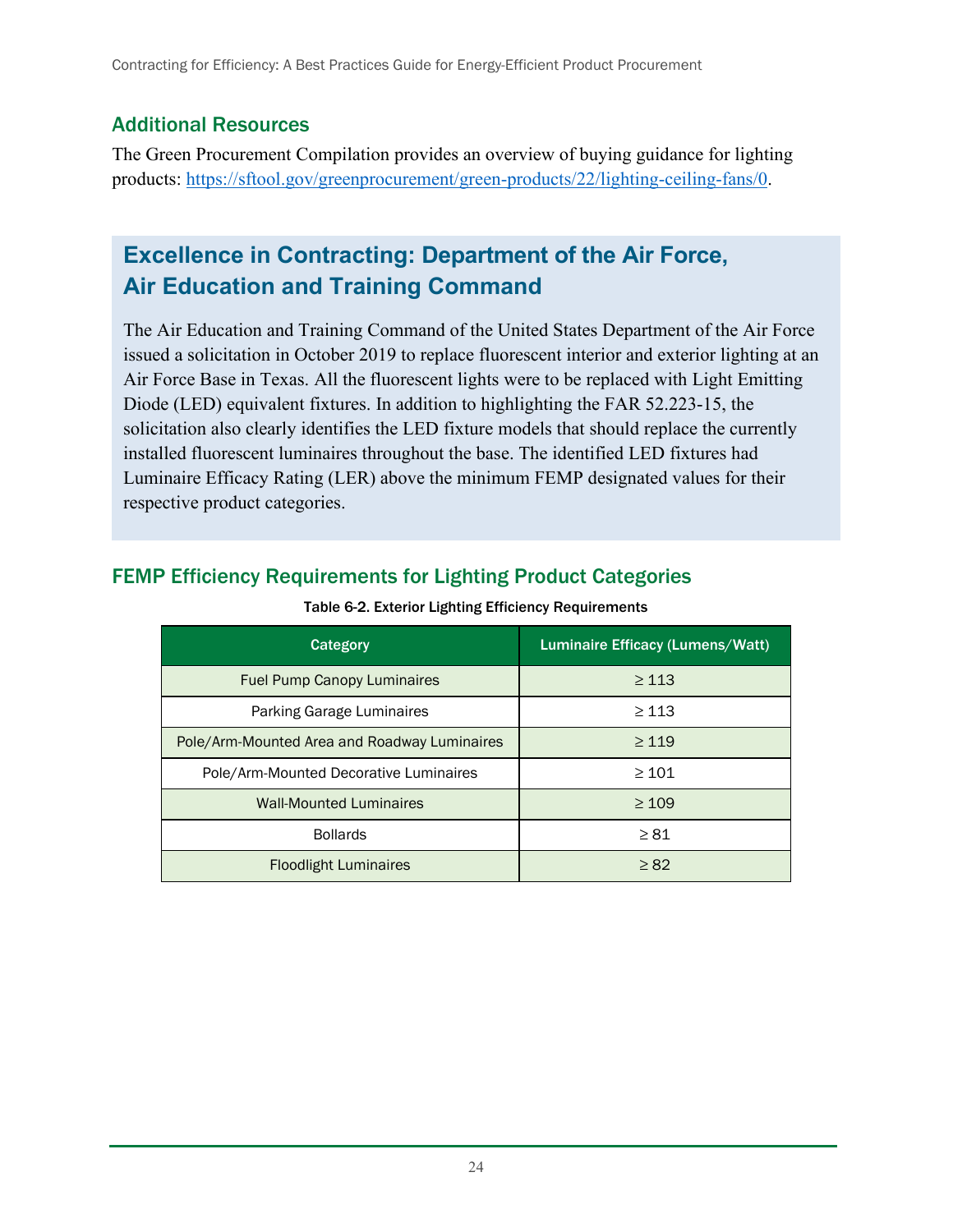## Additional Resources

The Green Procurement Compilation provides an overview of buying guidance for lighting products: https://sftool.gov/greenprocurement/green-products/22/lighting-ceiling-fans/0.

## Excellence in Contracting: Department of the Air Force, Air Education and Training Command

The Air Education and Training Command of the United States Department of the Air Force issued a solicitation in October 2019 to replace fluorescent interior and exterior lighting at an Air Force Base in Texas. All the fluorescent lights were to be replaced with Light Emitting Diode (LED) equivalent fixtures. In addition to highlighting the FAR 52.223-15, the solicitation also clearly identifies the LED fixture models that should replace the currently installed fluorescent luminaires throughout the base. The identified LED fixtures had Luminaire Efficacy Rating (LER) above the minimum FEMP designated values for their respective product categories.

## FEMP Efficiency Requirements for Lighting Product Categories

**Table 6-2. Exterior Lighting Efficiency Requirements**

| Category | Luminaire Efficacy (Lumens/Watt) |
|---|---|
| Fuel Pump Canopy Luminaires | ≥ 113 |
| Parking Garage Luminaires | ≥ 113 |
| Pole/Arm-Mounted Area and Roadway Luminaires | ≥ 119 |
| Pole/Arm-Mounted Decorative Luminaires | ≥ 101 |
| Wall-Mounted Luminaires | ≥ 109 |
| Bollards | ≥ 81 |
| Floodlight Luminaires | ≥ 82 |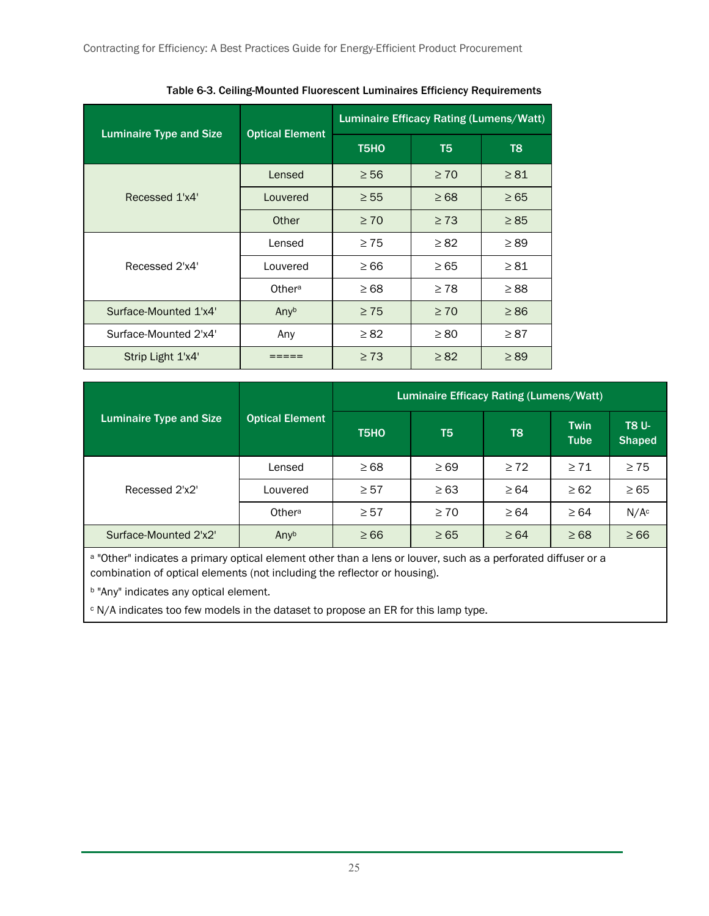**Table 6-3. Ceiling-Mounted Fluorescent Luminaires Efficiency Requirements**

| Luminaire Type and Size | Optical Element | Luminaire Efficacy Rating (Lumens/Watt) | | |
|---|---|---|---|---|
| | | T5HO | T5 | T8 |
| Recessed 1'x4' | Lensed | ≥ 56 | ≥ 70 | ≥ 81 |
| | Louvered | ≥ 55 | ≥ 68 | ≥ 65 |
| | Other | ≥ 70 | ≥ 73 | ≥ 85 |
| Recessed 2'x4' | Lensed | ≥ 75 | ≥ 82 | ≥ 89 |
| | Louvered | ≥ 66 | ≥ 65 | ≥ 81 |
| | Other[a] | ≥ 68 | ≥ 78 | ≥ 88 |
| Surface-Mounted 1'x4' | Any[b] | ≥ 75 | ≥ 70 | ≥ 86 |
| Surface-Mounted 2'x4' | Any | ≥ 82 | ≥ 80 | ≥ 87 |
| Strip Light 1'x4' | ===== | ≥ 73 | ≥ 82 | ≥ 89 |

| Luminaire Type and Size | Optical Element | Luminaire Efficacy Rating (Lumens/Watt) | | | | |
|---|---|---|---|---|---|---|
| | | T5HO | T5 | T8 | Twin Tube | T8 U-Shaped |
| Recessed 2'x2' | Lensed | ≥ 68 | ≥ 69 | ≥ 72 | ≥ 71 | ≥ 75 |
| | Louvered | ≥ 57 | ≥ 63 | ≥ 64 | ≥ 62 | ≥ 65 |
| | Other[a] | ≥ 57 | ≥ 70 | ≥ 64 | ≥ 64 | N/A[c] |
| Surface-Mounted 2'x2' | Any[b] | ≥ 66 | ≥ 65 | ≥ 64 | ≥ 68 | ≥ 66 |

[a] "Other" indicates a primary optical element other than a lens or louver, such as a perforated diffuser or a combination of optical elements (not including the reflector or housing).

[b] "Any" indicates any optical element.

[c] N/A indicates too few models in the dataset to propose an ER for this lamp type.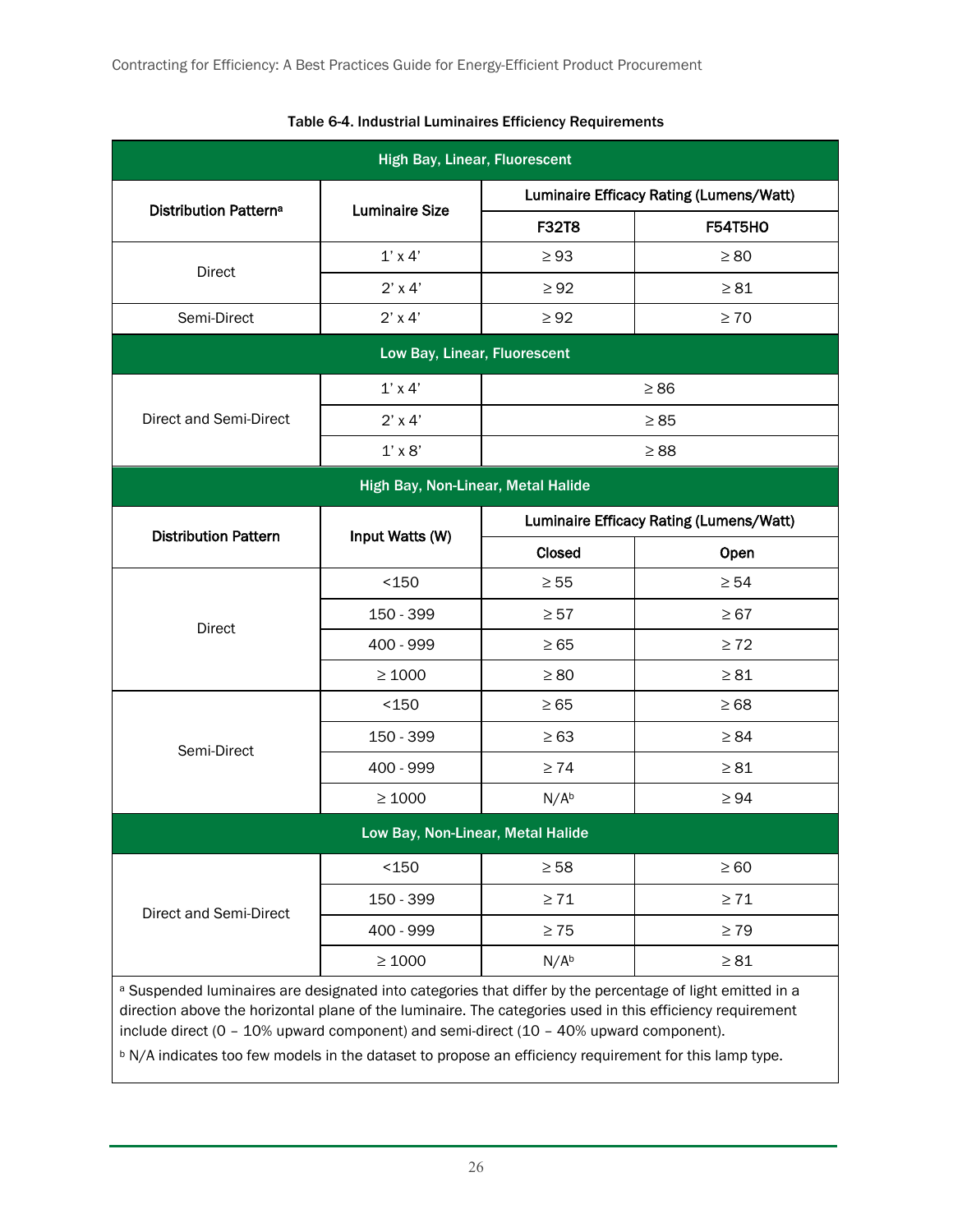Table 6-4. Industrial Luminaires Efficiency Requirements

| High Bay, Linear, Fluorescent | | | |
|---|---|---|---|
| Distribution Pattern[a] | Luminaire Size | Luminaire Efficacy Rating (Lumens/Watt) | |
| | | F32T8 | F54T5HO |
| Direct | 1' x 4' | ≥ 93 | ≥ 80 |
| | 2' x 4' | ≥ 92 | ≥ 81 |
| Semi-Direct | 2' x 4' | ≥ 92 | ≥ 70 |
| **Low Bay, Linear, Fluorescent** | | | |
| Direct and Semi-Direct | 1' x 4' | ≥ 86 | |
| | 2' x 4' | ≥ 85 | |
| | 1' x 8' | ≥ 88 | |
| **High Bay, Non-Linear, Metal Halide** | | | |
| **Distribution Pattern** | **Input Watts (W)** | **Luminaire Efficacy Rating (Lumens/Watt)** | |
| | | **Closed** | **Open** |
| Direct | <150 | ≥ 55 | ≥ 54 |
| | 150 - 399 | ≥ 57 | ≥ 67 |
| | 400 - 999 | ≥ 65 | ≥ 72 |
| | ≥ 1000 | ≥ 80 | ≥ 81 |
| Semi-Direct | <150 | ≥ 65 | ≥ 68 |
| | 150 - 399 | ≥ 63 | ≥ 84 |
| | 400 - 999 | ≥ 74 | ≥ 81 |
| | ≥ 1000 | N/A[b] | ≥ 94 |
| **Low Bay, Non-Linear, Metal Halide** | | | |
| Direct and Semi-Direct | <150 | ≥ 58 | ≥ 60 |
| | 150 - 399 | ≥ 71 | ≥ 71 |
| | 400 - 999 | ≥ 75 | ≥ 79 |
| | ≥ 1000 | N/A[b] | ≥ 81 |

[a] Suspended luminaires are designated into categories that differ by the percentage of light emitted in a direction above the horizontal plane of the luminaire. The categories used in this efficiency requirement include direct (0 – 10% upward component) and semi-direct (10 – 40% upward component).

[b] N/A indicates too few models in the dataset to propose an efficiency requirement for this lamp type.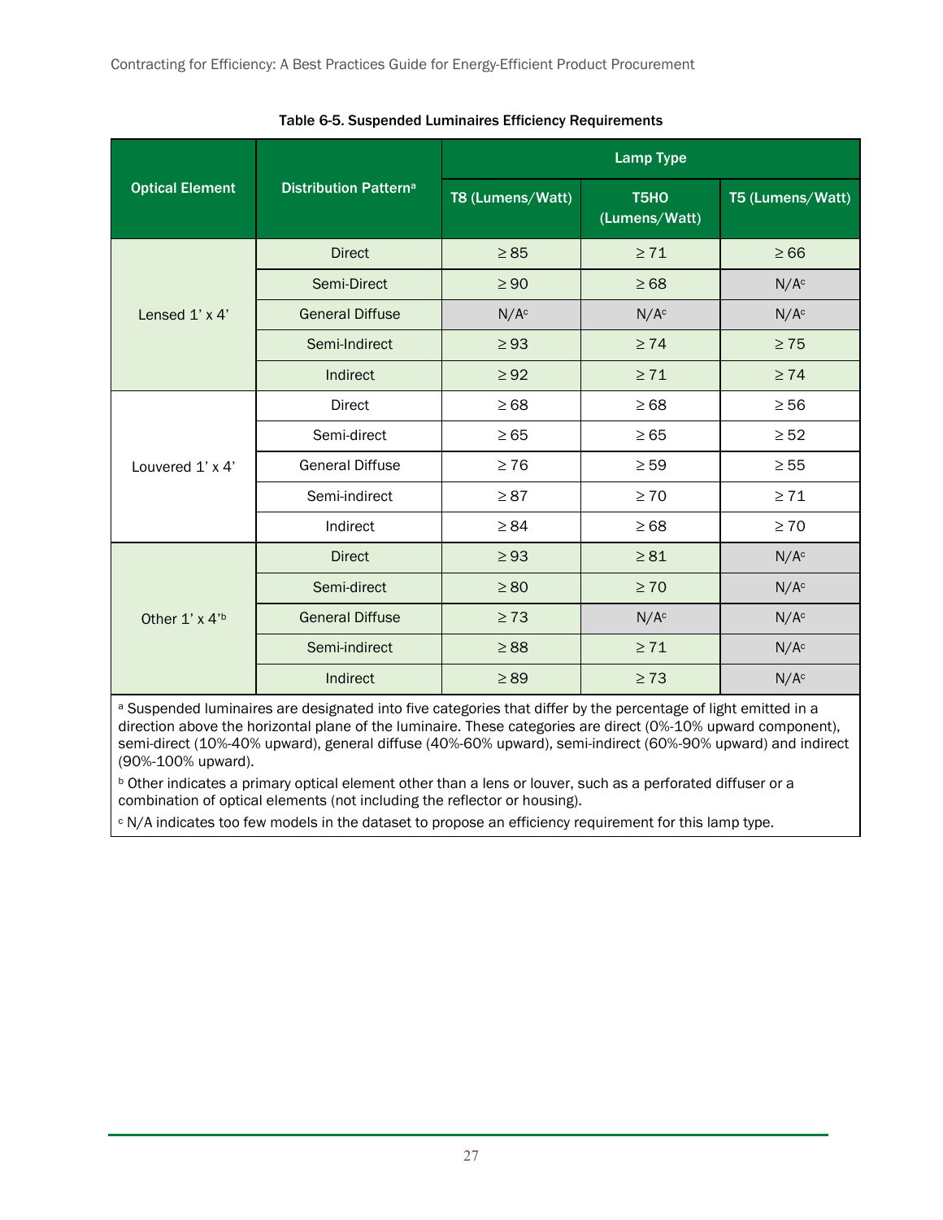Table 6-5. Suspended Luminaires Efficiency Requirements

| Optical Element | Distribution Pattern[a] | Lamp Type | | |
|---|---|---|---|---|
| | | T8 (Lumens/Watt) | T5HO (Lumens/Watt) | T5 (Lumens/Watt) |
| Lensed 1' x 4' | Direct | ≥ 85 | ≥ 71 | ≥ 66 |
| | Semi-Direct | ≥ 90 | ≥ 68 | N/A[c] |
| | General Diffuse | N/A[c] | N/A[c] | N/A[c] |
| | Semi-Indirect | ≥ 93 | ≥ 74 | ≥ 75 |
| | Indirect | ≥ 92 | ≥ 71 | ≥ 74 |
| Louvered 1' x 4' | Direct | ≥ 68 | ≥ 68 | ≥ 56 |
| | Semi-direct | ≥ 65 | ≥ 65 | ≥ 52 |
| | General Diffuse | ≥ 76 | ≥ 59 | ≥ 55 |
| | Semi-indirect | ≥ 87 | ≥ 70 | ≥ 71 |
| | Indirect | ≥ 84 | ≥ 68 | ≥ 70 |
| Other 1' x 4'[b] | Direct | ≥ 93 | ≥ 81 | N/A[c] |
| | Semi-direct | ≥ 80 | ≥ 70 | N/A[c] |
| | General Diffuse | ≥ 73 | N/A[c] | N/A[c] |
| | Semi-indirect | ≥ 88 | ≥ 71 | N/A[c] |
| | Indirect | ≥ 89 | ≥ 73 | N/A[c] |

[a] Suspended luminaires are designated into five categories that differ by the percentage of light emitted in a direction above the horizontal plane of the luminaire. These categories are direct (0%-10% upward component), semi-direct (10%-40% upward), general diffuse (40%-60% upward), semi-indirect (60%-90% upward) and indirect (90%-100% upward).

[b] Other indicates a primary optical element other than a lens or louver, such as a perforated diffuser or a combination of optical elements (not including the reflector or housing).

[c] N/A indicates too few models in the dataset to propose an efficiency requirement for this lamp type.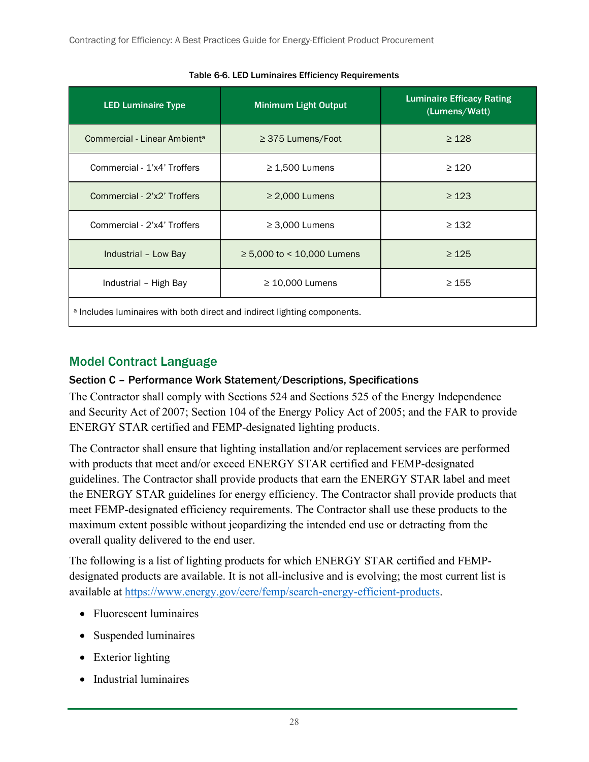Table 6-6. LED Luminaires Efficiency Requirements

| LED Luminaire Type | Minimum Light Output | Luminaire Efficacy Rating (Lumens/Watt) |
|---|---|---|
| Commercial - Linear Ambient[a] | ≥ 375 Lumens/Foot | ≥ 128 |
| Commercial - 1'x4' Troffers | ≥ 1,500 Lumens | ≥ 120 |
| Commercial - 2'x2' Troffers | ≥ 2,000 Lumens | ≥ 123 |
| Commercial - 2'x4' Troffers | ≥ 3,000 Lumens | ≥ 132 |
| Industrial – Low Bay | ≥ 5,000 to < 10,000 Lumens | ≥ 125 |
| Industrial – High Bay | ≥ 10,000 Lumens | ≥ 155 |

[a] Includes luminaires with both direct and indirect lighting components.

## Model Contract Language

### Section C – Performance Work Statement/Descriptions, Specifications

The Contractor shall comply with Sections 524 and Sections 525 of the Energy Independence and Security Act of 2007; Section 104 of the Energy Policy Act of 2005; and the FAR to provide ENERGY STAR certified and FEMP-designated lighting products.

The Contractor shall ensure that lighting installation and/or replacement services are performed with products that meet and/or exceed ENERGY STAR certified and FEMP-designated guidelines. The Contractor shall provide products that earn the ENERGY STAR label and meet the ENERGY STAR guidelines for energy efficiency. The Contractor shall provide products that meet FEMP-designated efficiency requirements. The Contractor shall use these products to the maximum extent possible without jeopardizing the intended end use or detracting from the overall quality delivered to the end user.

The following is a list of lighting products for which ENERGY STAR certified and FEMP-designated products are available. It is not all-inclusive and is evolving; the most current list is available at https://www.energy.gov/eere/femp/search-energy-efficient-products.

- Fluorescent luminaires
- Suspended luminaires
- Exterior lighting
- Industrial luminaires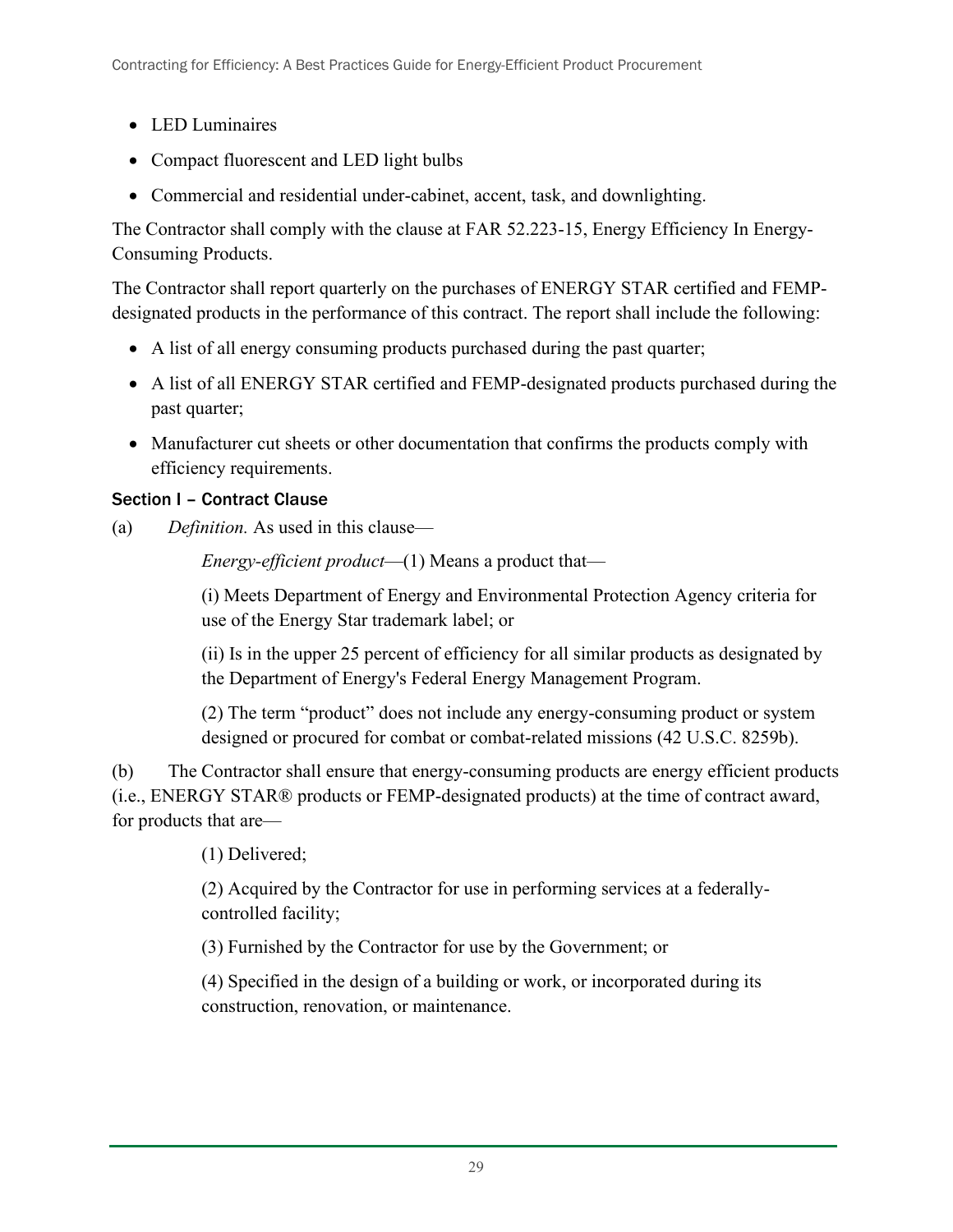- LED Luminaires
- Compact fluorescent and LED light bulbs
- Commercial and residential under-cabinet, accent, task, and downlighting.

The Contractor shall comply with the clause at FAR 52.223-15, Energy Efficiency In Energy-Consuming Products.

The Contractor shall report quarterly on the purchases of ENERGY STAR certified and FEMP-designated products in the performance of this contract. The report shall include the following:

- A list of all energy consuming products purchased during the past quarter;
- A list of all ENERGY STAR certified and FEMP-designated products purchased during the past quarter;
- Manufacturer cut sheets or other documentation that confirms the products comply with efficiency requirements.

#### Section I – Contract Clause

(a) *Definition.* As used in this clause—

*Energy-efficient product*—(1) Means a product that—

(i) Meets Department of Energy and Environmental Protection Agency criteria for use of the Energy Star trademark label; or

(ii) Is in the upper 25 percent of efficiency for all similar products as designated by the Department of Energy's Federal Energy Management Program.

(2) The term "product" does not include any energy-consuming product or system designed or procured for combat or combat-related missions (42 U.S.C. 8259b).

(b) The Contractor shall ensure that energy-consuming products are energy efficient products (i.e., ENERGY STAR® products or FEMP-designated products) at the time of contract award, for products that are—

(1) Delivered;

(2) Acquired by the Contractor for use in performing services at a federally-controlled facility;

(3) Furnished by the Contractor for use by the Government; or

(4) Specified in the design of a building or work, or incorporated during its construction, renovation, or maintenance.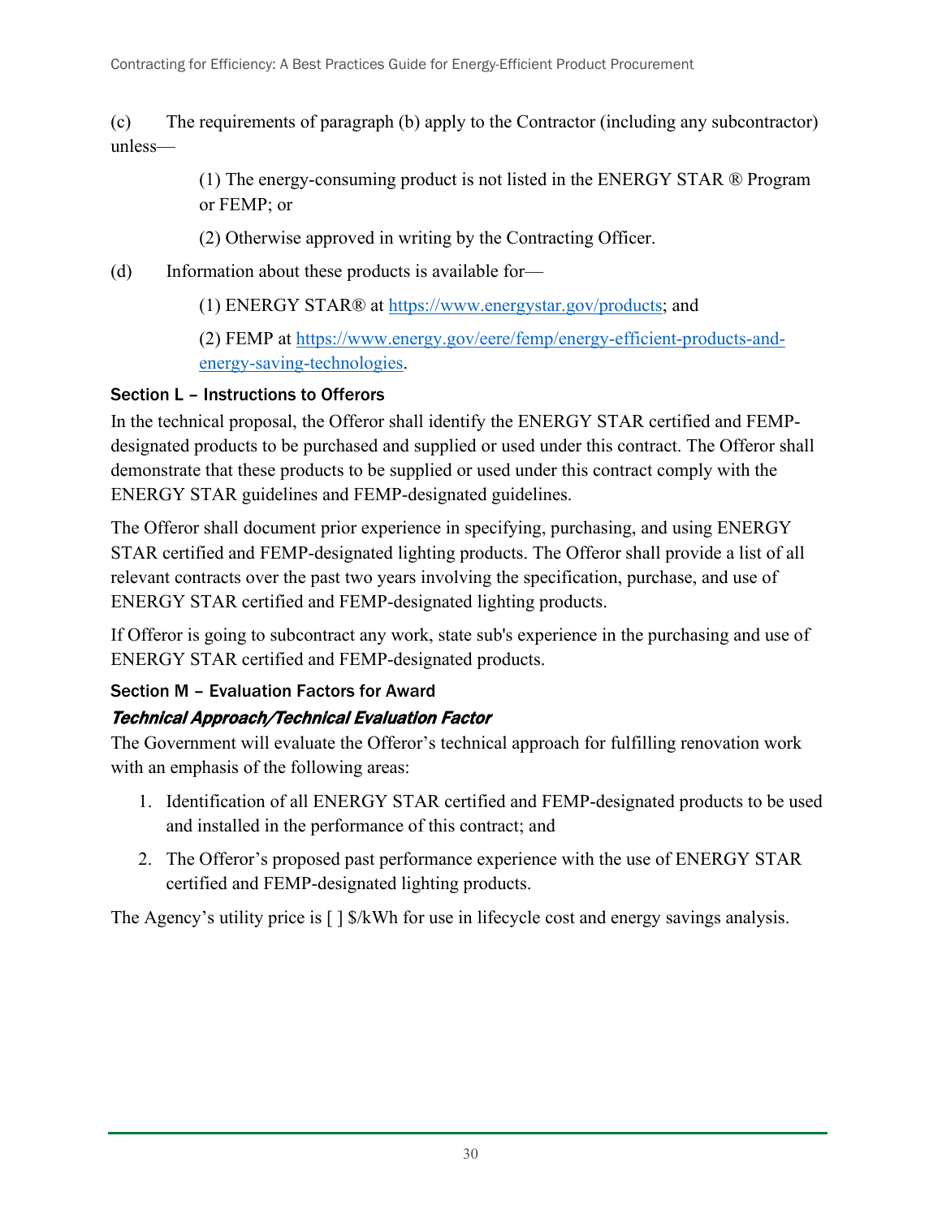(c) The requirements of paragraph (b) apply to the Contractor (including any subcontractor) unless—

(1) The energy-consuming product is not listed in the ENERGY STAR ® Program or FEMP; or

(2) Otherwise approved in writing by the Contracting Officer.

(d) Information about these products is available for—

(1) ENERGY STAR® at https://www.energystar.gov/products; and

(2) FEMP at https://www.energy.gov/eere/femp/energy-efficient-products-and-energy-saving-technologies.

### Section L – Instructions to Offerors

In the technical proposal, the Offeror shall identify the ENERGY STAR certified and FEMP-designated products to be purchased and supplied or used under this contract. The Offeror shall demonstrate that these products to be supplied or used under this contract comply with the ENERGY STAR guidelines and FEMP-designated guidelines.

The Offeror shall document prior experience in specifying, purchasing, and using ENERGY STAR certified and FEMP-designated lighting products. The Offeror shall provide a list of all relevant contracts over the past two years involving the specification, purchase, and use of ENERGY STAR certified and FEMP-designated lighting products.

If Offeror is going to subcontract any work, state sub's experience in the purchasing and use of ENERGY STAR certified and FEMP-designated products.

### Section M – Evaluation Factors for Award

#### *Technical Approach/Technical Evaluation Factor*

The Government will evaluate the Offeror's technical approach for fulfilling renovation work with an emphasis of the following areas:

1. Identification of all ENERGY STAR certified and FEMP-designated products to be used and installed in the performance of this contract; and
2. The Offeror's proposed past performance experience with the use of ENERGY STAR certified and FEMP-designated lighting products.

The Agency's utility price is [ ] $/kWh for use in lifecycle cost and energy savings analysis.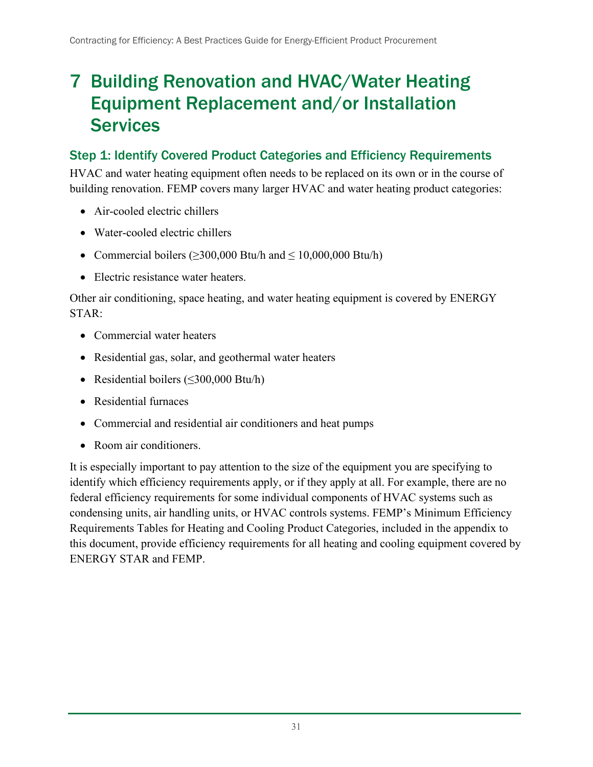# 7 Building Renovation and HVAC/Water Heating Equipment Replacement and/or Installation Services

## Step 1: Identify Covered Product Categories and Efficiency Requirements

HVAC and water heating equipment often needs to be replaced on its own or in the course of building renovation. FEMP covers many larger HVAC and water heating product categories:

- Air-cooled electric chillers
- Water-cooled electric chillers
- Commercial boilers (≥300,000 Btu/h and ≤ 10,000,000 Btu/h)
- Electric resistance water heaters.

Other air conditioning, space heating, and water heating equipment is covered by ENERGY STAR:

- Commercial water heaters
- Residential gas, solar, and geothermal water heaters
- Residential boilers (≤300,000 Btu/h)
- Residential furnaces
- Commercial and residential air conditioners and heat pumps
- Room air conditioners.

It is especially important to pay attention to the size of the equipment you are specifying to identify which efficiency requirements apply, or if they apply at all. For example, there are no federal efficiency requirements for some individual components of HVAC systems such as condensing units, air handling units, or HVAC controls systems. FEMP's Minimum Efficiency Requirements Tables for Heating and Cooling Product Categories, included in the appendix to this document, provide efficiency requirements for all heating and cooling equipment covered by ENERGY STAR and FEMP.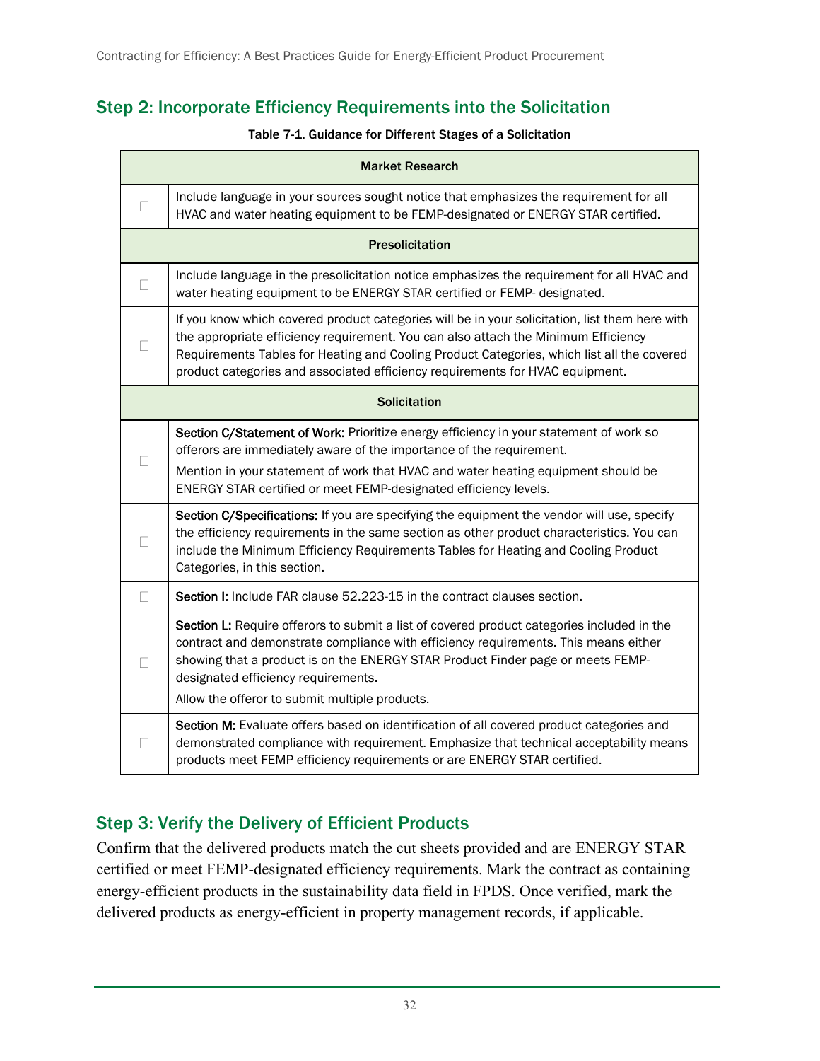## Step 2: Incorporate Efficiency Requirements into the Solicitation

Table 7-1. Guidance for Different Stages of a Solicitation

| | |
|---|---|
| **Market Research** | |
| ☐ | Include language in your sources sought notice that emphasizes the requirement for all HVAC and water heating equipment to be FEMP-designated or ENERGY STAR certified. |
| **Presolicitation** | |
| ☐ | Include language in the presolicitation notice emphasizes the requirement for all HVAC and water heating equipment to be ENERGY STAR certified or FEMP- designated. |
| ☐ | If you know which covered product categories will be in your solicitation, list them here with the appropriate efficiency requirement. You can also attach the Minimum Efficiency Requirements Tables for Heating and Cooling Product Categories, which list all the covered product categories and associated efficiency requirements for HVAC equipment. |
| **Solicitation** | |
| ☐ | **Section C/Statement of Work:** Prioritize energy efficiency in your statement of work so offerors are immediately aware of the importance of the requirement.<br>Mention in your statement of work that HVAC and water heating equipment should be ENERGY STAR certified or meet FEMP-designated efficiency levels. |
| ☐ | **Section C/Specifications:** If you are specifying the equipment the vendor will use, specify the efficiency requirements in the same section as other product characteristics. You can include the Minimum Efficiency Requirements Tables for Heating and Cooling Product Categories, in this section. |
| ☐ | **Section I:** Include FAR clause 52.223-15 in the contract clauses section. |
| ☐ | **Section L:** Require offerors to submit a list of covered product categories included in the contract and demonstrate compliance with efficiency requirements. This means either showing that a product is on the ENERGY STAR Product Finder page or meets FEMP-designated efficiency requirements.<br>Allow the offeror to submit multiple products. |
| ☐ | **Section M:** Evaluate offers based on identification of all covered product categories and demonstrated compliance with requirement. Emphasize that technical acceptability means products meet FEMP efficiency requirements or are ENERGY STAR certified. |

## Step 3: Verify the Delivery of Efficient Products

Confirm that the delivered products match the cut sheets provided and are ENERGY STAR certified or meet FEMP-designated efficiency requirements. Mark the contract as containing energy-efficient products in the sustainability data field in FPDS. Once verified, mark the delivered products as energy-efficient in property management records, if applicable.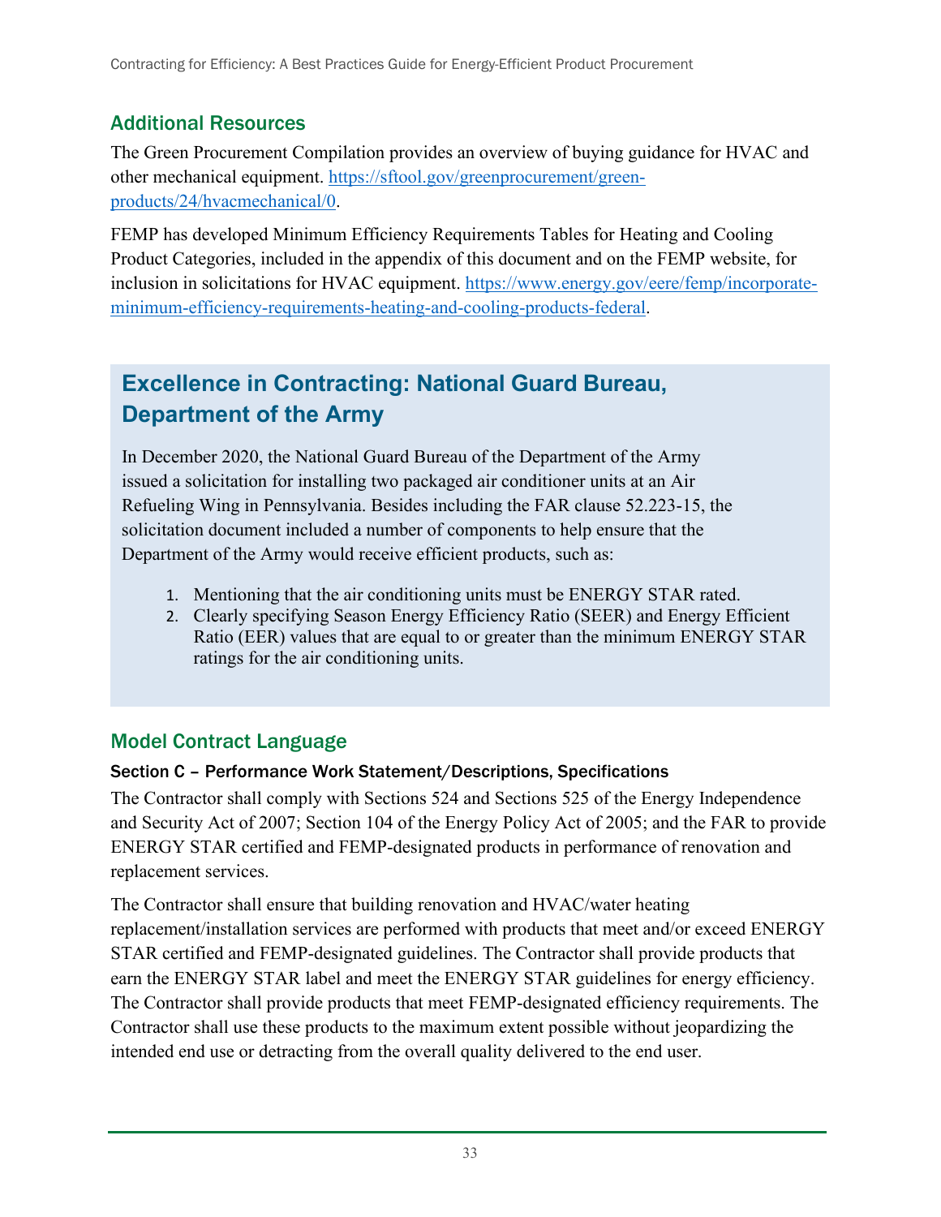## Additional Resources

The Green Procurement Compilation provides an overview of buying guidance for HVAC and other mechanical equipment. https://sftool.gov/greenprocurement/green-products/24/hvacmechanical/0.

FEMP has developed Minimum Efficiency Requirements Tables for Heating and Cooling Product Categories, included in the appendix of this document and on the FEMP website, for inclusion in solicitations for HVAC equipment. https://www.energy.gov/eere/femp/incorporate-minimum-efficiency-requirements-heating-and-cooling-products-federal.

## Excellence in Contracting: National Guard Bureau, Department of the Army

In December 2020, the National Guard Bureau of the Department of the Army issued a solicitation for installing two packaged air conditioner units at an Air Refueling Wing in Pennsylvania. Besides including the FAR clause 52.223-15, the solicitation document included a number of components to help ensure that the Department of the Army would receive efficient products, such as:

1. Mentioning that the air conditioning units must be ENERGY STAR rated.
2. Clearly specifying Season Energy Efficiency Ratio (SEER) and Energy Efficient Ratio (EER) values that are equal to or greater than the minimum ENERGY STAR ratings for the air conditioning units.

## Model Contract Language

### Section C – Performance Work Statement/Descriptions, Specifications

The Contractor shall comply with Sections 524 and Sections 525 of the Energy Independence and Security Act of 2007; Section 104 of the Energy Policy Act of 2005; and the FAR to provide ENERGY STAR certified and FEMP-designated products in performance of renovation and replacement services.

The Contractor shall ensure that building renovation and HVAC/water heating replacement/installation services are performed with products that meet and/or exceed ENERGY STAR certified and FEMP-designated guidelines. The Contractor shall provide products that earn the ENERGY STAR label and meet the ENERGY STAR guidelines for energy efficiency. The Contractor shall provide products that meet FEMP-designated efficiency requirements. The Contractor shall use these products to the maximum extent possible without jeopardizing the intended end use or detracting from the overall quality delivered to the end user.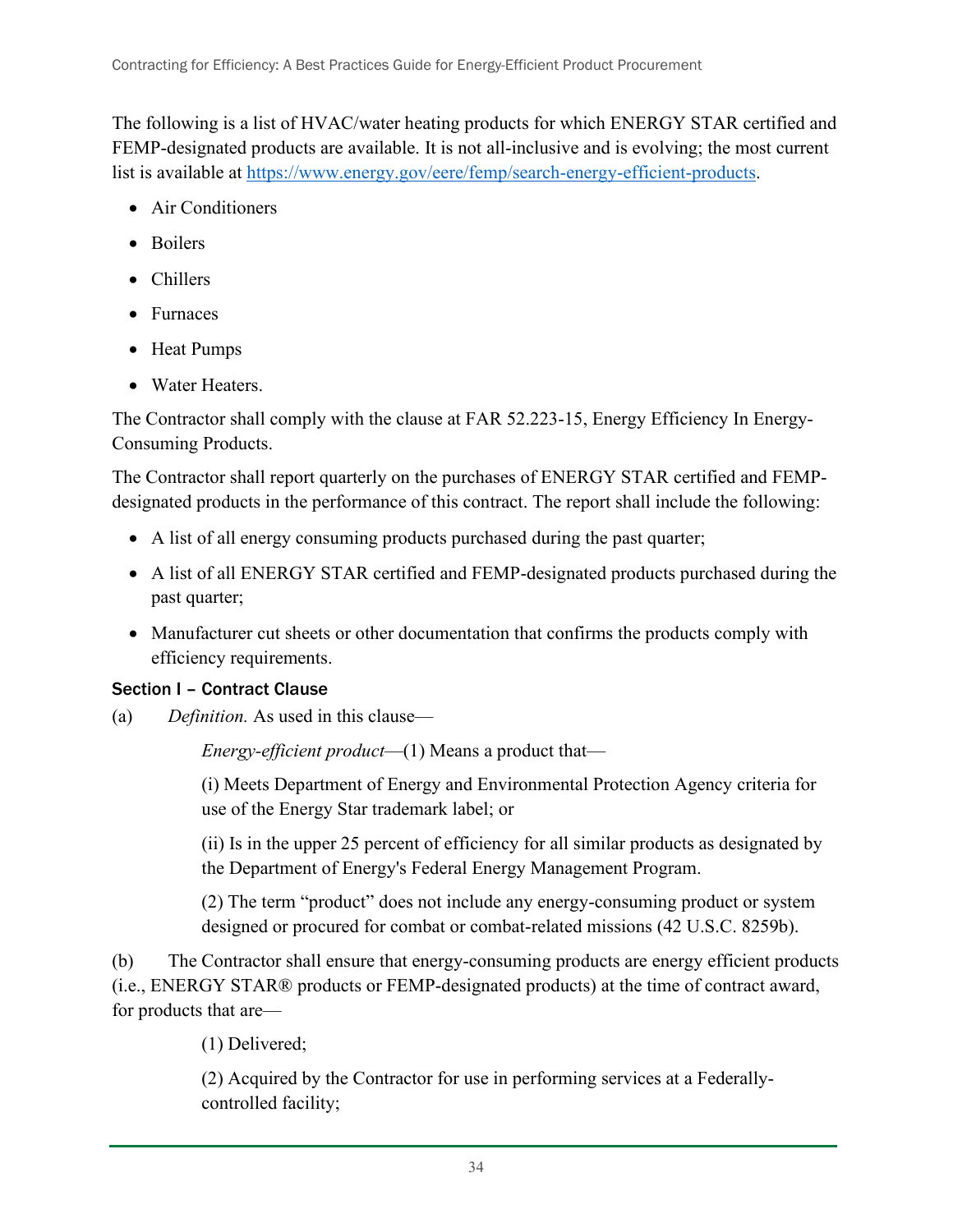The following is a list of HVAC/water heating products for which ENERGY STAR certified and FEMP-designated products are available. It is not all-inclusive and is evolving; the most current list is available at [https://www.energy.gov/eere/femp/search-energy-efficient-products](https://www.energy.gov/eere/femp/search-energy-efficient-products).

- Air Conditioners
- Boilers
- Chillers
- Furnaces
- Heat Pumps
- Water Heaters.

The Contractor shall comply with the clause at FAR 52.223-15, Energy Efficiency In Energy-Consuming Products.

The Contractor shall report quarterly on the purchases of ENERGY STAR certified and FEMP-designated products in the performance of this contract. The report shall include the following:

- A list of all energy consuming products purchased during the past quarter;
- A list of all ENERGY STAR certified and FEMP-designated products purchased during the past quarter;
- Manufacturer cut sheets or other documentation that confirms the products comply with efficiency requirements.

### Section I – Contract Clause

(a) *Definition.* As used in this clause—

*Energy-efficient product*—(1) Means a product that—

(i) Meets Department of Energy and Environmental Protection Agency criteria for use of the Energy Star trademark label; or

(ii) Is in the upper 25 percent of efficiency for all similar products as designated by the Department of Energy's Federal Energy Management Program.

(2) The term "product" does not include any energy-consuming product or system designed or procured for combat or combat-related missions (42 U.S.C. 8259b).

(b) The Contractor shall ensure that energy-consuming products are energy efficient products (i.e., ENERGY STAR® products or FEMP-designated products) at the time of contract award, for products that are—

(1) Delivered;

(2) Acquired by the Contractor for use in performing services at a Federally-controlled facility;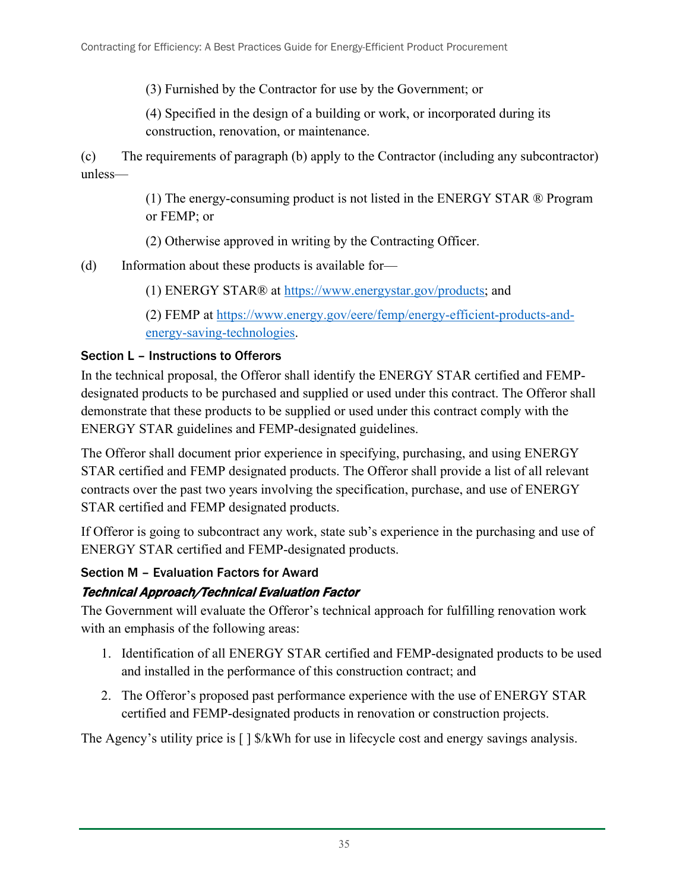(3) Furnished by the Contractor for use by the Government; or

(4) Specified in the design of a building or work, or incorporated during its construction, renovation, or maintenance.

(c) The requirements of paragraph (b) apply to the Contractor (including any subcontractor) unless—

(1) The energy-consuming product is not listed in the ENERGY STAR ® Program or FEMP; or

(2) Otherwise approved in writing by the Contracting Officer.

(d) Information about these products is available for—

(1) ENERGY STAR® at [https://www.energystar.gov/products](https://www.energystar.gov/products); and

(2) FEMP at [https://www.energy.gov/eere/femp/energy-efficient-products-and-energy-saving-technologies](https://www.energy.gov/eere/femp/energy-efficient-products-and-energy-saving-technologies).

### Section L – Instructions to Offerors

In the technical proposal, the Offeror shall identify the ENERGY STAR certified and FEMP-designated products to be purchased and supplied or used under this contract. The Offeror shall demonstrate that these products to be supplied or used under this contract comply with the ENERGY STAR guidelines and FEMP-designated guidelines.

The Offeror shall document prior experience in specifying, purchasing, and using ENERGY STAR certified and FEMP designated products. The Offeror shall provide a list of all relevant contracts over the past two years involving the specification, purchase, and use of ENERGY STAR certified and FEMP designated products.

If Offeror is going to subcontract any work, state sub's experience in the purchasing and use of ENERGY STAR certified and FEMP-designated products.

### Section M – Evaluation Factors for Award

#### *Technical Approach/Technical Evaluation Factor*

The Government will evaluate the Offeror's technical approach for fulfilling renovation work with an emphasis of the following areas:

1. Identification of all ENERGY STAR certified and FEMP-designated products to be used and installed in the performance of this construction contract; and
2. The Offeror's proposed past performance experience with the use of ENERGY STAR certified and FEMP-designated products in renovation or construction projects.

The Agency's utility price is [ ] $/kWh for use in lifecycle cost and energy savings analysis.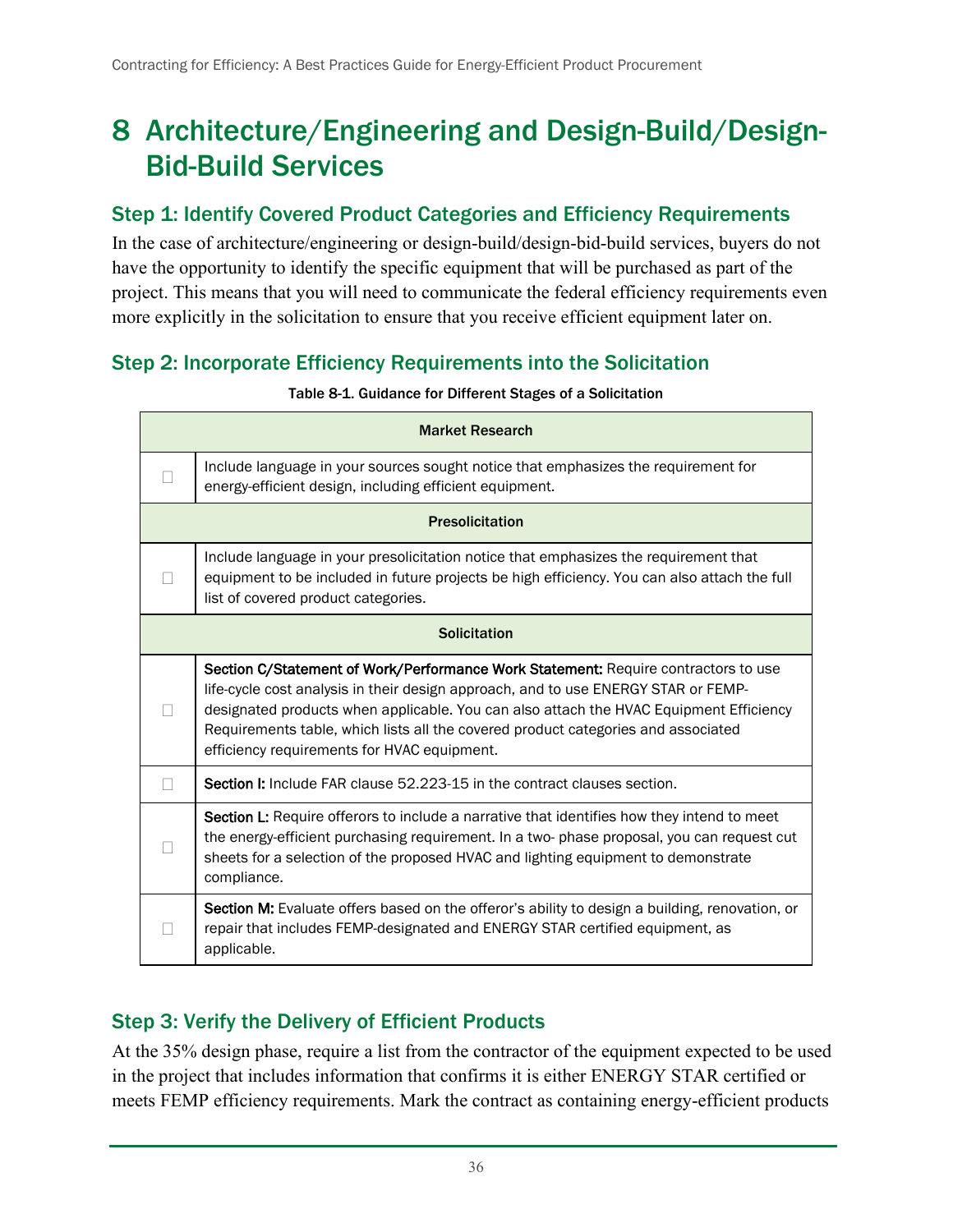# 8 Architecture/Engineering and Design-Build/Design-Bid-Build Services

## Step 1: Identify Covered Product Categories and Efficiency Requirements

In the case of architecture/engineering or design-build/design-bid-build services, buyers do not have the opportunity to identify the specific equipment that will be purchased as part of the project. This means that you will need to communicate the federal efficiency requirements even more explicitly in the solicitation to ensure that you receive efficient equipment later on.

## Step 2: Incorporate Efficiency Requirements into the Solicitation

Table 8-1. Guidance for Different Stages of a Solicitation

| | |
|---|---|
| **Market Research** | |
| ☐ | Include language in your sources sought notice that emphasizes the requirement for energy-efficient design, including efficient equipment. |
| **Presolicitation** | |
| ☐ | Include language in your presolicitation notice that emphasizes the requirement that equipment to be included in future projects be high efficiency. You can also attach the full list of covered product categories. |
| **Solicitation** | |
| ☐ | **Section C/Statement of Work/Performance Work Statement:** Require contractors to use life-cycle cost analysis in their design approach, and to use ENERGY STAR or FEMP-designated products when applicable. You can also attach the HVAC Equipment Efficiency Requirements table, which lists all the covered product categories and associated efficiency requirements for HVAC equipment. |
| ☐ | **Section I:** Include FAR clause 52.223-15 in the contract clauses section. |
| ☐ | **Section L:** Require offerors to include a narrative that identifies how they intend to meet the energy-efficient purchasing requirement. In a two- phase proposal, you can request cut sheets for a selection of the proposed HVAC and lighting equipment to demonstrate compliance. |
| ☐ | **Section M:** Evaluate offers based on the offeror's ability to design a building, renovation, or repair that includes FEMP-designated and ENERGY STAR certified equipment, as applicable. |

## Step 3: Verify the Delivery of Efficient Products

At the 35% design phase, require a list from the contractor of the equipment expected to be used in the project that includes information that confirms it is either ENERGY STAR certified or meets FEMP efficiency requirements. Mark the contract as containing energy-efficient products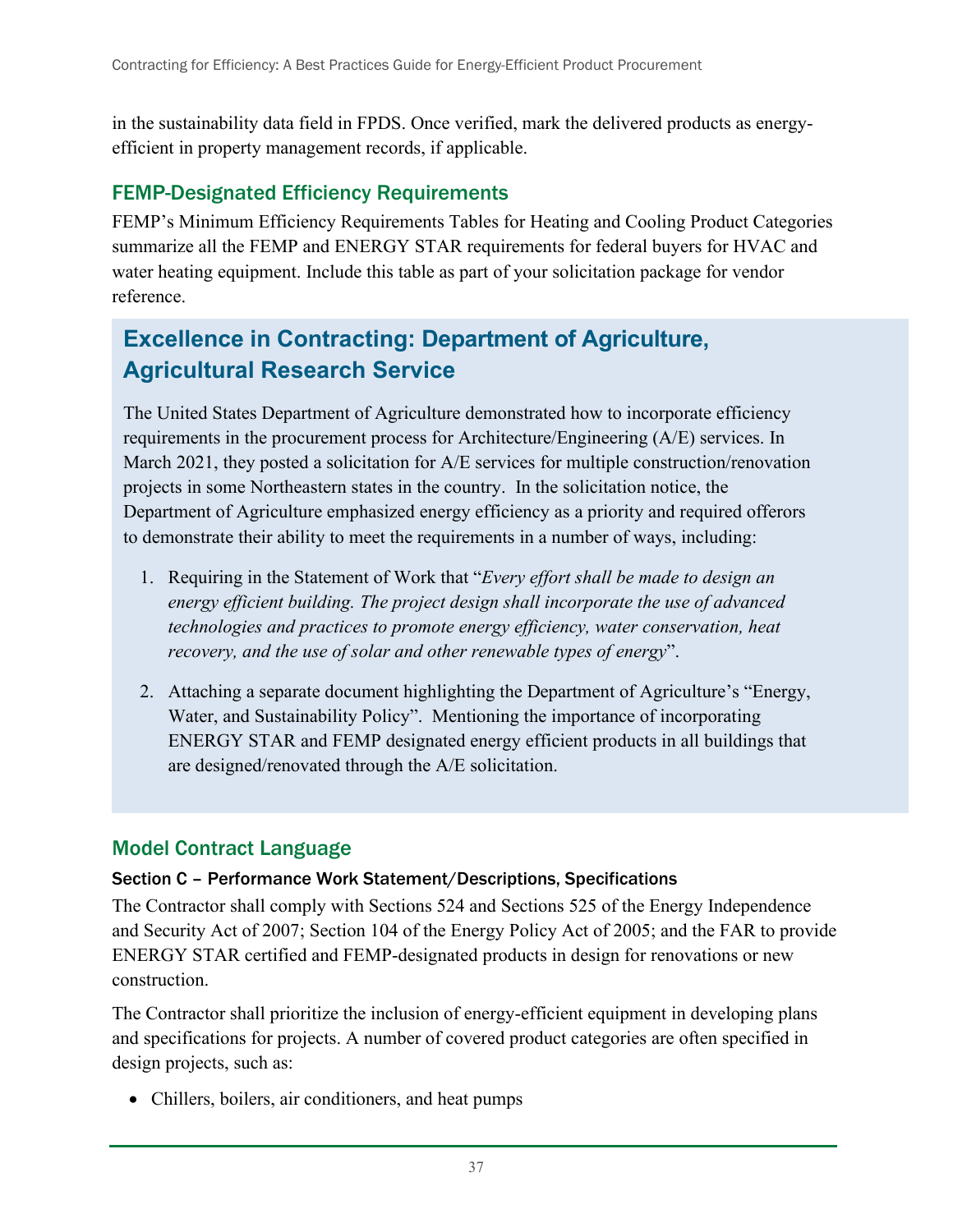in the sustainability data field in FPDS. Once verified, mark the delivered products as energy-efficient in property management records, if applicable.

### FEMP-Designated Efficiency Requirements

FEMP's Minimum Efficiency Requirements Tables for Heating and Cooling Product Categories summarize all the FEMP and ENERGY STAR requirements for federal buyers for HVAC and water heating equipment. Include this table as part of your solicitation package for vendor reference.

## Excellence in Contracting: Department of Agriculture, Agricultural Research Service

The United States Department of Agriculture demonstrated how to incorporate efficiency requirements in the procurement process for Architecture/Engineering (A/E) services. In March 2021, they posted a solicitation for A/E services for multiple construction/renovation projects in some Northeastern states in the country. In the solicitation notice, the Department of Agriculture emphasized energy efficiency as a priority and required offerors to demonstrate their ability to meet the requirements in a number of ways, including:

1. Requiring in the Statement of Work that "*Every effort shall be made to design an energy efficient building. The project design shall incorporate the use of advanced technologies and practices to promote energy efficiency, water conservation, heat recovery, and the use of solar and other renewable types of energy*".
2. Attaching a separate document highlighting the Department of Agriculture's "Energy, Water, and Sustainability Policy". Mentioning the importance of incorporating ENERGY STAR and FEMP designated energy efficient products in all buildings that are designed/renovated through the A/E solicitation.

### Model Contract Language

#### Section C – Performance Work Statement/Descriptions, Specifications

The Contractor shall comply with Sections 524 and Sections 525 of the Energy Independence and Security Act of 2007; Section 104 of the Energy Policy Act of 2005; and the FAR to provide ENERGY STAR certified and FEMP-designated products in design for renovations or new construction.

The Contractor shall prioritize the inclusion of energy-efficient equipment in developing plans and specifications for projects. A number of covered product categories are often specified in design projects, such as:

- Chillers, boilers, air conditioners, and heat pumps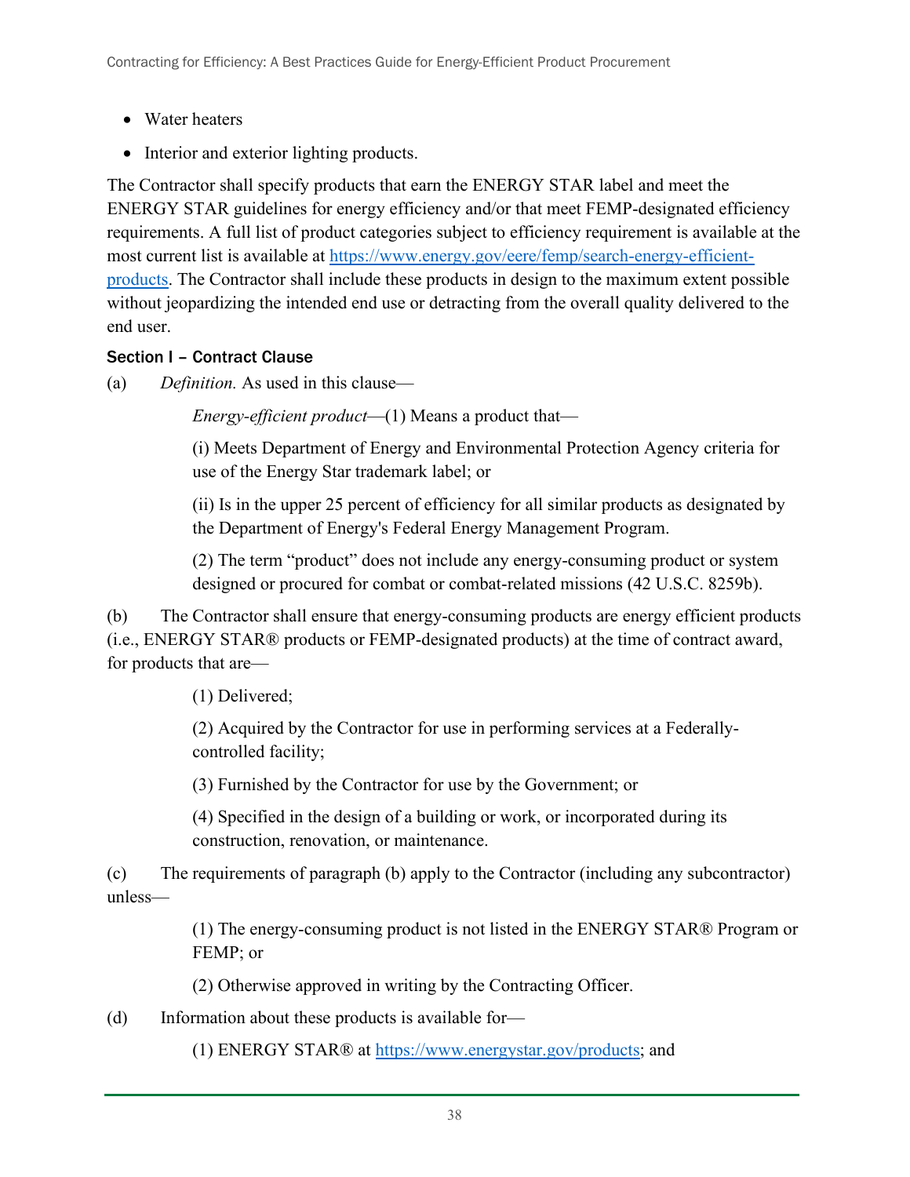- Water heaters
- Interior and exterior lighting products.

The Contractor shall specify products that earn the ENERGY STAR label and meet the ENERGY STAR guidelines for energy efficiency and/or that meet FEMP-designated efficiency requirements. A full list of product categories subject to efficiency requirement is available at the most current list is available at [https://www.energy.gov/eere/femp/search-energy-efficient-products](https://www.energy.gov/eere/femp/search-energy-efficient-products). The Contractor shall include these products in design to the maximum extent possible without jeopardizing the intended end use or detracting from the overall quality delivered to the end user.

#### Section I – Contract Clause

(a) *Definition.* As used in this clause—

*Energy-efficient product*—(1) Means a product that—

(i) Meets Department of Energy and Environmental Protection Agency criteria for use of the Energy Star trademark label; or

(ii) Is in the upper 25 percent of efficiency for all similar products as designated by the Department of Energy's Federal Energy Management Program.

(2) The term "product" does not include any energy-consuming product or system designed or procured for combat or combat-related missions (42 U.S.C. 8259b).

(b) The Contractor shall ensure that energy-consuming products are energy efficient products (i.e., ENERGY STAR® products or FEMP-designated products) at the time of contract award, for products that are—

(1) Delivered;

(2) Acquired by the Contractor for use in performing services at a Federally-controlled facility;

(3) Furnished by the Contractor for use by the Government; or

(4) Specified in the design of a building or work, or incorporated during its construction, renovation, or maintenance.

(c) The requirements of paragraph (b) apply to the Contractor (including any subcontractor) unless—

(1) The energy-consuming product is not listed in the ENERGY STAR® Program or FEMP; or

(2) Otherwise approved in writing by the Contracting Officer.

(d) Information about these products is available for—

(1) ENERGY STAR® at [https://www.energystar.gov/products](https://www.energystar.gov/products); and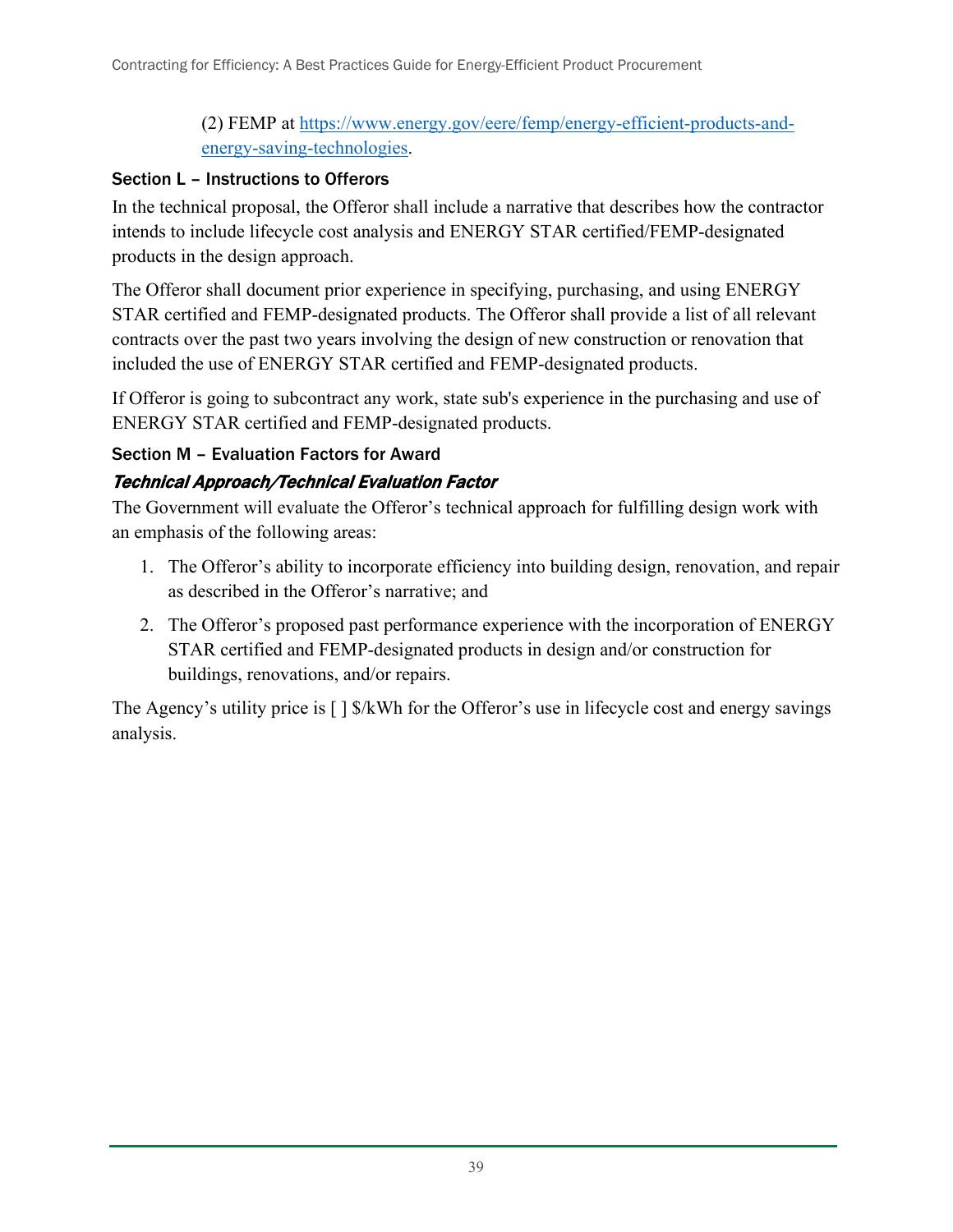(2) FEMP at [https://www.energy.gov/eere/femp/energy-efficient-products-and-energy-saving-technologies](https://www.energy.gov/eere/femp/energy-efficient-products-and-energy-saving-technologies).

### Section L – Instructions to Offerors

In the technical proposal, the Offeror shall include a narrative that describes how the contractor intends to include lifecycle cost analysis and ENERGY STAR certified/FEMP-designated products in the design approach.

The Offeror shall document prior experience in specifying, purchasing, and using ENERGY STAR certified and FEMP-designated products. The Offeror shall provide a list of all relevant contracts over the past two years involving the design of new construction or renovation that included the use of ENERGY STAR certified and FEMP-designated products.

If Offeror is going to subcontract any work, state sub's experience in the purchasing and use of ENERGY STAR certified and FEMP-designated products.

### Section M – Evaluation Factors for Award

#### *Technical Approach/Technical Evaluation Factor*

The Government will evaluate the Offeror's technical approach for fulfilling design work with an emphasis of the following areas:

1. The Offeror's ability to incorporate efficiency into building design, renovation, and repair as described in the Offeror's narrative; and
2. The Offeror's proposed past performance experience with the incorporation of ENERGY STAR certified and FEMP-designated products in design and/or construction for buildings, renovations, and/or repairs.

The Agency's utility price is [ ] $/kWh for the Offeror's use in lifecycle cost and energy savings analysis.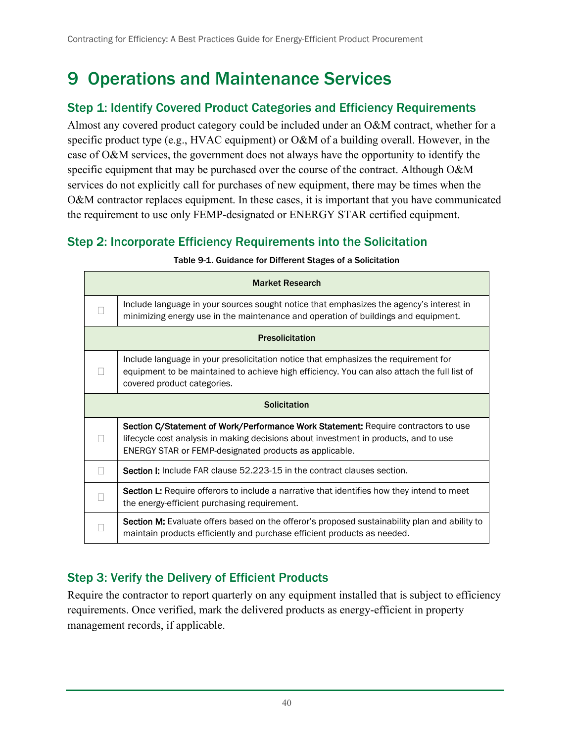# 9 Operations and Maintenance Services

## Step 1: Identify Covered Product Categories and Efficiency Requirements

Almost any covered product category could be included under an O&M contract, whether for a specific product type (e.g., HVAC equipment) or O&M of a building overall. However, in the case of O&M services, the government does not always have the opportunity to identify the specific equipment that may be purchased over the course of the contract. Although O&M services do not explicitly call for purchases of new equipment, there may be times when the O&M contractor replaces equipment. In these cases, it is important that you have communicated the requirement to use only FEMP-designated or ENERGY STAR certified equipment.

## Step 2: Incorporate Efficiency Requirements into the Solicitation

Table 9-1. Guidance for Different Stages of a Solicitation

| | **Market Research** |
|---|---|
| ☐ | Include language in your sources sought notice that emphasizes the agency's interest in minimizing energy use in the maintenance and operation of buildings and equipment. |
| | **Presolicitation** |
| ☐ | Include language in your presolicitation notice that emphasizes the requirement for equipment to be maintained to achieve high efficiency. You can also attach the full list of covered product categories. |
| | **Solicitation** |
| ☐ | **Section C/Statement of Work/Performance Work Statement:** Require contractors to use lifecycle cost analysis in making decisions about investment in products, and to use ENERGY STAR or FEMP-designated products as applicable. |
| ☐ | **Section I:** Include FAR clause 52.223-15 in the contract clauses section. |
| ☐ | **Section L:** Require offerors to include a narrative that identifies how they intend to meet the energy-efficient purchasing requirement. |
| ☐ | **Section M:** Evaluate offers based on the offeror's proposed sustainability plan and ability to maintain products efficiently and purchase efficient products as needed. |

## Step 3: Verify the Delivery of Efficient Products

Require the contractor to report quarterly on any equipment installed that is subject to efficiency requirements. Once verified, mark the delivered products as energy-efficient in property management records, if applicable.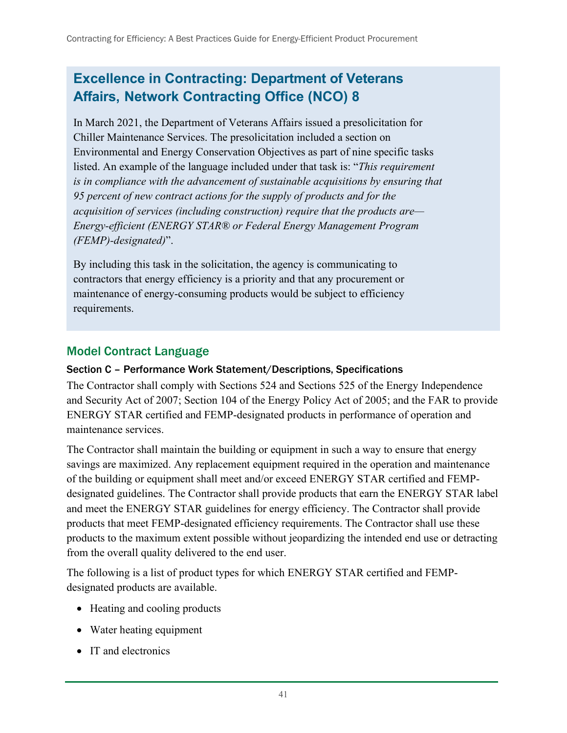## Excellence in Contracting: Department of Veterans Affairs, Network Contracting Office (NCO) 8

In March 2021, the Department of Veterans Affairs issued a presolicitation for Chiller Maintenance Services. The presolicitation included a section on Environmental and Energy Conservation Objectives as part of nine specific tasks listed. An example of the language included under that task is: "*This requirement is in compliance with the advancement of sustainable acquisitions by ensuring that 95 percent of new contract actions for the supply of products and for the acquisition of services (including construction) require that the products are— Energy-efficient (ENERGY STAR® or Federal Energy Management Program (FEMP)-designated)*".

By including this task in the solicitation, the agency is communicating to contractors that energy efficiency is a priority and that any procurement or maintenance of energy-consuming products would be subject to efficiency requirements.

## Model Contract Language

### Section C – Performance Work Statement/Descriptions, Specifications

The Contractor shall comply with Sections 524 and Sections 525 of the Energy Independence and Security Act of 2007; Section 104 of the Energy Policy Act of 2005; and the FAR to provide ENERGY STAR certified and FEMP-designated products in performance of operation and maintenance services.

The Contractor shall maintain the building or equipment in such a way to ensure that energy savings are maximized. Any replacement equipment required in the operation and maintenance of the building or equipment shall meet and/or exceed ENERGY STAR certified and FEMP-designated guidelines. The Contractor shall provide products that earn the ENERGY STAR label and meet the ENERGY STAR guidelines for energy efficiency. The Contractor shall provide products that meet FEMP-designated efficiency requirements. The Contractor shall use these products to the maximum extent possible without jeopardizing the intended end use or detracting from the overall quality delivered to the end user.

The following is a list of product types for which ENERGY STAR certified and FEMP-designated products are available.

- Heating and cooling products
- Water heating equipment
- IT and electronics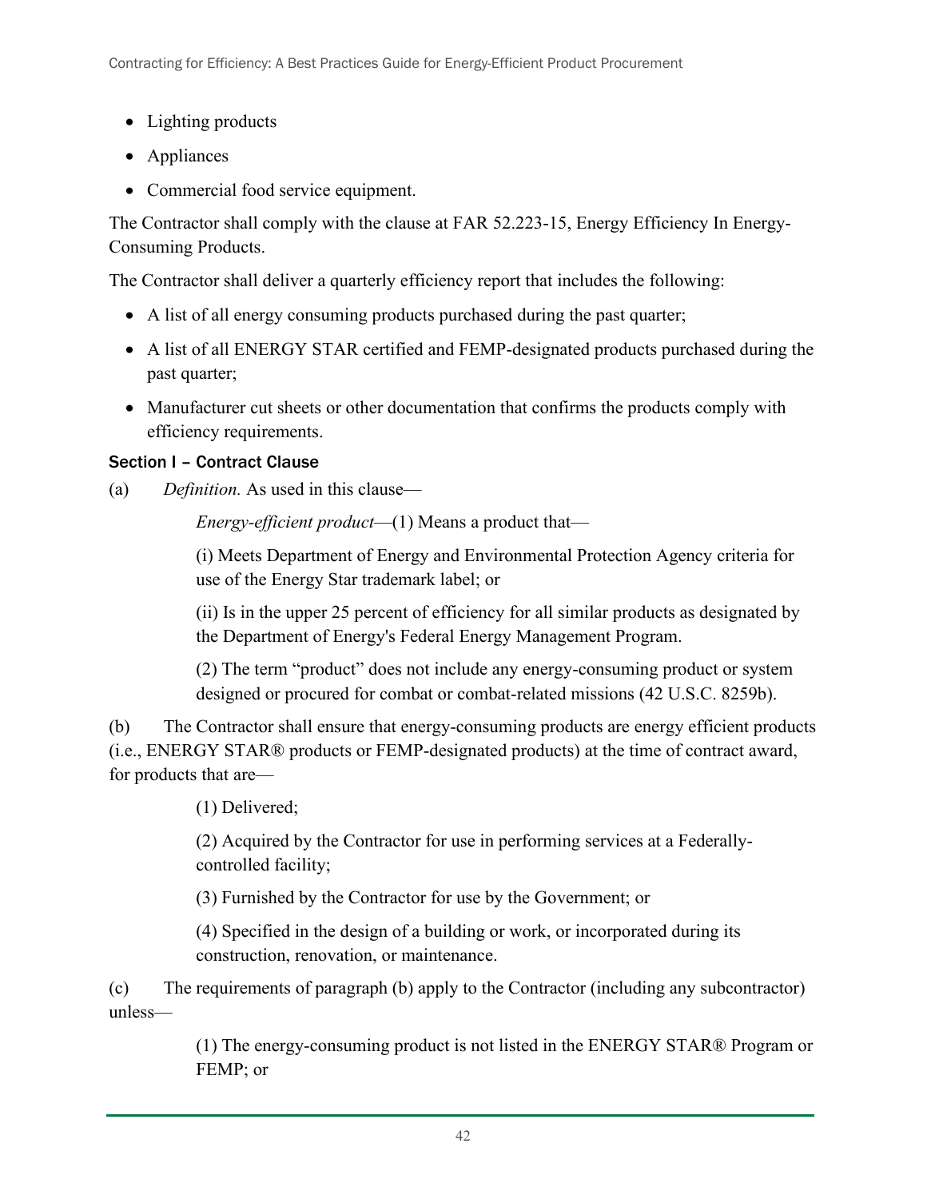- Lighting products
- Appliances
- Commercial food service equipment.

The Contractor shall comply with the clause at FAR 52.223-15, Energy Efficiency In Energy-Consuming Products.

The Contractor shall deliver a quarterly efficiency report that includes the following:

- A list of all energy consuming products purchased during the past quarter;
- A list of all ENERGY STAR certified and FEMP-designated products purchased during the past quarter;
- Manufacturer cut sheets or other documentation that confirms the products comply with efficiency requirements.

### Section I – Contract Clause

(a) *Definition.* As used in this clause—

*Energy-efficient product*—(1) Means a product that—

(i) Meets Department of Energy and Environmental Protection Agency criteria for use of the Energy Star trademark label; or

(ii) Is in the upper 25 percent of efficiency for all similar products as designated by the Department of Energy's Federal Energy Management Program.

(2) The term “product” does not include any energy-consuming product or system designed or procured for combat or combat-related missions (42 U.S.C. 8259b).

(b) The Contractor shall ensure that energy-consuming products are energy efficient products (i.e., ENERGY STAR® products or FEMP-designated products) at the time of contract award, for products that are—

(1) Delivered;

(2) Acquired by the Contractor for use in performing services at a Federally-controlled facility;

(3) Furnished by the Contractor for use by the Government; or

(4) Specified in the design of a building or work, or incorporated during its construction, renovation, or maintenance.

(c) The requirements of paragraph (b) apply to the Contractor (including any subcontractor) unless—

(1) The energy-consuming product is not listed in the ENERGY STAR® Program or FEMP; or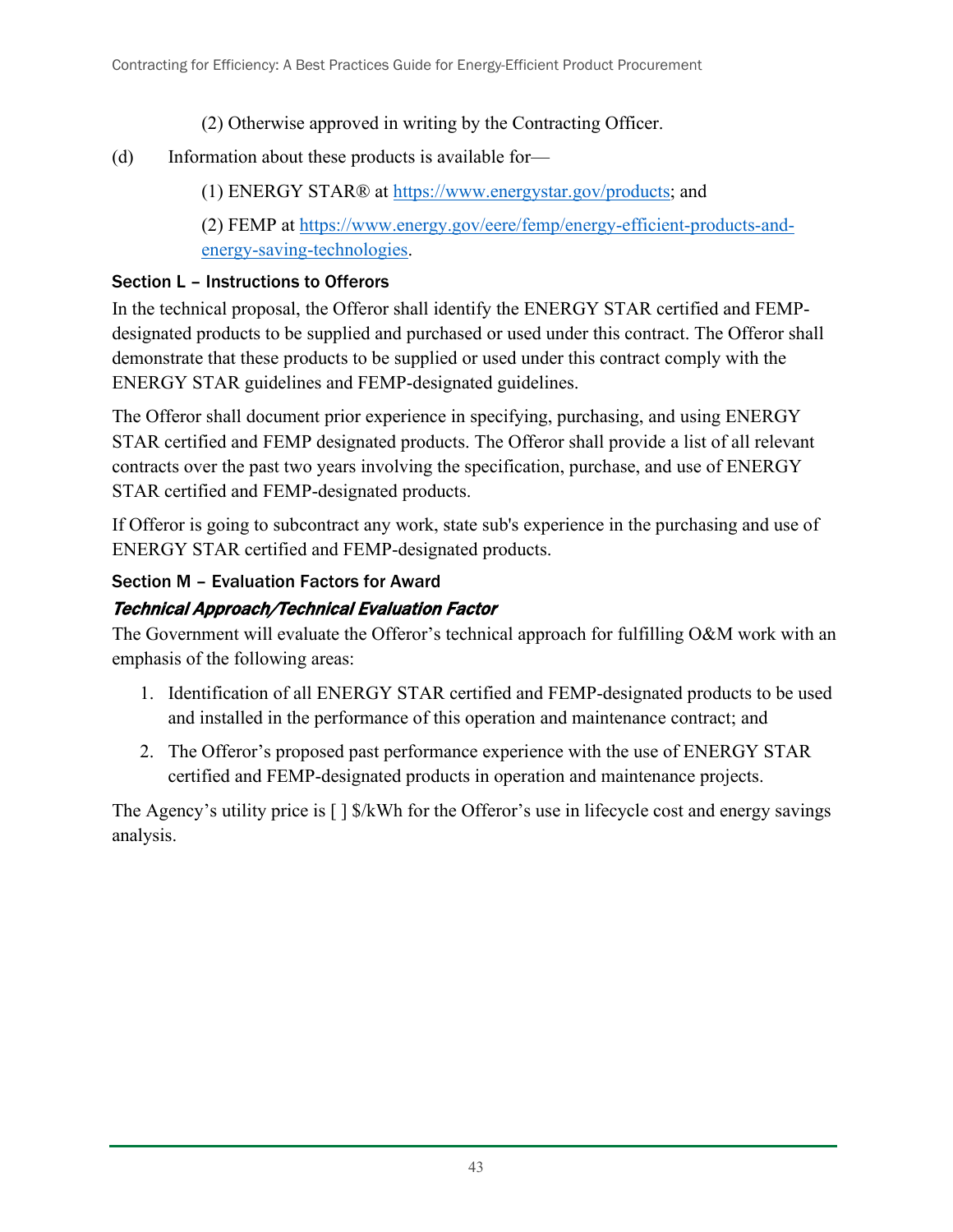(2) Otherwise approved in writing by the Contracting Officer.

(d) Information about these products is available for—

(1) ENERGY STAR® at https://www.energystar.gov/products; and

(2) FEMP at https://www.energy.gov/eere/femp/energy-efficient-products-and-energy-saving-technologies.

### Section L – Instructions to Offerors

In the technical proposal, the Offeror shall identify the ENERGY STAR certified and FEMP-designated products to be supplied and purchased or used under this contract. The Offeror shall demonstrate that these products to be supplied or used under this contract comply with the ENERGY STAR guidelines and FEMP-designated guidelines.

The Offeror shall document prior experience in specifying, purchasing, and using ENERGY STAR certified and FEMP designated products. The Offeror shall provide a list of all relevant contracts over the past two years involving the specification, purchase, and use of ENERGY STAR certified and FEMP-designated products.

If Offeror is going to subcontract any work, state sub's experience in the purchasing and use of ENERGY STAR certified and FEMP-designated products.

### Section M – Evaluation Factors for Award

#### *Technical Approach/Technical Evaluation Factor*

The Government will evaluate the Offeror's technical approach for fulfilling O&M work with an emphasis of the following areas:

1. Identification of all ENERGY STAR certified and FEMP-designated products to be used and installed in the performance of this operation and maintenance contract; and
2. The Offeror's proposed past performance experience with the use of ENERGY STAR certified and FEMP-designated products in operation and maintenance projects.

The Agency's utility price is [ ] $/kWh for the Offeror's use in lifecycle cost and energy savings analysis.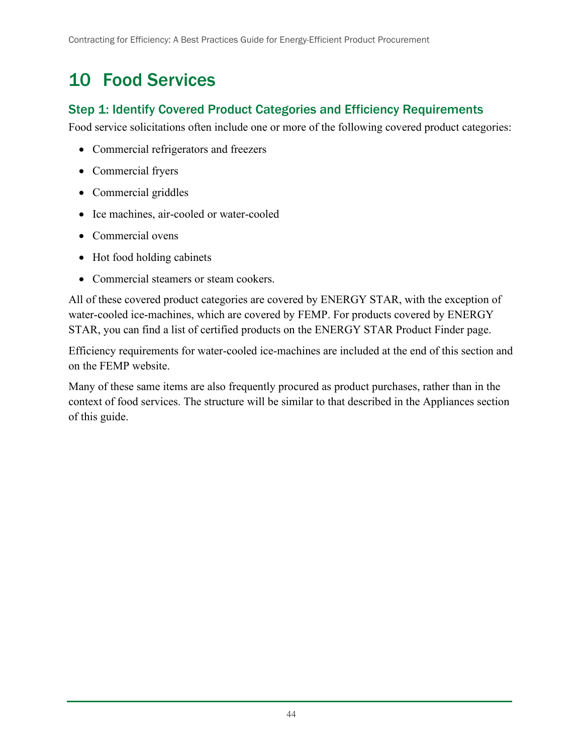# 10 Food Services

## Step 1: Identify Covered Product Categories and Efficiency Requirements

Food service solicitations often include one or more of the following covered product categories:

- Commercial refrigerators and freezers
- Commercial fryers
- Commercial griddles
- Ice machines, air-cooled or water-cooled
- Commercial ovens
- Hot food holding cabinets
- Commercial steamers or steam cookers.

All of these covered product categories are covered by ENERGY STAR, with the exception of water-cooled ice-machines, which are covered by FEMP. For products covered by ENERGY STAR, you can find a list of certified products on the ENERGY STAR Product Finder page.

Efficiency requirements for water-cooled ice-machines are included at the end of this section and on the FEMP website.

Many of these same items are also frequently procured as product purchases, rather than in the context of food services. The structure will be similar to that described in the Appliances section of this guide.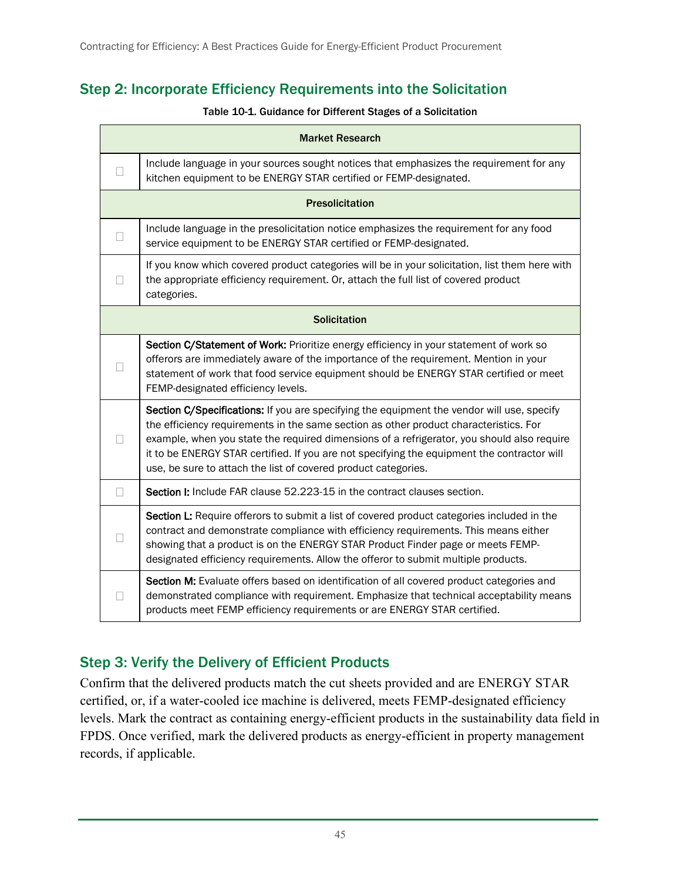## Step 2: Incorporate Efficiency Requirements into the Solicitation

**Table 10-1. Guidance for Different Stages of a Solicitation**

| | |
|---|---|
| | **Market Research** |
| ☐ | Include language in your sources sought notices that emphasizes the requirement for any kitchen equipment to be ENERGY STAR certified or FEMP-designated. |
| | **Presolicitation** |
| ☐ | Include language in the presolicitation notice emphasizes the requirement for any food service equipment to be ENERGY STAR certified or FEMP-designated. |
| ☐ | If you know which covered product categories will be in your solicitation, list them here with the appropriate efficiency requirement. Or, attach the full list of covered product categories. |
| | **Solicitation** |
| ☐ | **Section C/Statement of Work:** Prioritize energy efficiency in your statement of work so offerors are immediately aware of the importance of the requirement. Mention in your statement of work that food service equipment should be ENERGY STAR certified or meet FEMP-designated efficiency levels. |
| ☐ | **Section C/Specifications:** If you are specifying the equipment the vendor will use, specify the efficiency requirements in the same section as other product characteristics. For example, when you state the required dimensions of a refrigerator, you should also require it to be ENERGY STAR certified. If you are not specifying the equipment the contractor will use, be sure to attach the list of covered product categories. |
| ☐ | **Section I:** Include FAR clause 52.223-15 in the contract clauses section. |
| ☐ | **Section L:** Require offerors to submit a list of covered product categories included in the contract and demonstrate compliance with efficiency requirements. This means either showing that a product is on the ENERGY STAR Product Finder page or meets FEMP-designated efficiency requirements. Allow the offeror to submit multiple products. |
| ☐ | **Section M:** Evaluate offers based on identification of all covered product categories and demonstrated compliance with requirement. Emphasize that technical acceptability means products meet FEMP efficiency requirements or are ENERGY STAR certified. |

## Step 3: Verify the Delivery of Efficient Products

Confirm that the delivered products match the cut sheets provided and are ENERGY STAR certified, or, if a water-cooled ice machine is delivered, meets FEMP-designated efficiency levels. Mark the contract as containing energy-efficient products in the sustainability data field in FPDS. Once verified, mark the delivered products as energy-efficient in property management records, if applicable.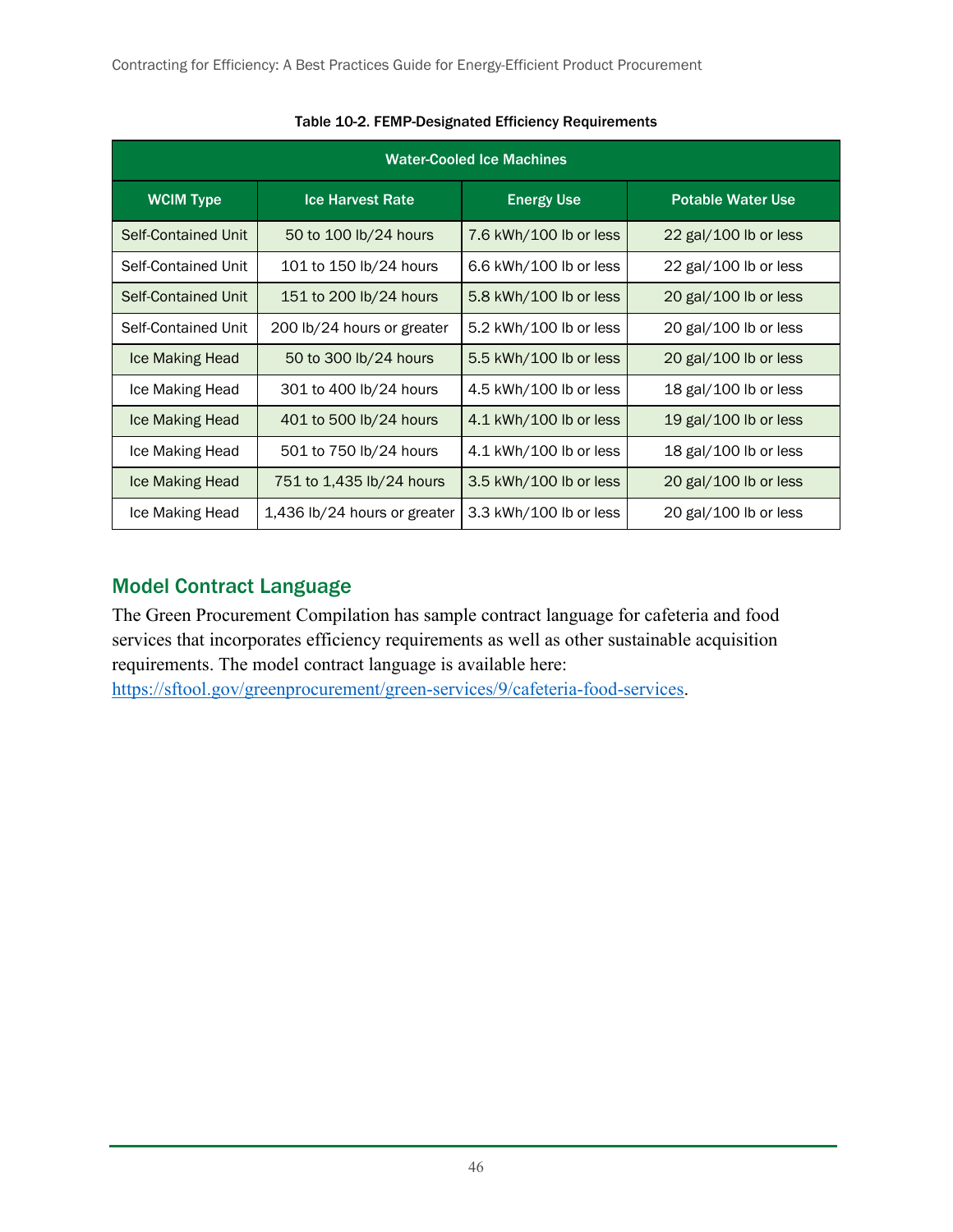Table 10-2. FEMP-Designated Efficiency Requirements

| Water-Cooled Ice Machines | | | |
|---|---|---|---|
| **WCIM Type** | **Ice Harvest Rate** | **Energy Use** | **Potable Water Use** |
| Self-Contained Unit | 50 to 100 lb/24 hours | 7.6 kWh/100 lb or less | 22 gal/100 lb or less |
| Self-Contained Unit | 101 to 150 lb/24 hours | 6.6 kWh/100 lb or less | 22 gal/100 lb or less |
| Self-Contained Unit | 151 to 200 lb/24 hours | 5.8 kWh/100 lb or less | 20 gal/100 lb or less |
| Self-Contained Unit | 200 lb/24 hours or greater | 5.2 kWh/100 lb or less | 20 gal/100 lb or less |
| Ice Making Head | 50 to 300 lb/24 hours | 5.5 kWh/100 lb or less | 20 gal/100 lb or less |
| Ice Making Head | 301 to 400 lb/24 hours | 4.5 kWh/100 lb or less | 18 gal/100 lb or less |
| Ice Making Head | 401 to 500 lb/24 hours | 4.1 kWh/100 lb or less | 19 gal/100 lb or less |
| Ice Making Head | 501 to 750 lb/24 hours | 4.1 kWh/100 lb or less | 18 gal/100 lb or less |
| Ice Making Head | 751 to 1,435 lb/24 hours | 3.5 kWh/100 lb or less | 20 gal/100 lb or less |
| Ice Making Head | 1,436 lb/24 hours or greater | 3.3 kWh/100 lb or less | 20 gal/100 lb or less |

## Model Contract Language

The Green Procurement Compilation has sample contract language for cafeteria and food services that incorporates efficiency requirements as well as other sustainable acquisition requirements. The model contract language is available here: https://sftool.gov/greenprocurement/green-services/9/cafeteria-food-services.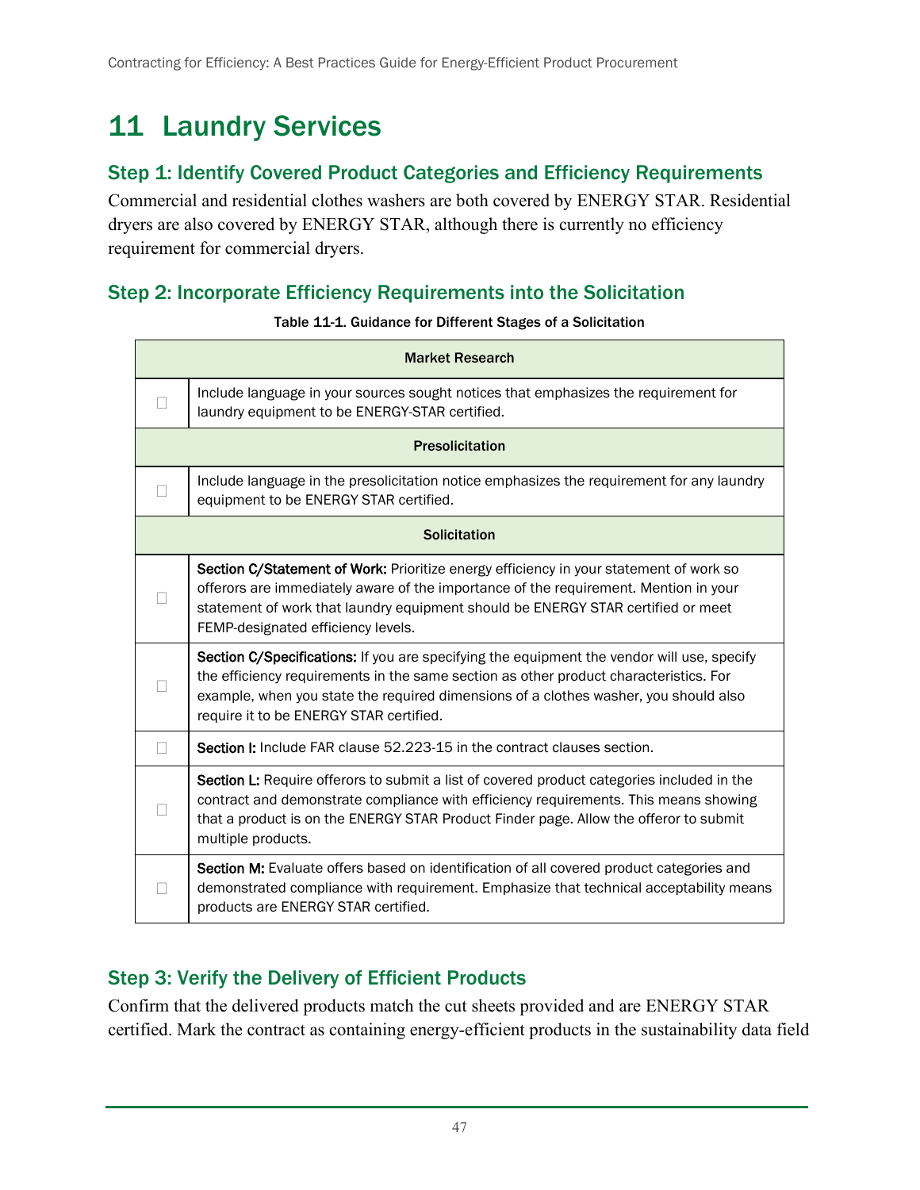# 11 Laundry Services

## Step 1: Identify Covered Product Categories and Efficiency Requirements

Commercial and residential clothes washers are both covered by ENERGY STAR. Residential dryers are also covered by ENERGY STAR, although there is currently no efficiency requirement for commercial dryers.

## Step 2: Incorporate Efficiency Requirements into the Solicitation

**Table 11-1. Guidance for Different Stages of a Solicitation**

| | |
|---|---|
| **Market Research** | |
| ☐ | Include language in your sources sought notices that emphasizes the requirement for laundry equipment to be ENERGY-STAR certified. |
| **Presolicitation** | |
| ☐ | Include language in the presolicitation notice emphasizes the requirement for any laundry equipment to be ENERGY STAR certified. |
| **Solicitation** | |
| ☐ | **Section C/Statement of Work:** Prioritize energy efficiency in your statement of work so offerors are immediately aware of the importance of the requirement. Mention in your statement of work that laundry equipment should be ENERGY STAR certified or meet FEMP-designated efficiency levels. |
| ☐ | **Section C/Specifications:** If you are specifying the equipment the vendor will use, specify the efficiency requirements in the same section as other product characteristics. For example, when you state the required dimensions of a clothes washer, you should also require it to be ENERGY STAR certified. |
| ☐ | **Section I:** Include FAR clause 52.223-15 in the contract clauses section. |
| ☐ | **Section L:** Require offerors to submit a list of covered product categories included in the contract and demonstrate compliance with efficiency requirements. This means showing that a product is on the ENERGY STAR Product Finder page. Allow the offeror to submit multiple products. |
| ☐ | **Section M:** Evaluate offers based on identification of all covered product categories and demonstrated compliance with requirement. Emphasize that technical acceptability means products are ENERGY STAR certified. |

## Step 3: Verify the Delivery of Efficient Products

Confirm that the delivered products match the cut sheets provided and are ENERGY STAR certified. Mark the contract as containing energy-efficient products in the sustainability data field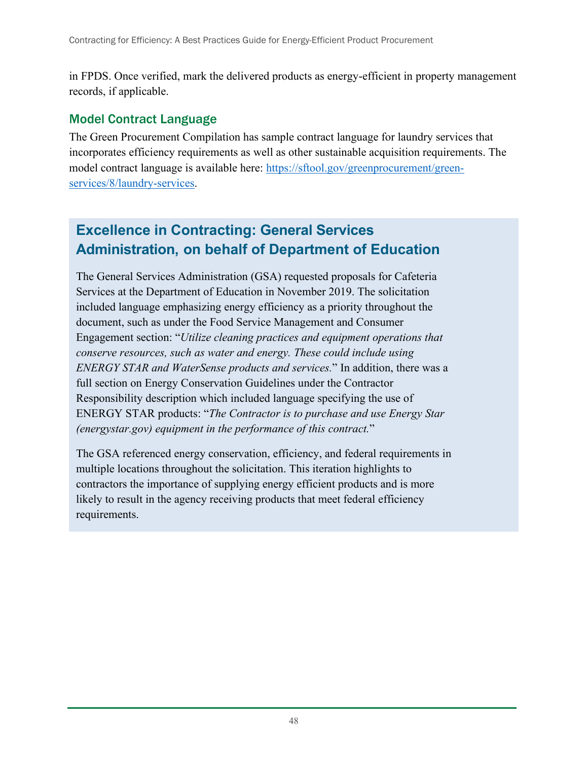in FPDS. Once verified, mark the delivered products as energy-efficient in property management records, if applicable.

### Model Contract Language

The Green Procurement Compilation has sample contract language for laundry services that incorporates efficiency requirements as well as other sustainable acquisition requirements. The model contract language is available here: [https://sftool.gov/greenprocurement/green-services/8/laundry-services](https://sftool.gov/greenprocurement/green-services/8/laundry-services).

### Excellence in Contracting: General Services Administration, on behalf of Department of Education

The General Services Administration (GSA) requested proposals for Cafeteria Services at the Department of Education in November 2019. The solicitation included language emphasizing energy efficiency as a priority throughout the document, such as under the Food Service Management and Consumer Engagement section: "*Utilize cleaning practices and equipment operations that conserve resources, such as water and energy. These could include using ENERGY STAR and WaterSense products and services.*" In addition, there was a full section on Energy Conservation Guidelines under the Contractor Responsibility description which included language specifying the use of ENERGY STAR products: "*The Contractor is to purchase and use Energy Star (energystar.gov) equipment in the performance of this contract.*"

The GSA referenced energy conservation, efficiency, and federal requirements in multiple locations throughout the solicitation. This iteration highlights to contractors the importance of supplying energy efficient products and is more likely to result in the agency receiving products that meet federal efficiency requirements.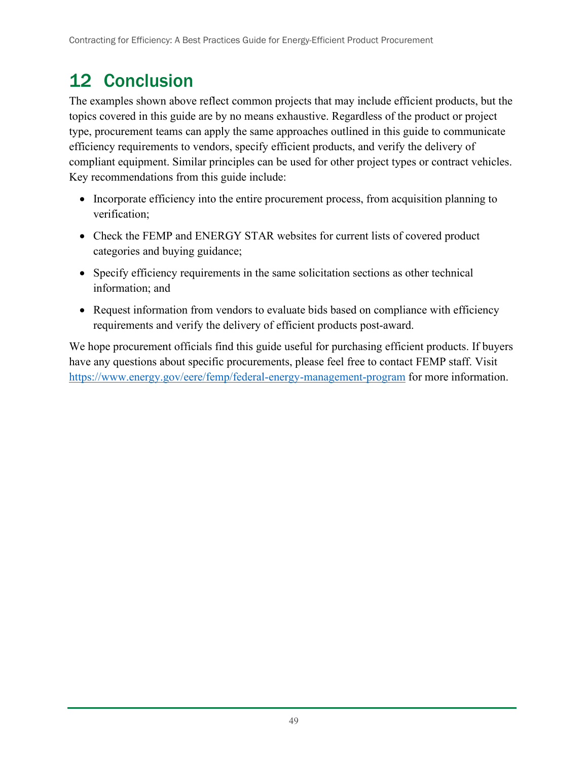# 12 Conclusion

The examples shown above reflect common projects that may include efficient products, but the topics covered in this guide are by no means exhaustive. Regardless of the product or project type, procurement teams can apply the same approaches outlined in this guide to communicate efficiency requirements to vendors, specify efficient products, and verify the delivery of compliant equipment. Similar principles can be used for other project types or contract vehicles. Key recommendations from this guide include:

- Incorporate efficiency into the entire procurement process, from acquisition planning to verification;
- Check the FEMP and ENERGY STAR websites for current lists of covered product categories and buying guidance;
- Specify efficiency requirements in the same solicitation sections as other technical information; and
- Request information from vendors to evaluate bids based on compliance with efficiency requirements and verify the delivery of efficient products post-award.

We hope procurement officials find this guide useful for purchasing efficient products. If buyers have any questions about specific procurements, please feel free to contact FEMP staff. Visit https://www.energy.gov/eere/femp/federal-energy-management-program for more information.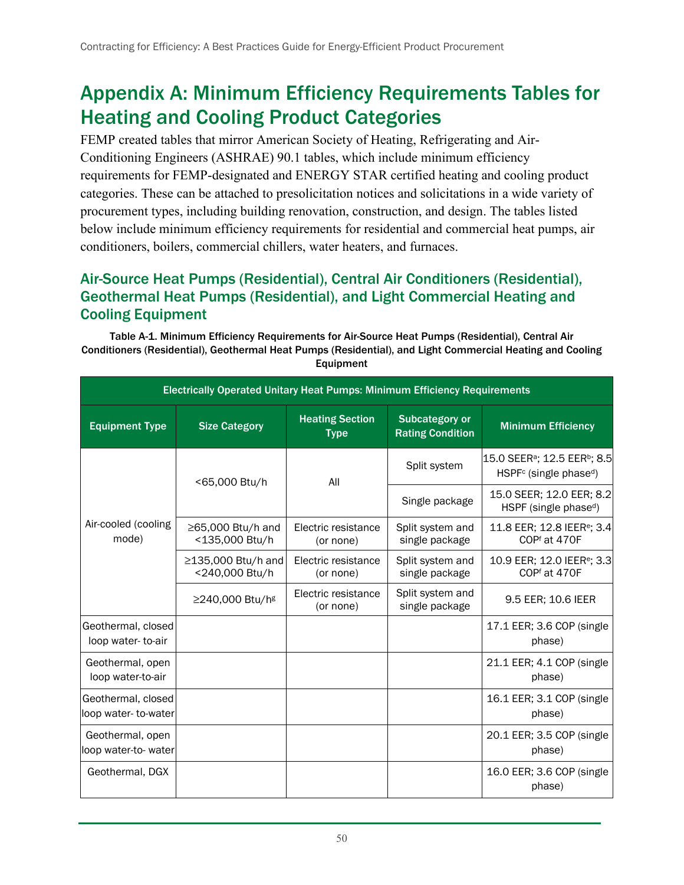# Appendix A: Minimum Efficiency Requirements Tables for Heating and Cooling Product Categories

FEMP created tables that mirror American Society of Heating, Refrigerating and Air-Conditioning Engineers (ASHRAE) 90.1 tables, which include minimum efficiency requirements for FEMP-designated and ENERGY STAR certified heating and cooling product categories. These can be attached to presolicitation notices and solicitations in a wide variety of procurement types, including building renovation, construction, and design. The tables listed below include minimum efficiency requirements for residential and commercial heat pumps, air conditioners, boilers, commercial chillers, water heaters, and furnaces.

## Air-Source Heat Pumps (Residential), Central Air Conditioners (Residential), Geothermal Heat Pumps (Residential), and Light Commercial Heating and Cooling Equipment

Table A-1. Minimum Efficiency Requirements for Air-Source Heat Pumps (Residential), Central Air Conditioners (Residential), Geothermal Heat Pumps (Residential), and Light Commercial Heating and Cooling Equipment

| Electrically Operated Unitary Heat Pumps: Minimum Efficiency Requirements | | | | |
|---|---|---|---|---|
| **Equipment Type** | **Size Category** | **Heating Section Type** | **Subcategory or Rating Condition** | **Minimum Efficiency** |
| Air-cooled (cooling mode) | <65,000 Btu/h | All | Split system | 15.0 SEER[a]; 12.5 EER[b]; 8.5 HSPF[c] (single phase[d]) |
| | | | Single package | 15.0 SEER; 12.0 EER; 8.2 HSPF (single phase[d]) |
| | ≥65,000 Btu/h and <135,000 Btu/h | Electric resistance (or none) | Split system and single package | 11.8 EER; 12.8 IEER[e]; 3.4 COP[f] at 470F |
| | ≥135,000 Btu/h and <240,000 Btu/h | Electric resistance (or none) | Split system and single package | 10.9 EER; 12.0 IEER[e]; 3.3 COP[f] at 470F |
| | ≥240,000 Btu/h[g] | Electric resistance (or none) | Split system and single package | 9.5 EER; 10.6 IEER |
| Geothermal, closed loop water- to-air | | | | 17.1 EER; 3.6 COP (single phase) |
| Geothermal, open loop water-to-air | | | | 21.1 EER; 4.1 COP (single phase) |
| Geothermal, closed loop water- to-water | | | | 16.1 EER; 3.1 COP (single phase) |
| Geothermal, open loop water-to- water | | | | 20.1 EER; 3.5 COP (single phase) |
| Geothermal, DGX | | | | 16.0 EER; 3.6 COP (single phase) |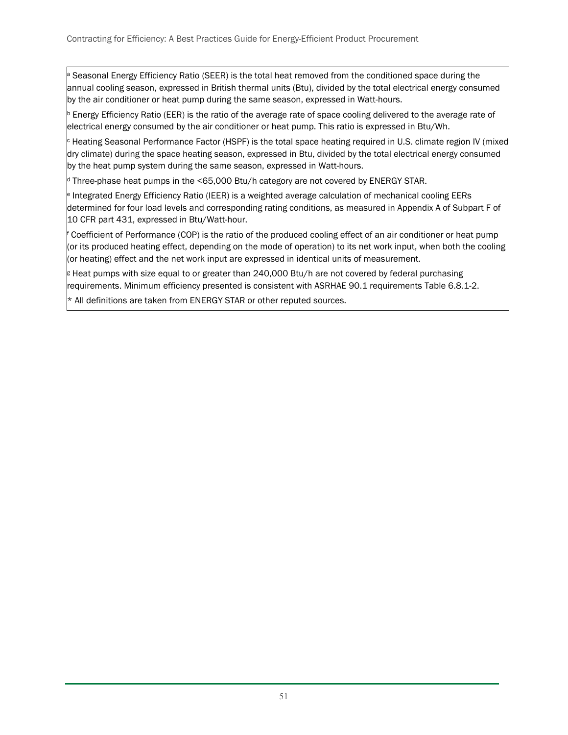[a] Seasonal Energy Efficiency Ratio (SEER) is the total heat removed from the conditioned space during the annual cooling season, expressed in British thermal units (Btu), divided by the total electrical energy consumed by the air conditioner or heat pump during the same season, expressed in Watt-hours.

[b] Energy Efficiency Ratio (EER) is the ratio of the average rate of space cooling delivered to the average rate of electrical energy consumed by the air conditioner or heat pump. This ratio is expressed in Btu/Wh.

[c] Heating Seasonal Performance Factor (HSPF) is the total space heating required in U.S. climate region IV (mixed dry climate) during the space heating season, expressed in Btu, divided by the total electrical energy consumed by the heat pump system during the same season, expressed in Watt-hours.

[d] Three-phase heat pumps in the <65,000 Btu/h category are not covered by ENERGY STAR.

[e] Integrated Energy Efficiency Ratio (IEER) is a weighted average calculation of mechanical cooling EERs determined for four load levels and corresponding rating conditions, as measured in Appendix A of Subpart F of 10 CFR part 431, expressed in Btu/Watt-hour.

[f] Coefficient of Performance (COP) is the ratio of the produced cooling effect of an air conditioner or heat pump (or its produced heating effect, depending on the mode of operation) to its net work input, when both the cooling (or heating) effect and the net work input are expressed in identical units of measurement.

[g] Heat pumps with size equal to or greater than 240,000 Btu/h are not covered by federal purchasing requirements. Minimum efficiency presented is consistent with ASRHAE 90.1 requirements Table 6.8.1-2.

* All definitions are taken from ENERGY STAR or other reputed sources.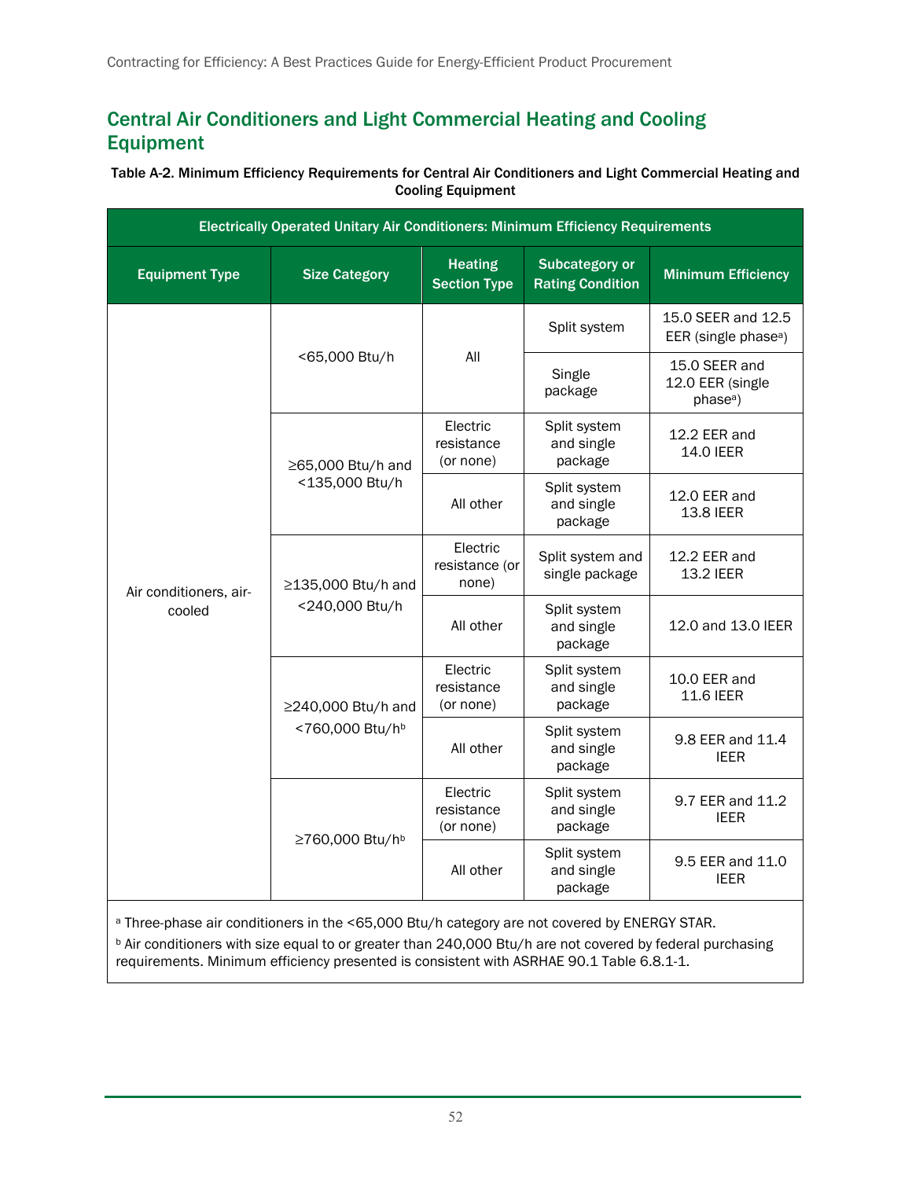## Central Air Conditioners and Light Commercial Heating and Cooling Equipment

**Table A-2. Minimum Efficiency Requirements for Central Air Conditioners and Light Commercial Heating and Cooling Equipment**

| Electrically Operated Unitary Air Conditioners: Minimum Efficiency Requirements | | | | |
|---|---|---|---|---|
| **Equipment Type** | **Size Category** | **Heating Section Type** | **Subcategory or Rating Condition** | **Minimum Efficiency** |
| Air conditioners, air-cooled | <65,000 Btu/h | All | Split system | 15.0 SEER and 12.5 EER (single phase[a]) |
| | | | Single package | 15.0 SEER and 12.0 EER (single phase[a]) |
| | ≥65,000 Btu/h and <135,000 Btu/h | Electric resistance (or none) | Split system and single package | 12.2 EER and 14.0 IEER |
| | | All other | Split system and single package | 12.0 EER and 13.8 IEER |
| | ≥135,000 Btu/h and <240,000 Btu/h | Electric resistance (or none) | Split system and single package | 12.2 EER and 13.2 IEER |
| | | All other | Split system and single package | 12.0 and 13.0 IEER |
| | ≥240,000 Btu/h and <760,000 Btu/h[b] | Electric resistance (or none) | Split system and single package | 10.0 EER and 11.6 IEER |
| | | All other | Split system and single package | 9.8 EER and 11.4 IEER |
| | ≥760,000 Btu/h[b] | Electric resistance (or none) | Split system and single package | 9.7 EER and 11.2 IEER |
| | | All other | Split system and single package | 9.5 EER and 11.0 IEER |

[a] Three-phase air conditioners in the <65,000 Btu/h category are not covered by ENERGY STAR.

[b] Air conditioners with size equal to or greater than 240,000 Btu/h are not covered by federal purchasing requirements. Minimum efficiency presented is consistent with ASRHAE 90.1 Table 6.8.1-1.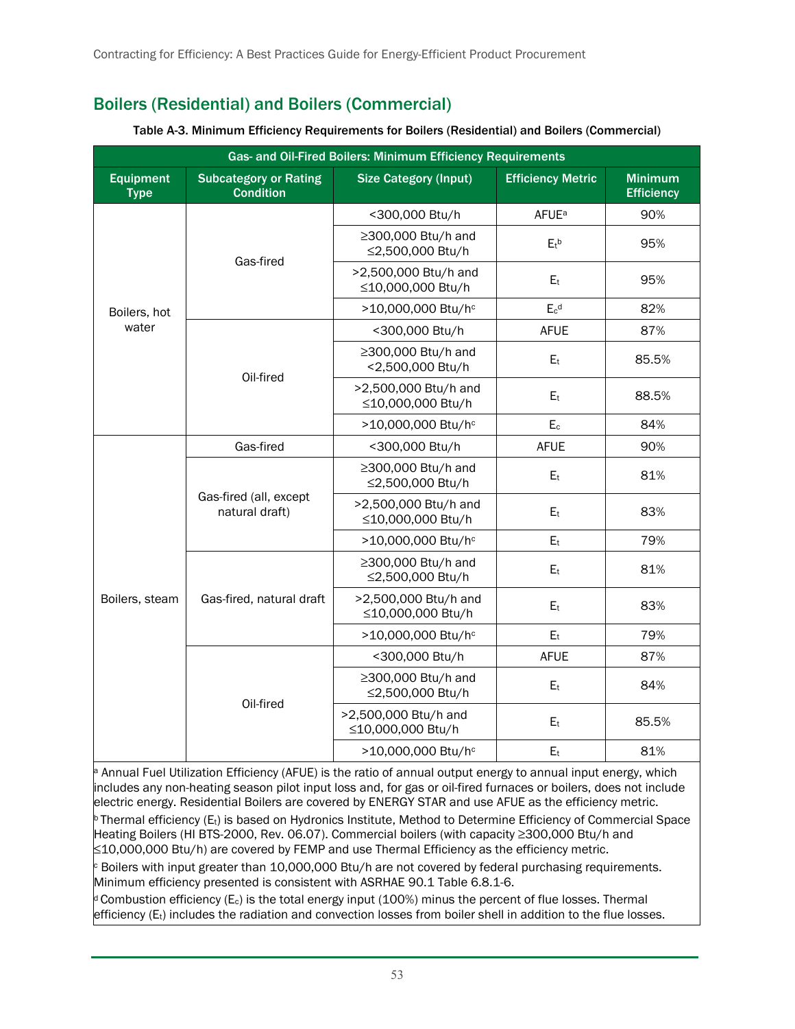## Boilers (Residential) and Boilers (Commercial)

**Table A-3. Minimum Efficiency Requirements for Boilers (Residential) and Boilers (Commercial)**

| Gas- and Oil-Fired Boilers: Minimum Efficiency Requirements | | | | |
|---|---|---|---|---|
| **Equipment Type** | **Subcategory or Rating Condition** | **Size Category (Input)** | **Efficiency Metric** | **Minimum Efficiency** |
| Boilers, hot water | Gas-fired | <300,000 Btu/h | AFUE[a] | 90% |
| | | ≥300,000 Btu/h and ≤2,500,000 Btu/h | $E_t$[b] | 95% |
| | | >2,500,000 Btu/h and ≤10,000,000 Btu/h | $E_t$ | 95% |
| | | >10,000,000 Btu/h[c] | $E_c$[d] | 82% |
| | Oil-fired | <300,000 Btu/h | AFUE | 87% |
| | | ≥300,000 Btu/h and <2,500,000 Btu/h | $E_t$ | 85.5% |
| | | >2,500,000 Btu/h and ≤10,000,000 Btu/h | $E_t$ | 88.5% |
| | | >10,000,000 Btu/h[c] | $E_c$ | 84% |
| Boilers, steam | Gas-fired | <300,000 Btu/h | AFUE | 90% |
| | Gas-fired (all, except natural draft) | ≥300,000 Btu/h and ≤2,500,000 Btu/h | $E_t$ | 81% |
| | | >2,500,000 Btu/h and ≤10,000,000 Btu/h | $E_t$ | 83% |
| | | >10,000,000 Btu/h[c] | $E_t$ | 79% |
| | Gas-fired, natural draft | ≥300,000 Btu/h and ≤2,500,000 Btu/h | $E_t$ | 81% |
| | | >2,500,000 Btu/h and ≤10,000,000 Btu/h | $E_t$ | 83% |
| | | >10,000,000 Btu/h[c] | $E_t$ | 79% |
| | Oil-fired | <300,000 Btu/h | AFUE | 87% |
| | | ≥300,000 Btu/h and ≤2,500,000 Btu/h | $E_t$ | 84% |
| | | >2,500,000 Btu/h and ≤10,000,000 Btu/h | $E_t$ | 85.5% |
| | | >10,000,000 Btu/h[c] | $E_t$ | 81% |

[a] Annual Fuel Utilization Efficiency (AFUE) is the ratio of annual output energy to annual input energy, which includes any non-heating season pilot input loss and, for gas or oil-fired furnaces or boilers, does not include electric energy. Residential Boilers are covered by ENERGY STAR and use AFUE as the efficiency metric.

[b] Thermal efficiency ($E_t$) is based on Hydronics Institute, Method to Determine Efficiency of Commercial Space Heating Boilers (HI BTS-2000, Rev. 06.07). Commercial boilers (with capacity ≥300,000 Btu/h and ≤10,000,000 Btu/h) are covered by FEMP and use Thermal Efficiency as the efficiency metric.

[c] Boilers with input greater than 10,000,000 Btu/h are not covered by federal purchasing requirements. Minimum efficiency presented is consistent with ASRHAE 90.1 Table 6.8.1-6.

[d] Combustion efficiency ($E_c$) is the total energy input (100%) minus the percent of flue losses. Thermal efficiency ($E_t$) includes the radiation and convection losses from boiler shell in addition to the flue losses.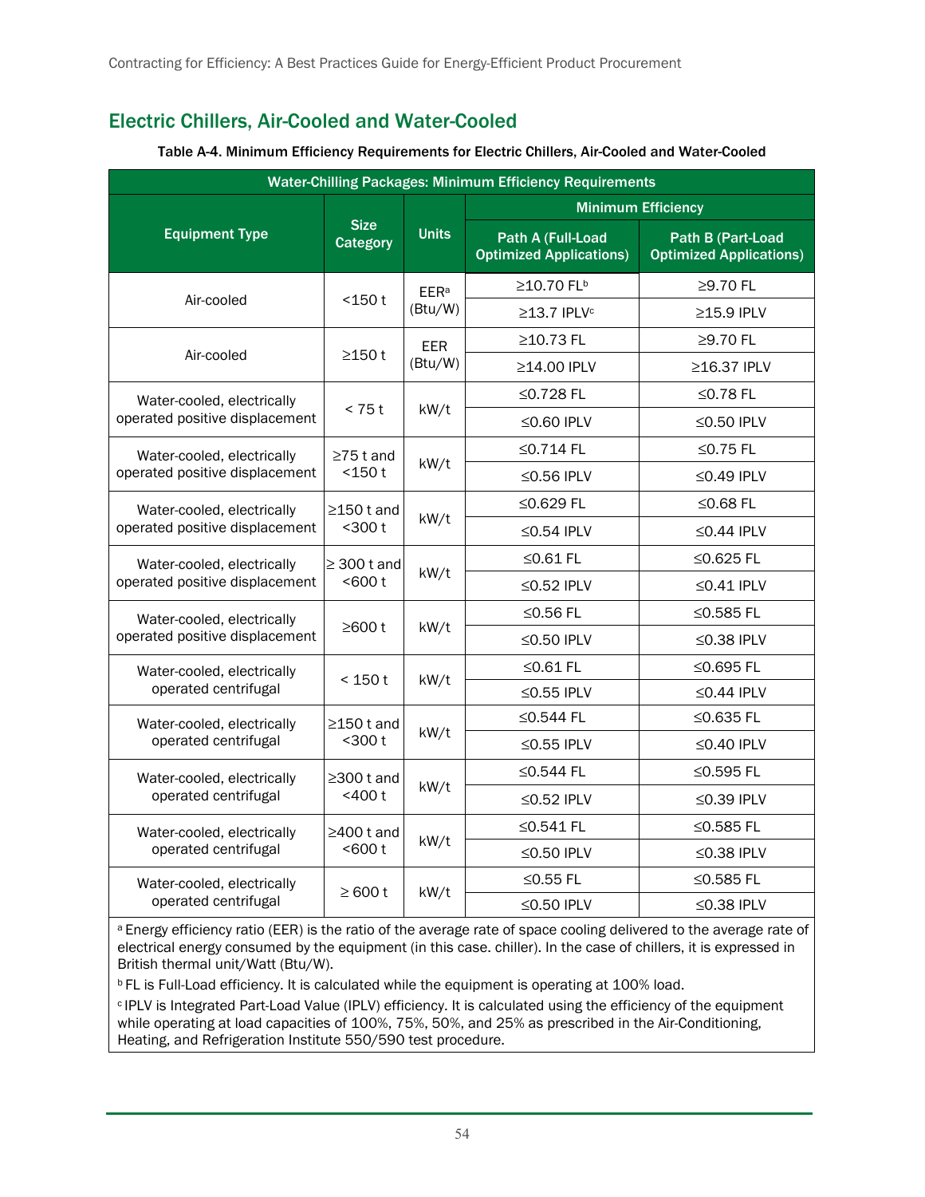## Electric Chillers, Air-Cooled and Water-Cooled

**Table A-4. Minimum Efficiency Requirements for Electric Chillers, Air-Cooled and Water-Cooled**

| Water-Chilling Packages: Minimum Efficiency Requirements | | | | |
|---|---|---|---|---|
| **Equipment Type** | **Size Category** | **Units** | **Minimum Efficiency** | |
| | | | **Path A (Full-Load Optimized Applications)** | **Path B (Part-Load Optimized Applications)** |
| Air-cooled | <150 t | EER[a] (Btu/W) | ≥10.70 FL[b] | ≥9.70 FL |
| | | | ≥13.7 IPLV[c] | ≥15.9 IPLV |
| Air-cooled | ≥150 t | EER (Btu/W) | ≥10.73 FL | ≥9.70 FL |
| | | | ≥14.00 IPLV | ≥16.37 IPLV |
| Water-cooled, electrically operated positive displacement | < 75 t | kW/t | ≤0.728 FL | ≤0.78 FL |
| | | | ≤0.60 IPLV | ≤0.50 IPLV |
| Water-cooled, electrically operated positive displacement | ≥75 t and <150 t | kW/t | ≤0.714 FL | ≤0.75 FL |
| | | | ≤0.56 IPLV | ≤0.49 IPLV |
| Water-cooled, electrically operated positive displacement | ≥150 t and <300 t | kW/t | ≤0.629 FL | ≤0.68 FL |
| | | | ≤0.54 IPLV | ≤0.44 IPLV |
| Water-cooled, electrically operated positive displacement | ≥ 300 t and <600 t | kW/t | ≤0.61 FL | ≤0.625 FL |
| | | | ≤0.52 IPLV | ≤0.41 IPLV |
| Water-cooled, electrically operated positive displacement | ≥600 t | kW/t | ≤0.56 FL | ≤0.585 FL |
| | | | ≤0.50 IPLV | ≤0.38 IPLV |
| Water-cooled, electrically operated centrifugal | < 150 t | kW/t | ≤0.61 FL | ≤0.695 FL |
| | | | ≤0.55 IPLV | ≤0.44 IPLV |
| Water-cooled, electrically operated centrifugal | ≥150 t and <300 t | kW/t | ≤0.544 FL | ≤0.635 FL |
| | | | ≤0.55 IPLV | ≤0.40 IPLV |
| Water-cooled, electrically operated centrifugal | ≥300 t and <400 t | kW/t | ≤0.544 FL | ≤0.595 FL |
| | | | ≤0.52 IPLV | ≤0.39 IPLV |
| Water-cooled, electrically operated centrifugal | ≥400 t and <600 t | kW/t | ≤0.541 FL | ≤0.585 FL |
| | | | ≤0.50 IPLV | ≤0.38 IPLV |
| Water-cooled, electrically operated centrifugal | ≥ 600 t | kW/t | ≤0.55 FL | ≤0.585 FL |
| | | | ≤0.50 IPLV | ≤0.38 IPLV |

[a] Energy efficiency ratio (EER) is the ratio of the average rate of space cooling delivered to the average rate of electrical energy consumed by the equipment (in this case. chiller). In the case of chillers, it is expressed in British thermal unit/Watt (Btu/W).

[b] FL is Full-Load efficiency. It is calculated while the equipment is operating at 100% load.

[c] IPLV is Integrated Part-Load Value (IPLV) efficiency. It is calculated using the efficiency of the equipment while operating at load capacities of 100%, 75%, 50%, and 25% as prescribed in the Air-Conditioning, Heating, and Refrigeration Institute 550/590 test procedure.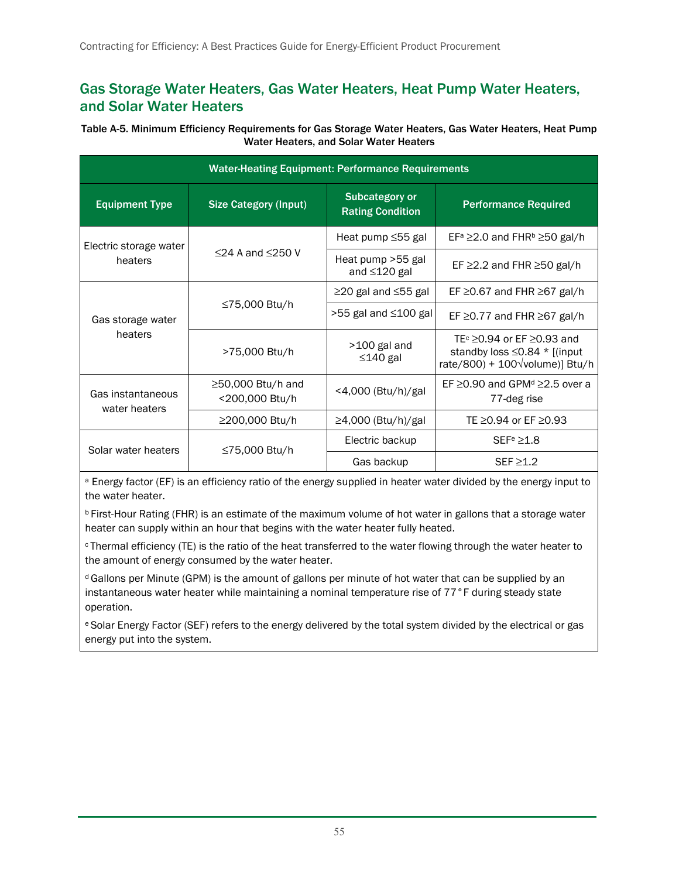## Gas Storage Water Heaters, Gas Water Heaters, Heat Pump Water Heaters, and Solar Water Heaters

**Table A-5. Minimum Efficiency Requirements for Gas Storage Water Heaters, Gas Water Heaters, Heat Pump Water Heaters, and Solar Water Heaters**

| Water-Heating Equipment: Performance Requirements | | | |
|---|---|---|---|
| **Equipment Type** | **Size Category (Input)** | **Subcategory or Rating Condition** | **Performance Required** |
| Electric storage water heaters | ≤24 A and ≤250 V | Heat pump ≤55 gal | EF[a] ≥2.0 and FHR[b] ≥50 gal/h |
| | | Heat pump >55 gal and ≤120 gal | EF ≥2.2 and FHR ≥50 gal/h |
| Gas storage water heaters | ≤75,000 Btu/h | ≥20 gal and ≤55 gal | EF ≥0.67 and FHR ≥67 gal/h |
| | | >55 gal and ≤100 gal | EF ≥0.77 and FHR ≥67 gal/h |
| | >75,000 Btu/h | >100 gal and ≤140 gal | TE[c] ≥0.94 or EF ≥0.93 and standby loss ≤0.84 * [(input rate/800) + 100√volume)] Btu/h |
| Gas instantaneous water heaters | ≥50,000 Btu/h and <200,000 Btu/h | <4,000 (Btu/h)/gal | EF ≥0.90 and GPM[d] ≥2.5 over a 77-deg rise |
| | ≥200,000 Btu/h | ≥4,000 (Btu/h)/gal | TE ≥0.94 or EF ≥0.93 |
| Solar water heaters | ≤75,000 Btu/h | Electric backup | SEF[e] ≥1.8 |
| | | Gas backup | SEF ≥1.2 |

[a] Energy factor (EF) is an efficiency ratio of the energy supplied in heater water divided by the energy input to the water heater.

[b] First-Hour Rating (FHR) is an estimate of the maximum volume of hot water in gallons that a storage water heater can supply within an hour that begins with the water heater fully heated.

[c] Thermal efficiency (TE) is the ratio of the heat transferred to the water flowing through the water heater to the amount of energy consumed by the water heater.

[d] Gallons per Minute (GPM) is the amount of gallons per minute of hot water that can be supplied by an instantaneous water heater while maintaining a nominal temperature rise of 77°F during steady state operation.

[e] Solar Energy Factor (SEF) refers to the energy delivered by the total system divided by the electrical or gas energy put into the system.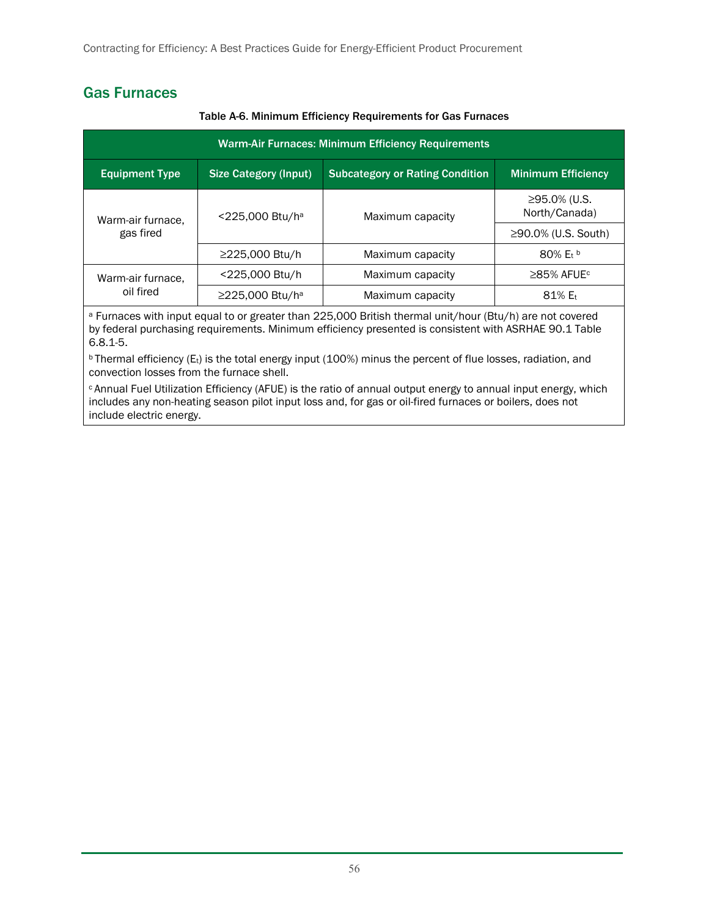## Gas Furnaces

Table A-6. Minimum Efficiency Requirements for Gas Furnaces

| Warm-Air Furnaces: Minimum Efficiency Requirements | | | |
|---|---|---|---|
| **Equipment Type** | **Size Category (Input)** | **Subcategory or Rating Condition** | **Minimum Efficiency** |
| Warm-air furnace, gas fired | <225,000 Btu/h[a] | Maximum capacity | ≥95.0% (U.S. North/Canada) |
| | | | ≥90.0% (U.S. South) |
| | ≥225,000 Btu/h | Maximum capacity | 80% $E_t$ [b] |
| Warm-air furnace, oil fired | <225,000 Btu/h | Maximum capacity | ≥85% AFUE[c] |
| | ≥225,000 Btu/h[a] | Maximum capacity | 81% $E_t$ |

[a] Furnaces with input equal to or greater than 225,000 British thermal unit/hour (Btu/h) are not covered by federal purchasing requirements. Minimum efficiency presented is consistent with ASRHAE 90.1 Table 6.8.1-5.

[b] Thermal efficiency ($E_t$) is the total energy input (100%) minus the percent of flue losses, radiation, and convection losses from the furnace shell.

[c] Annual Fuel Utilization Efficiency (AFUE) is the ratio of annual output energy to annual input energy, which includes any non-heating season pilot input loss and, for gas or oil-fired furnaces or boilers, does not include electric energy.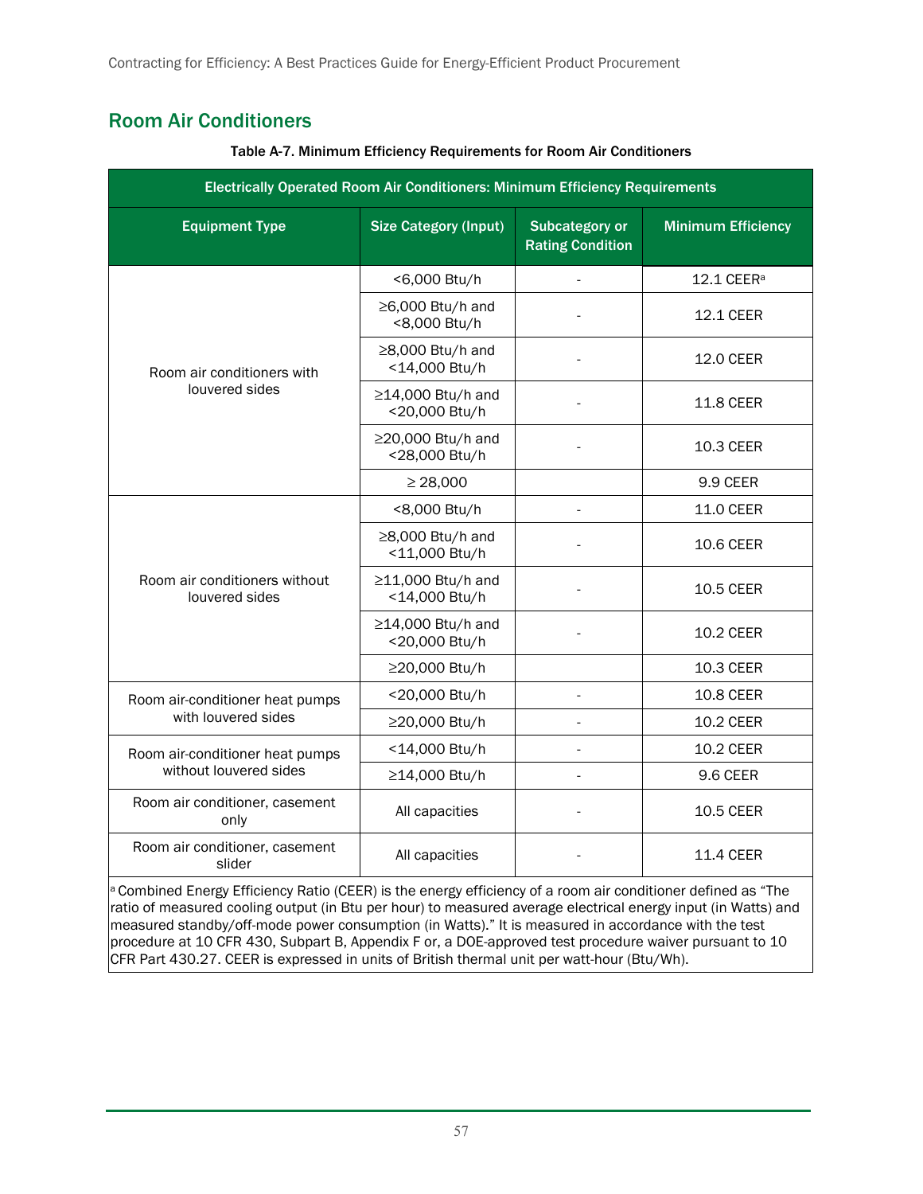## Room Air Conditioners

Table A-7. Minimum Efficiency Requirements for Room Air Conditioners

| Electrically Operated Room Air Conditioners: Minimum Efficiency Requirements | | | |
|---|---|---|---|
| **Equipment Type** | **Size Category (Input)** | **Subcategory or Rating Condition** | **Minimum Efficiency** |
| Room air conditioners with louvered sides | <6,000 Btu/h | - | 12.1 CEER[a] |
| | ≥6,000 Btu/h and <8,000 Btu/h | - | 12.1 CEER |
| | ≥8,000 Btu/h and <14,000 Btu/h | - | 12.0 CEER |
| | ≥14,000 Btu/h and <20,000 Btu/h | - | 11.8 CEER |
| | ≥20,000 Btu/h and <28,000 Btu/h | - | 10.3 CEER |
| | ≥ 28,000 | | 9.9 CEER |
| Room air conditioners without louvered sides | <8,000 Btu/h | - | 11.0 CEER |
| | ≥8,000 Btu/h and <11,000 Btu/h | - | 10.6 CEER |
| | ≥11,000 Btu/h and <14,000 Btu/h | - | 10.5 CEER |
| | ≥14,000 Btu/h and <20,000 Btu/h | - | 10.2 CEER |
| | ≥20,000 Btu/h | | 10.3 CEER |
| Room air-conditioner heat pumps with louvered sides | <20,000 Btu/h | - | 10.8 CEER |
| | ≥20,000 Btu/h | - | 10.2 CEER |
| Room air-conditioner heat pumps without louvered sides | <14,000 Btu/h | - | 10.2 CEER |
| | ≥14,000 Btu/h | - | 9.6 CEER |
| Room air conditioner, casement only | All capacities | - | 10.5 CEER |
| Room air conditioner, casement slider | All capacities | - | 11.4 CEER |

[a] Combined Energy Efficiency Ratio (CEER) is the energy efficiency of a room air conditioner defined as "The ratio of measured cooling output (in Btu per hour) to measured average electrical energy input (in Watts) and measured standby/off-mode power consumption (in Watts)." It is measured in accordance with the test procedure at 10 CFR 430, Subpart B, Appendix F or, a DOE-approved test procedure waiver pursuant to 10 CFR Part 430.27. CEER is expressed in units of British thermal unit per watt-hour (Btu/Wh).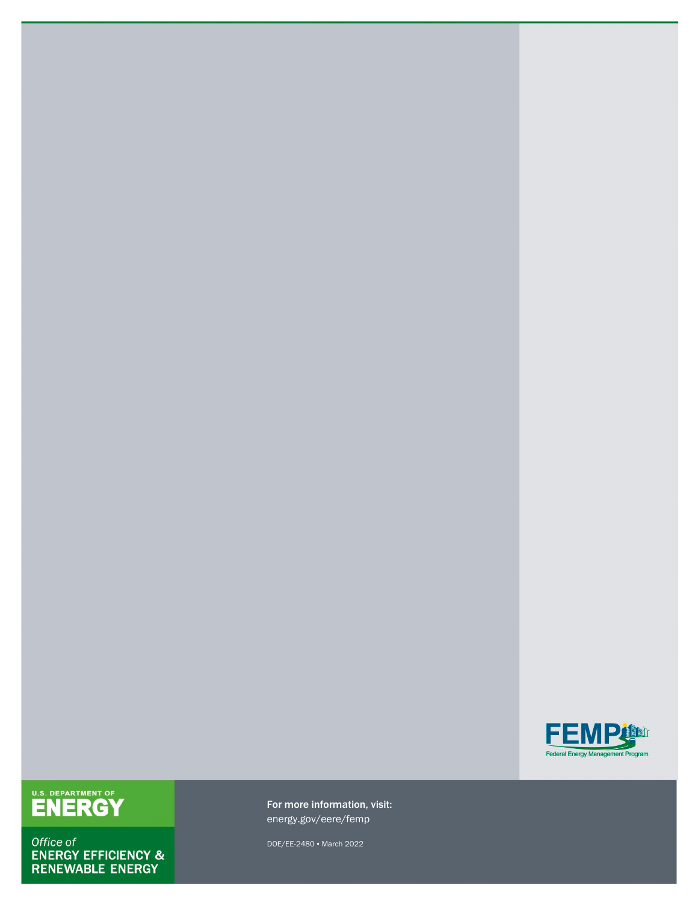FEMP
Federal Energy Management Program

U.S. DEPARTMENT OF
**ENERGY**

*Office of*
**ENERGY EFFICIENCY & RENEWABLE ENERGY**

**For more information, visit:**
energy.gov/eere/femp

DOE/EE-2480 • March 2022